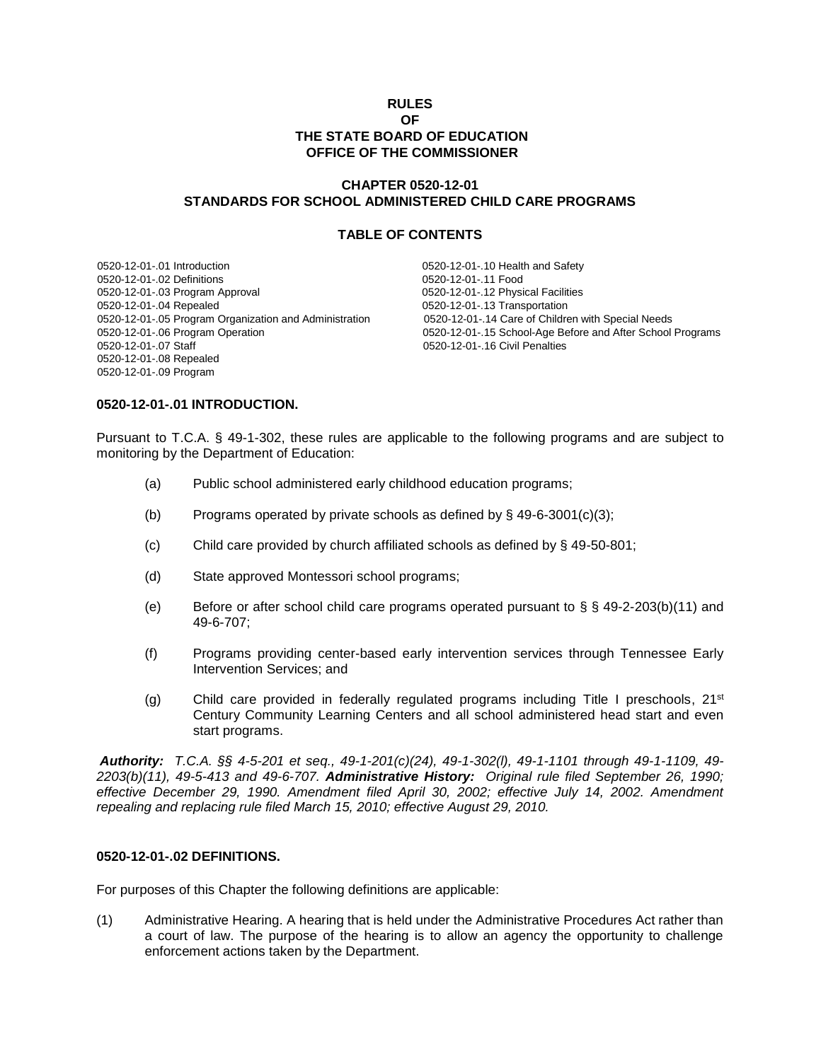# RULES OF THE STATE BOARD OF EDUCATION OFFICE OF THE COMMISSIONER

## CHAPTER 0520-12-01 STANDARDS FOR SCHOOL ADMINISTERED CHILD CARE PROGRAMS

### TABLE OF CONTENTS

0520-12-01-.01 Introduction
0520-12-01-.02 Definitions
0520-12-01-.03 Program Approval
0520-12-01-.04 Repealed
0520-12-01-.05 Program Organization and Administration
0520-12-01-.06 Program Operation
0520-12-01-.07 Staff
0520-12-01-.08 Repealed
0520-12-01-.09 Program
0520-12-01-.10 Health and Safety
0520-12-01-.11 Food
0520-12-01-.12 Physical Facilities
0520-12-01-.13 Transportation
0520-12-01-.14 Care of Children with Special Needs
0520-12-01-.15 School-Age Before and After School Programs
0520-12-01-.16 Civil Penalties

**0520-12-01-.01 INTRODUCTION.**

Pursuant to T.C.A. § 49-1-302, these rules are applicable to the following programs and are subject to monitoring by the Department of Education:

(a) Public school administered early childhood education programs;

(b) Programs operated by private schools as defined by § 49-6-3001(c)(3);

(c) Child care provided by church affiliated schools as defined by § 49-50-801;

(d) State approved Montessori school programs;

(e) Before or after school child care programs operated pursuant to § § 49-2-203(b)(11) and 49-6-707;

(f) Programs providing center-based early intervention services through Tennessee Early Intervention Services; and

(g) Child care provided in federally regulated programs including Title I preschools, 21st Century Community Learning Centers and all school administered head start and even start programs.

***Authority:*** *T.C.A. §§ 4-5-201 et seq., 49-1-201(c)(24), 49-1-302(l), 49-1-1101 through 49-1-1109, 49-2203(b)(11), 49-5-413 and 49-6-707.* ***Administrative History:*** *Original rule filed September 26, 1990; effective December 29, 1990. Amendment filed April 30, 2002; effective July 14, 2002. Amendment repealing and replacing rule filed March 15, 2010; effective August 29, 2010.*

**0520-12-01-.02 DEFINITIONS.**

For purposes of this Chapter the following definitions are applicable:

(1) Administrative Hearing. A hearing that is held under the Administrative Procedures Act rather than a court of law. The purpose of the hearing is to allow an agency the opportunity to challenge enforcement actions taken by the Department.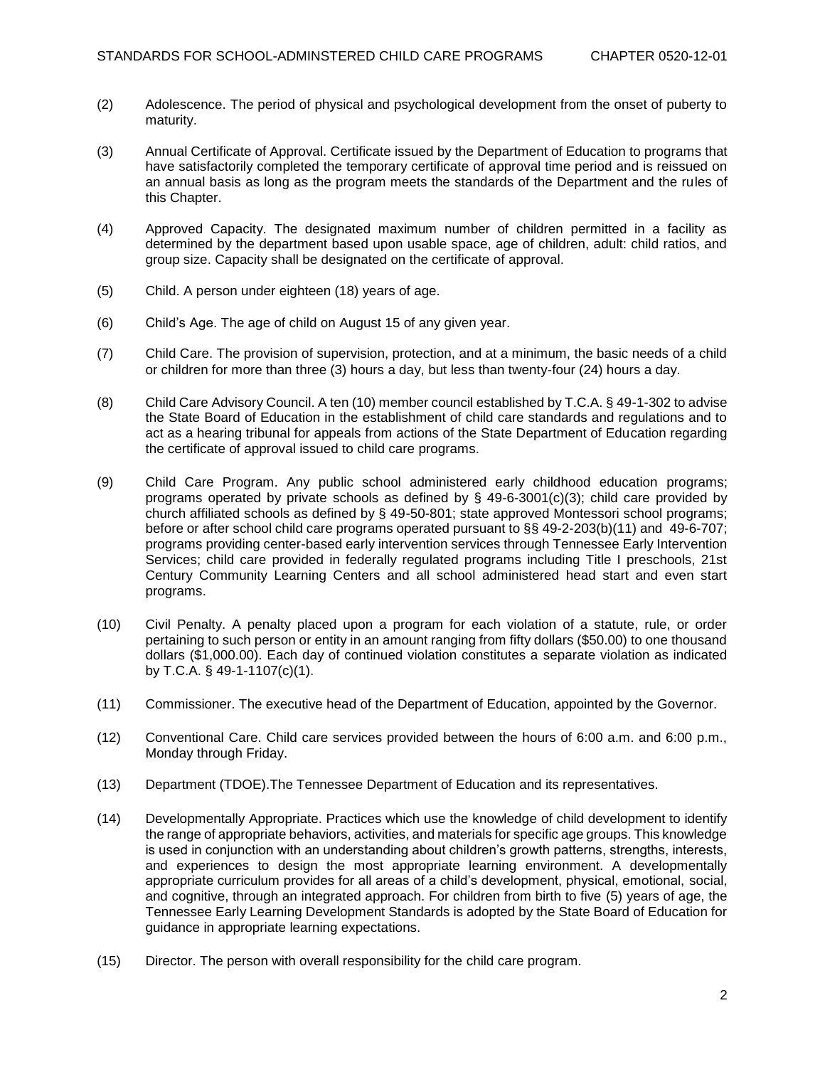(2) Adolescence. The period of physical and psychological development from the onset of puberty to maturity.

(3) Annual Certificate of Approval. Certificate issued by the Department of Education to programs that have satisfactorily completed the temporary certificate of approval time period and is reissued on an annual basis as long as the program meets the standards of the Department and the rules of this Chapter.

(4) Approved Capacity. The designated maximum number of children permitted in a facility as determined by the department based upon usable space, age of children, adult: child ratios, and group size. Capacity shall be designated on the certificate of approval.

(5) Child. A person under eighteen (18) years of age.

(6) Child's Age. The age of child on August 15 of any given year.

(7) Child Care. The provision of supervision, protection, and at a minimum, the basic needs of a child or children for more than three (3) hours a day, but less than twenty-four (24) hours a day.

(8) Child Care Advisory Council. A ten (10) member council established by T.C.A. § 49-1-302 to advise the State Board of Education in the establishment of child care standards and regulations and to act as a hearing tribunal for appeals from actions of the State Department of Education regarding the certificate of approval issued to child care programs.

(9) Child Care Program. Any public school administered early childhood education programs; programs operated by private schools as defined by § 49-6-3001(c)(3); child care provided by church affiliated schools as defined by § 49-50-801; state approved Montessori school programs; before or after school child care programs operated pursuant to §§ 49-2-203(b)(11) and 49-6-707; programs providing center-based early intervention services through Tennessee Early Intervention Services; child care provided in federally regulated programs including Title I preschools, 21st Century Community Learning Centers and all school administered head start and even start programs.

(10) Civil Penalty. A penalty placed upon a program for each violation of a statute, rule, or order pertaining to such person or entity in an amount ranging from fifty dollars ($50.00) to one thousand dollars ($1,000.00). Each day of continued violation constitutes a separate violation as indicated by T.C.A. § 49-1-1107(c)(1).

(11) Commissioner. The executive head of the Department of Education, appointed by the Governor.

(12) Conventional Care. Child care services provided between the hours of 6:00 a.m. and 6:00 p.m., Monday through Friday.

(13) Department (TDOE).The Tennessee Department of Education and its representatives.

(14) Developmentally Appropriate. Practices which use the knowledge of child development to identify the range of appropriate behaviors, activities, and materials for specific age groups. This knowledge is used in conjunction with an understanding about children's growth patterns, strengths, interests, and experiences to design the most appropriate learning environment. A developmentally appropriate curriculum provides for all areas of a child's development, physical, emotional, social, and cognitive, through an integrated approach. For children from birth to five (5) years of age, the Tennessee Early Learning Development Standards is adopted by the State Board of Education for guidance in appropriate learning expectations.

(15) Director. The person with overall responsibility for the child care program.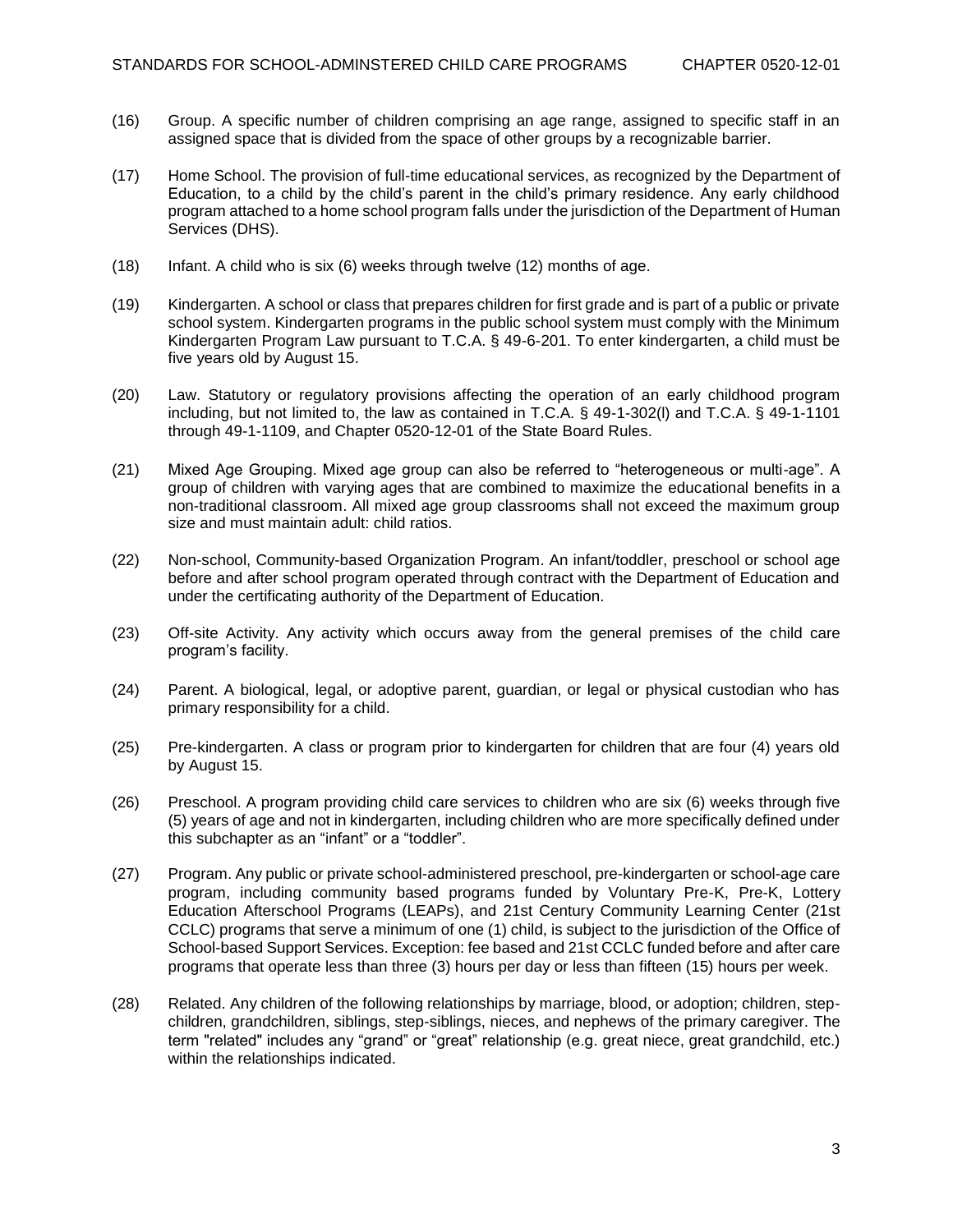(16) Group. A specific number of children comprising an age range, assigned to specific staff in an assigned space that is divided from the space of other groups by a recognizable barrier.

(17) Home School. The provision of full-time educational services, as recognized by the Department of Education, to a child by the child's parent in the child's primary residence. Any early childhood program attached to a home school program falls under the jurisdiction of the Department of Human Services (DHS).

(18) Infant. A child who is six (6) weeks through twelve (12) months of age.

(19) Kindergarten. A school or class that prepares children for first grade and is part of a public or private school system. Kindergarten programs in the public school system must comply with the Minimum Kindergarten Program Law pursuant to T.C.A. § 49-6-201. To enter kindergarten, a child must be five years old by August 15.

(20) Law. Statutory or regulatory provisions affecting the operation of an early childhood program including, but not limited to, the law as contained in T.C.A. § 49-1-302(l) and T.C.A. § 49-1-1101 through 49-1-1109, and Chapter 0520-12-01 of the State Board Rules.

(21) Mixed Age Grouping. Mixed age group can also be referred to "heterogeneous or multi-age". A group of children with varying ages that are combined to maximize the educational benefits in a non-traditional classroom. All mixed age group classrooms shall not exceed the maximum group size and must maintain adult: child ratios.

(22) Non-school, Community-based Organization Program. An infant/toddler, preschool or school age before and after school program operated through contract with the Department of Education and under the certificating authority of the Department of Education.

(23) Off-site Activity. Any activity which occurs away from the general premises of the child care program's facility.

(24) Parent. A biological, legal, or adoptive parent, guardian, or legal or physical custodian who has primary responsibility for a child.

(25) Pre-kindergarten. A class or program prior to kindergarten for children that are four (4) years old by August 15.

(26) Preschool. A program providing child care services to children who are six (6) weeks through five (5) years of age and not in kindergarten, including children who are more specifically defined under this subchapter as an "infant" or a "toddler".

(27) Program. Any public or private school-administered preschool, pre-kindergarten or school-age care program, including community based programs funded by Voluntary Pre-K, Pre-K, Lottery Education Afterschool Programs (LEAPs), and 21st Century Community Learning Center (21st CCLC) programs that serve a minimum of one (1) child, is subject to the jurisdiction of the Office of School-based Support Services. Exception: fee based and 21st CCLC funded before and after care programs that operate less than three (3) hours per day or less than fifteen (15) hours per week.

(28) Related. Any children of the following relationships by marriage, blood, or adoption; children, step-children, grandchildren, siblings, step-siblings, nieces, and nephews of the primary caregiver. The term "related" includes any "grand" or "great" relationship (e.g. great niece, great grandchild, etc.) within the relationships indicated.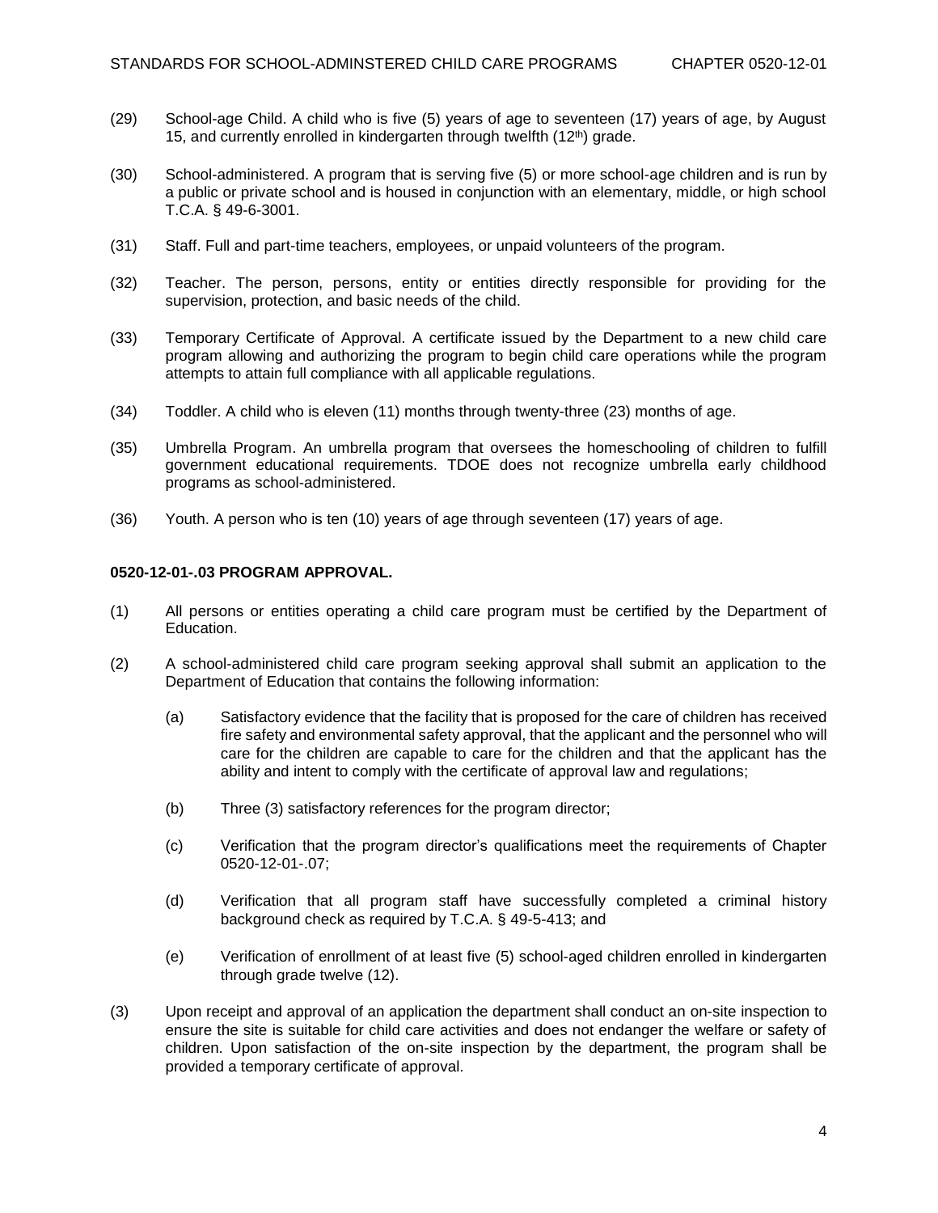(29) School-age Child. A child who is five (5) years of age to seventeen (17) years of age, by August 15, and currently enrolled in kindergarten through twelfth (12th) grade.

(30) School-administered. A program that is serving five (5) or more school-age children and is run by a public or private school and is housed in conjunction with an elementary, middle, or high school T.C.A. § 49-6-3001.

(31) Staff. Full and part-time teachers, employees, or unpaid volunteers of the program.

(32) Teacher. The person, persons, entity or entities directly responsible for providing for the supervision, protection, and basic needs of the child.

(33) Temporary Certificate of Approval. A certificate issued by the Department to a new child care program allowing and authorizing the program to begin child care operations while the program attempts to attain full compliance with all applicable regulations.

(34) Toddler. A child who is eleven (11) months through twenty-three (23) months of age.

(35) Umbrella Program. An umbrella program that oversees the homeschooling of children to fulfill government educational requirements. TDOE does not recognize umbrella early childhood programs as school-administered.

(36) Youth. A person who is ten (10) years of age through seventeen (17) years of age.

**0520-12-01-.03 PROGRAM APPROVAL.**

(1) All persons or entities operating a child care program must be certified by the Department of Education.

(2) A school-administered child care program seeking approval shall submit an application to the Department of Education that contains the following information:

  (a) Satisfactory evidence that the facility that is proposed for the care of children has received fire safety and environmental safety approval, that the applicant and the personnel who will care for the children are capable to care for the children and that the applicant has the ability and intent to comply with the certificate of approval law and regulations;

  (b) Three (3) satisfactory references for the program director;

  (c) Verification that the program director's qualifications meet the requirements of Chapter 0520-12-01-.07;

  (d) Verification that all program staff have successfully completed a criminal history background check as required by T.C.A. § 49-5-413; and

  (e) Verification of enrollment of at least five (5) school-aged children enrolled in kindergarten through grade twelve (12).

(3) Upon receipt and approval of an application the department shall conduct an on-site inspection to ensure the site is suitable for child care activities and does not endanger the welfare or safety of children. Upon satisfaction of the on-site inspection by the department, the program shall be provided a temporary certificate of approval.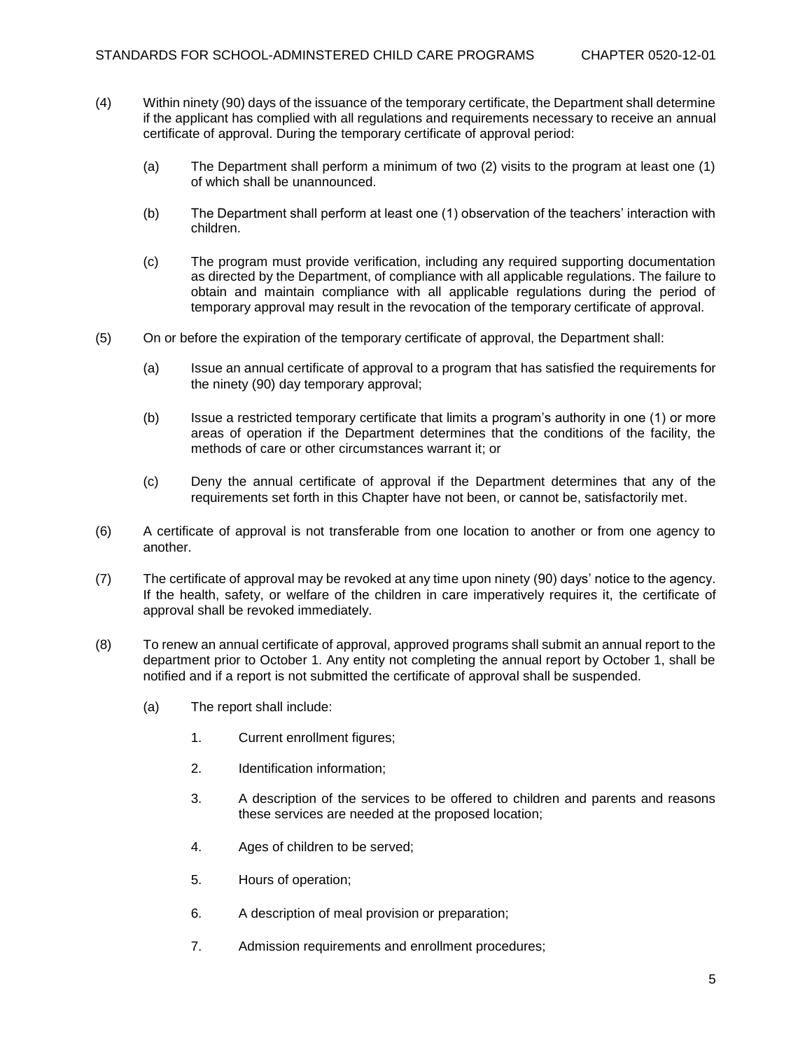(4) Within ninety (90) days of the issuance of the temporary certificate, the Department shall determine if the applicant has complied with all regulations and requirements necessary to receive an annual certificate of approval. During the temporary certificate of approval period:

   (a) The Department shall perform a minimum of two (2) visits to the program at least one (1) of which shall be unannounced.

   (b) The Department shall perform at least one (1) observation of the teachers' interaction with children.

   (c) The program must provide verification, including any required supporting documentation as directed by the Department, of compliance with all applicable regulations. The failure to obtain and maintain compliance with all applicable regulations during the period of temporary approval may result in the revocation of the temporary certificate of approval.

(5) On or before the expiration of the temporary certificate of approval, the Department shall:

   (a) Issue an annual certificate of approval to a program that has satisfied the requirements for the ninety (90) day temporary approval;

   (b) Issue a restricted temporary certificate that limits a program's authority in one (1) or more areas of operation if the Department determines that the conditions of the facility, the methods of care or other circumstances warrant it; or

   (c) Deny the annual certificate of approval if the Department determines that any of the requirements set forth in this Chapter have not been, or cannot be, satisfactorily met.

(6) A certificate of approval is not transferable from one location to another or from one agency to another.

(7) The certificate of approval may be revoked at any time upon ninety (90) days' notice to the agency. If the health, safety, or welfare of the children in care imperatively requires it, the certificate of approval shall be revoked immediately.

(8) To renew an annual certificate of approval, approved programs shall submit an annual report to the department prior to October 1. Any entity not completing the annual report by October 1, shall be notified and if a report is not submitted the certificate of approval shall be suspended.

   (a) The report shall include:

      1. Current enrollment figures;

      2. Identification information;

      3. A description of the services to be offered to children and parents and reasons these services are needed at the proposed location;

      4. Ages of children to be served;

      5. Hours of operation;

      6. A description of meal provision or preparation;

      7. Admission requirements and enrollment procedures;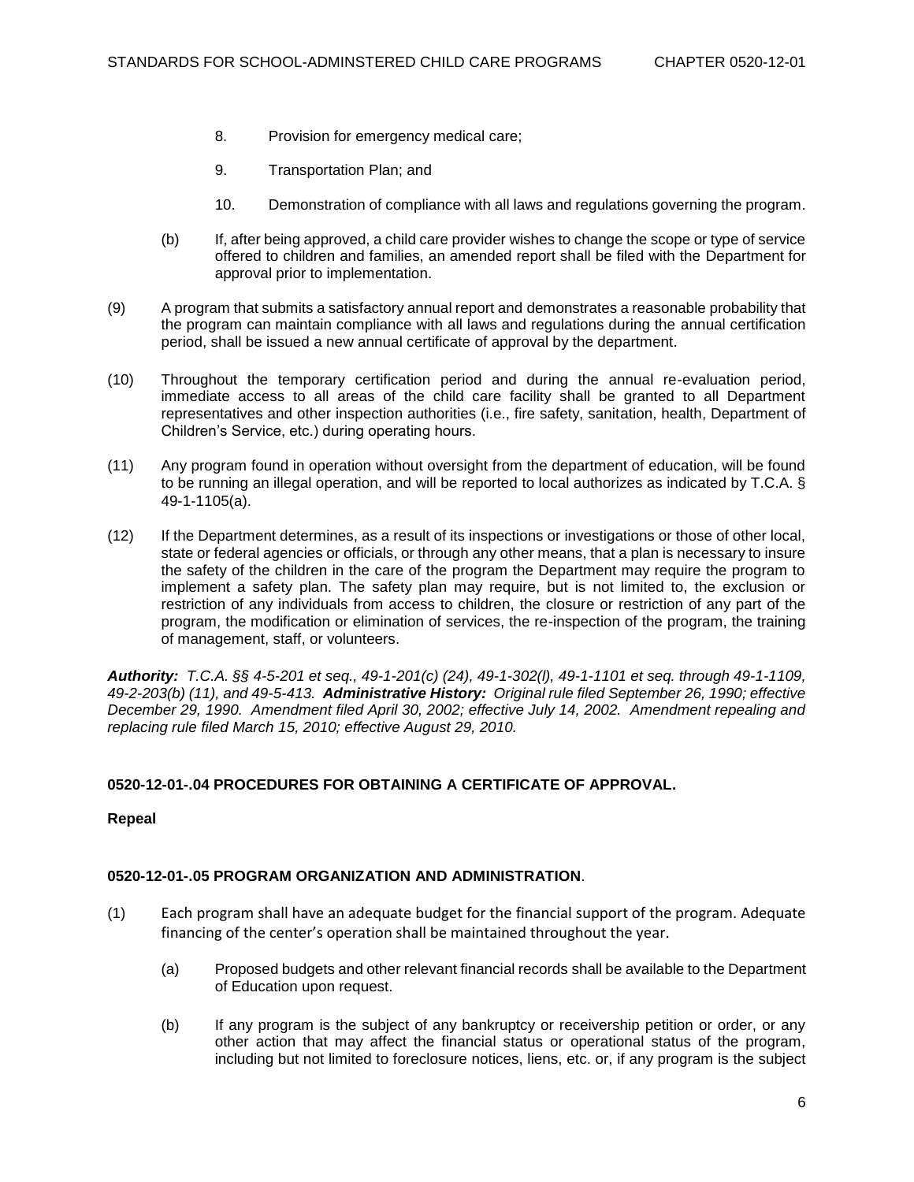8. Provision for emergency medical care;

9. Transportation Plan; and

10. Demonstration of compliance with all laws and regulations governing the program.

(b) If, after being approved, a child care provider wishes to change the scope or type of service offered to children and families, an amended report shall be filed with the Department for approval prior to implementation.

(9) A program that submits a satisfactory annual report and demonstrates a reasonable probability that the program can maintain compliance with all laws and regulations during the annual certification period, shall be issued a new annual certificate of approval by the department.

(10) Throughout the temporary certification period and during the annual re-evaluation period, immediate access to all areas of the child care facility shall be granted to all Department representatives and other inspection authorities (i.e., fire safety, sanitation, health, Department of Children's Service, etc.) during operating hours.

(11) Any program found in operation without oversight from the department of education, will be found to be running an illegal operation, and will be reported to local authorizes as indicated by T.C.A. § 49-1-1105(a).

(12) If the Department determines, as a result of its inspections or investigations or those of other local, state or federal agencies or officials, or through any other means, that a plan is necessary to insure the safety of the children in the care of the program the Department may require the program to implement a safety plan. The safety plan may require, but is not limited to, the exclusion or restriction of any individuals from access to children, the closure or restriction of any part of the program, the modification or elimination of services, the re-inspection of the program, the training of management, staff, or volunteers.

***Authority:*** *T.C.A. §§ 4-5-201 et seq., 49-1-201(c) (24), 49-1-302(l), 49-1-1101 et seq. through 49-1-1109, 49-2-203(b) (11), and 49-5-413.* ***Administrative History:*** *Original rule filed September 26, 1990; effective December 29, 1990. Amendment filed April 30, 2002; effective July 14, 2002. Amendment repealing and replacing rule filed March 15, 2010; effective August 29, 2010.*

**0520-12-01-.04 PROCEDURES FOR OBTAINING A CERTIFICATE OF APPROVAL.**

**Repeal**

**0520-12-01-.05 PROGRAM ORGANIZATION AND ADMINISTRATION**.

(1) Each program shall have an adequate budget for the financial support of the program. Adequate financing of the center's operation shall be maintained throughout the year.

(a) Proposed budgets and other relevant financial records shall be available to the Department of Education upon request.

(b) If any program is the subject of any bankruptcy or receivership petition or order, or any other action that may affect the financial status or operational status of the program, including but not limited to foreclosure notices, liens, etc. or, if any program is the subject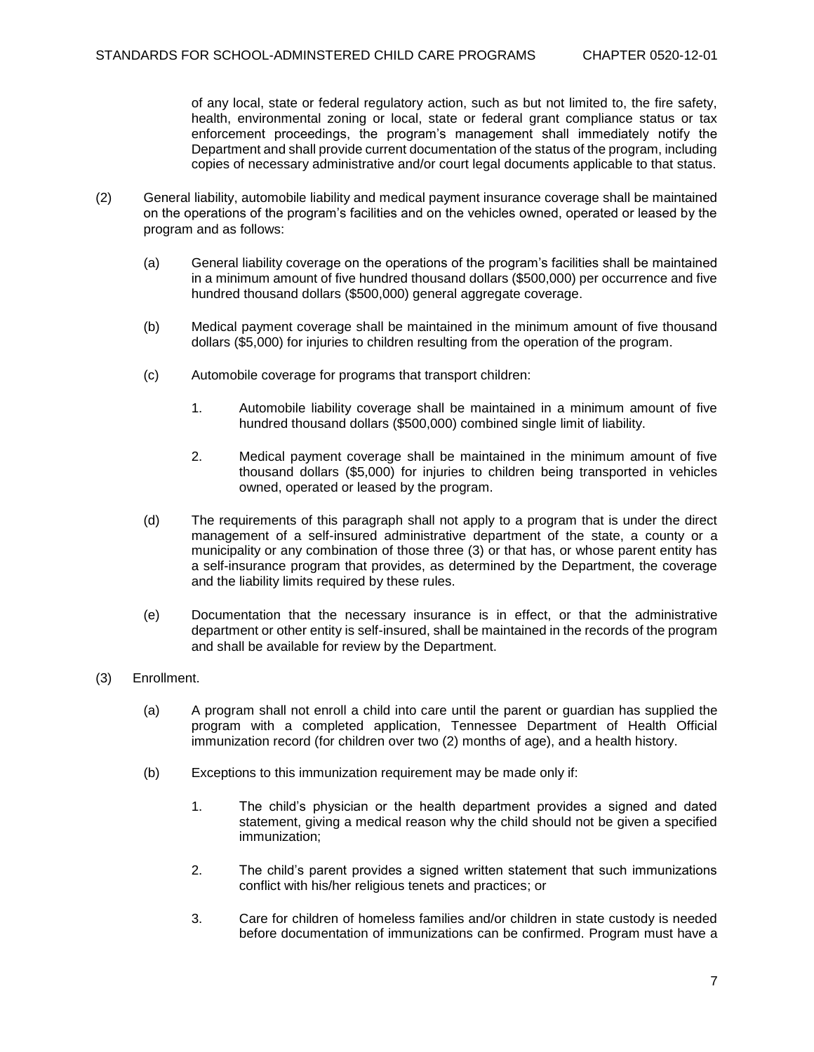of any local, state or federal regulatory action, such as but not limited to, the fire safety, health, environmental zoning or local, state or federal grant compliance status or tax enforcement proceedings, the program's management shall immediately notify the Department and shall provide current documentation of the status of the program, including copies of necessary administrative and/or court legal documents applicable to that status.

(2) General liability, automobile liability and medical payment insurance coverage shall be maintained on the operations of the program's facilities and on the vehicles owned, operated or leased by the program and as follows:

(a) General liability coverage on the operations of the program's facilities shall be maintained in a minimum amount of five hundred thousand dollars ($500,000) per occurrence and five hundred thousand dollars ($500,000) general aggregate coverage.

(b) Medical payment coverage shall be maintained in the minimum amount of five thousand dollars ($5,000) for injuries to children resulting from the operation of the program.

(c) Automobile coverage for programs that transport children:

1. Automobile liability coverage shall be maintained in a minimum amount of five hundred thousand dollars ($500,000) combined single limit of liability.

2. Medical payment coverage shall be maintained in the minimum amount of five thousand dollars ($5,000) for injuries to children being transported in vehicles owned, operated or leased by the program.

(d) The requirements of this paragraph shall not apply to a program that is under the direct management of a self-insured administrative department of the state, a county or a municipality or any combination of those three (3) or that has, or whose parent entity has a self-insurance program that provides, as determined by the Department, the coverage and the liability limits required by these rules.

(e) Documentation that the necessary insurance is in effect, or that the administrative department or other entity is self-insured, shall be maintained in the records of the program and shall be available for review by the Department.

(3) Enrollment.

(a) A program shall not enroll a child into care until the parent or guardian has supplied the program with a completed application, Tennessee Department of Health Official immunization record (for children over two (2) months of age), and a health history.

(b) Exceptions to this immunization requirement may be made only if:

1. The child's physician or the health department provides a signed and dated statement, giving a medical reason why the child should not be given a specified immunization;

2. The child's parent provides a signed written statement that such immunizations conflict with his/her religious tenets and practices; or

3. Care for children of homeless families and/or children in state custody is needed before documentation of immunizations can be confirmed. Program must have a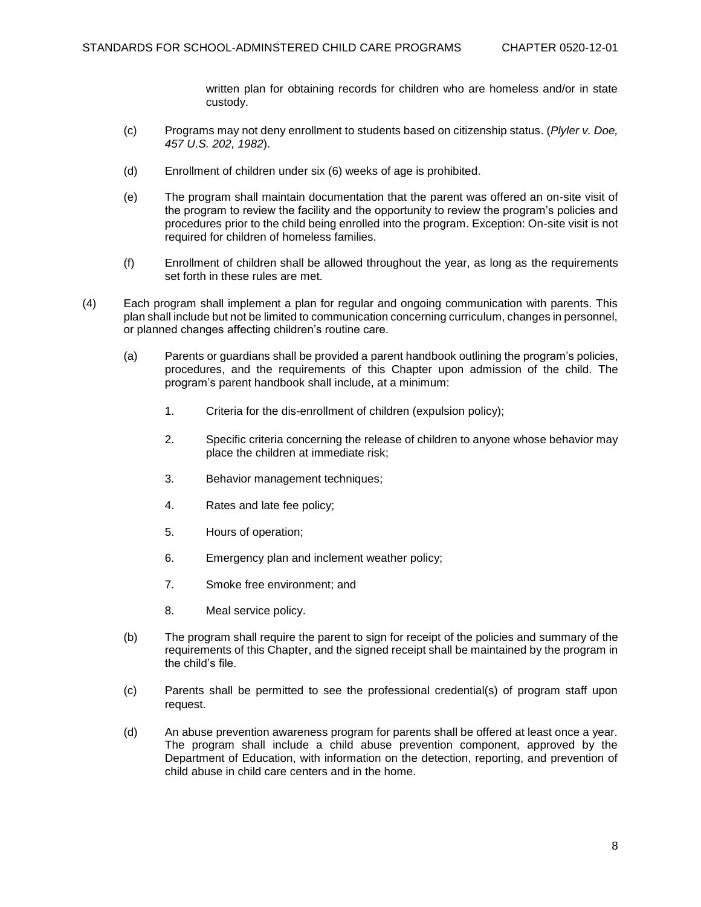written plan for obtaining records for children who are homeless and/or in state custody.

(c) Programs may not deny enrollment to students based on citizenship status. (*Plyler v. Doe, 457 U.S. 202, 1982*).

(d) Enrollment of children under six (6) weeks of age is prohibited.

(e) The program shall maintain documentation that the parent was offered an on-site visit of the program to review the facility and the opportunity to review the program's policies and procedures prior to the child being enrolled into the program. Exception: On-site visit is not required for children of homeless families.

(f) Enrollment of children shall be allowed throughout the year, as long as the requirements set forth in these rules are met.

(4) Each program shall implement a plan for regular and ongoing communication with parents. This plan shall include but not be limited to communication concerning curriculum, changes in personnel, or planned changes affecting children's routine care.

(a) Parents or guardians shall be provided a parent handbook outlining the program's policies, procedures, and the requirements of this Chapter upon admission of the child. The program's parent handbook shall include, at a minimum:

1. Criteria for the dis-enrollment of children (expulsion policy);

2. Specific criteria concerning the release of children to anyone whose behavior may place the children at immediate risk;

3. Behavior management techniques;

4. Rates and late fee policy;

5. Hours of operation;

6. Emergency plan and inclement weather policy;

7. Smoke free environment; and

8. Meal service policy.

(b) The program shall require the parent to sign for receipt of the policies and summary of the requirements of this Chapter, and the signed receipt shall be maintained by the program in the child's file.

(c) Parents shall be permitted to see the professional credential(s) of program staff upon request.

(d) An abuse prevention awareness program for parents shall be offered at least once a year. The program shall include a child abuse prevention component, approved by the Department of Education, with information on the detection, reporting, and prevention of child abuse in child care centers and in the home.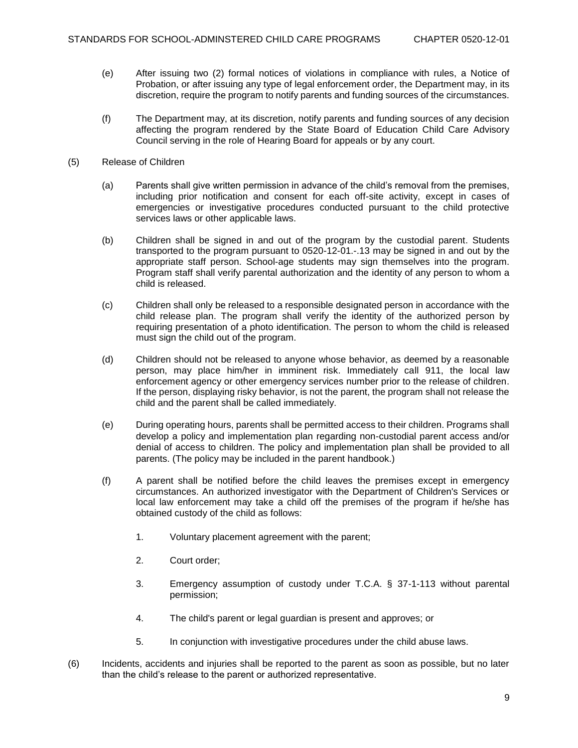(e) After issuing two (2) formal notices of violations in compliance with rules, a Notice of Probation, or after issuing any type of legal enforcement order, the Department may, in its discretion, require the program to notify parents and funding sources of the circumstances.

(f) The Department may, at its discretion, notify parents and funding sources of any decision affecting the program rendered by the State Board of Education Child Care Advisory Council serving in the role of Hearing Board for appeals or by any court.

(5) Release of Children

(a) Parents shall give written permission in advance of the child's removal from the premises, including prior notification and consent for each off-site activity, except in cases of emergencies or investigative procedures conducted pursuant to the child protective services laws or other applicable laws.

(b) Children shall be signed in and out of the program by the custodial parent. Students transported to the program pursuant to 0520-12-01.-.13 may be signed in and out by the appropriate staff person. School-age students may sign themselves into the program. Program staff shall verify parental authorization and the identity of any person to whom a child is released.

(c) Children shall only be released to a responsible designated person in accordance with the child release plan. The program shall verify the identity of the authorized person by requiring presentation of a photo identification. The person to whom the child is released must sign the child out of the program.

(d) Children should not be released to anyone whose behavior, as deemed by a reasonable person, may place him/her in imminent risk. Immediately call 911, the local law enforcement agency or other emergency services number prior to the release of children. If the person, displaying risky behavior, is not the parent, the program shall not release the child and the parent shall be called immediately.

(e) During operating hours, parents shall be permitted access to their children. Programs shall develop a policy and implementation plan regarding non-custodial parent access and/or denial of access to children. The policy and implementation plan shall be provided to all parents. (The policy may be included in the parent handbook.)

(f) A parent shall be notified before the child leaves the premises except in emergency circumstances. An authorized investigator with the Department of Children's Services or local law enforcement may take a child off the premises of the program if he/she has obtained custody of the child as follows:

1. Voluntary placement agreement with the parent;

2. Court order;

3. Emergency assumption of custody under T.C.A. § 37-1-113 without parental permission;

4. The child's parent or legal guardian is present and approves; or

5. In conjunction with investigative procedures under the child abuse laws.

(6) Incidents, accidents and injuries shall be reported to the parent as soon as possible, but no later than the child's release to the parent or authorized representative.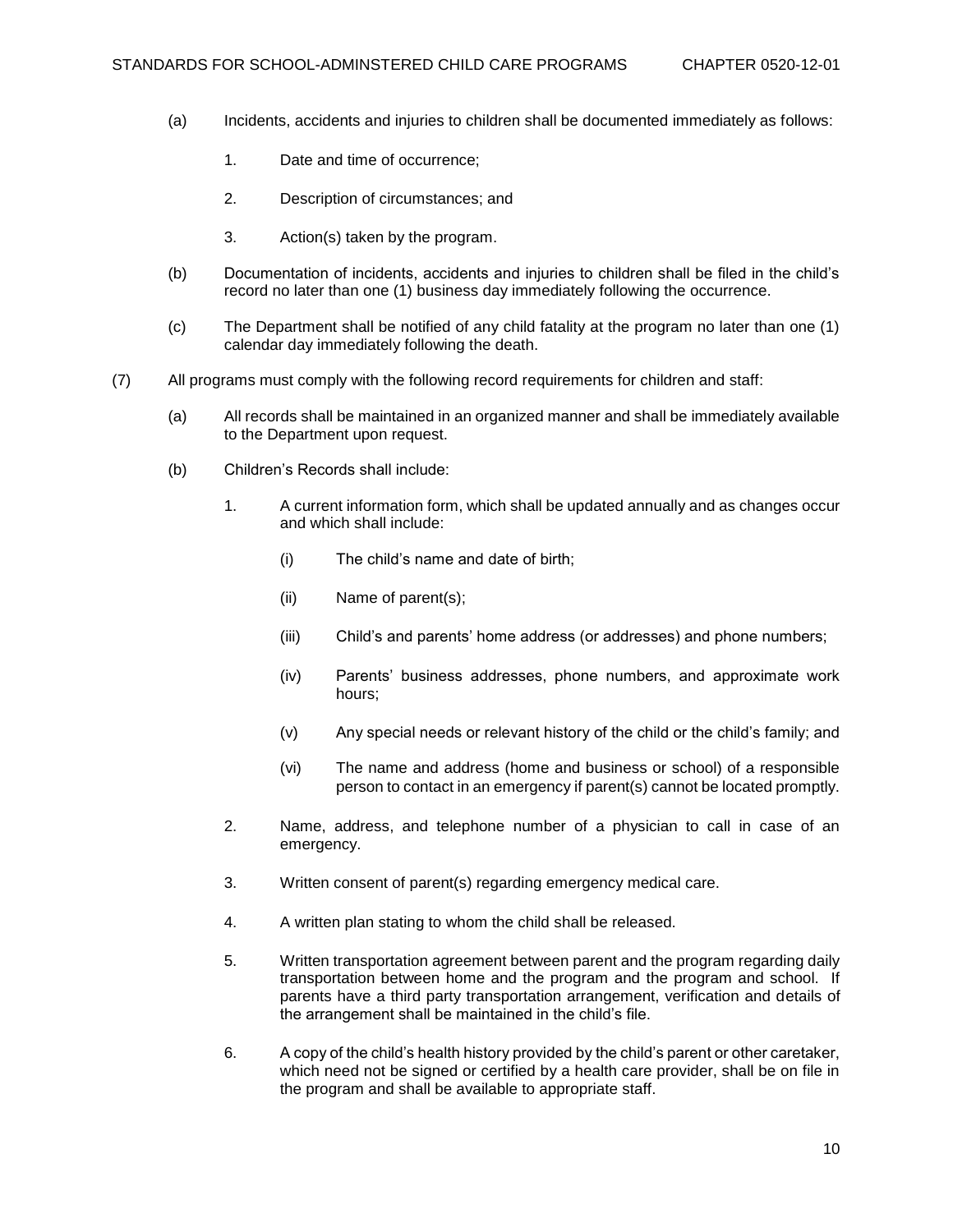(a) Incidents, accidents and injuries to children shall be documented immediately as follows:

1. Date and time of occurrence;

2. Description of circumstances; and

3. Action(s) taken by the program.

(b) Documentation of incidents, accidents and injuries to children shall be filed in the child's record no later than one (1) business day immediately following the occurrence.

(c) The Department shall be notified of any child fatality at the program no later than one (1) calendar day immediately following the death.

(7) All programs must comply with the following record requirements for children and staff:

(a) All records shall be maintained in an organized manner and shall be immediately available to the Department upon request.

(b) Children's Records shall include:

1. A current information form, which shall be updated annually and as changes occur and which shall include:

(i) The child's name and date of birth;

(ii) Name of parent(s);

(iii) Child's and parents' home address (or addresses) and phone numbers;

(iv) Parents' business addresses, phone numbers, and approximate work hours;

(v) Any special needs or relevant history of the child or the child's family; and

(vi) The name and address (home and business or school) of a responsible person to contact in an emergency if parent(s) cannot be located promptly.

2. Name, address, and telephone number of a physician to call in case of an emergency.

3. Written consent of parent(s) regarding emergency medical care.

4. A written plan stating to whom the child shall be released.

5. Written transportation agreement between parent and the program regarding daily transportation between home and the program and the program and school. If parents have a third party transportation arrangement, verification and details of the arrangement shall be maintained in the child's file.

6. A copy of the child's health history provided by the child's parent or other caretaker, which need not be signed or certified by a health care provider, shall be on file in the program and shall be available to appropriate staff.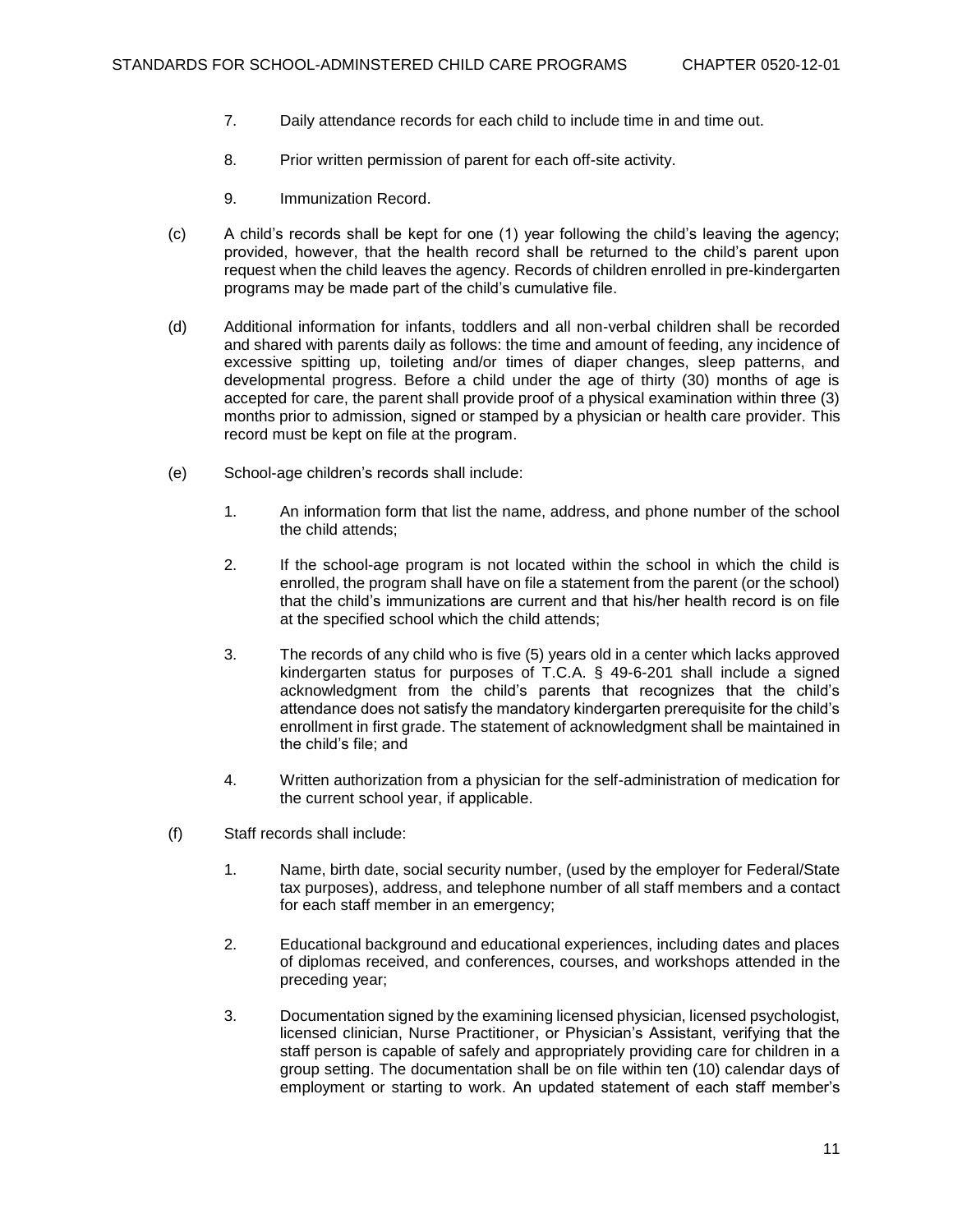7. Daily attendance records for each child to include time in and time out.

8. Prior written permission of parent for each off-site activity.

9. Immunization Record.

(c) A child's records shall be kept for one (1) year following the child's leaving the agency; provided, however, that the health record shall be returned to the child's parent upon request when the child leaves the agency. Records of children enrolled in pre-kindergarten programs may be made part of the child's cumulative file.

(d) Additional information for infants, toddlers and all non-verbal children shall be recorded and shared with parents daily as follows: the time and amount of feeding, any incidence of excessive spitting up, toileting and/or times of diaper changes, sleep patterns, and developmental progress. Before a child under the age of thirty (30) months of age is accepted for care, the parent shall provide proof of a physical examination within three (3) months prior to admission, signed or stamped by a physician or health care provider. This record must be kept on file at the program.

(e) School-age children's records shall include:

1. An information form that list the name, address, and phone number of the school the child attends;

2. If the school-age program is not located within the school in which the child is enrolled, the program shall have on file a statement from the parent (or the school) that the child's immunizations are current and that his/her health record is on file at the specified school which the child attends;

3. The records of any child who is five (5) years old in a center which lacks approved kindergarten status for purposes of T.C.A. § 49-6-201 shall include a signed acknowledgment from the child's parents that recognizes that the child's attendance does not satisfy the mandatory kindergarten prerequisite for the child's enrollment in first grade. The statement of acknowledgment shall be maintained in the child's file; and

4. Written authorization from a physician for the self-administration of medication for the current school year, if applicable.

(f) Staff records shall include:

1. Name, birth date, social security number, (used by the employer for Federal/State tax purposes), address, and telephone number of all staff members and a contact for each staff member in an emergency;

2. Educational background and educational experiences, including dates and places of diplomas received, and conferences, courses, and workshops attended in the preceding year;

3. Documentation signed by the examining licensed physician, licensed psychologist, licensed clinician, Nurse Practitioner, or Physician's Assistant, verifying that the staff person is capable of safely and appropriately providing care for children in a group setting. The documentation shall be on file within ten (10) calendar days of employment or starting to work. An updated statement of each staff member's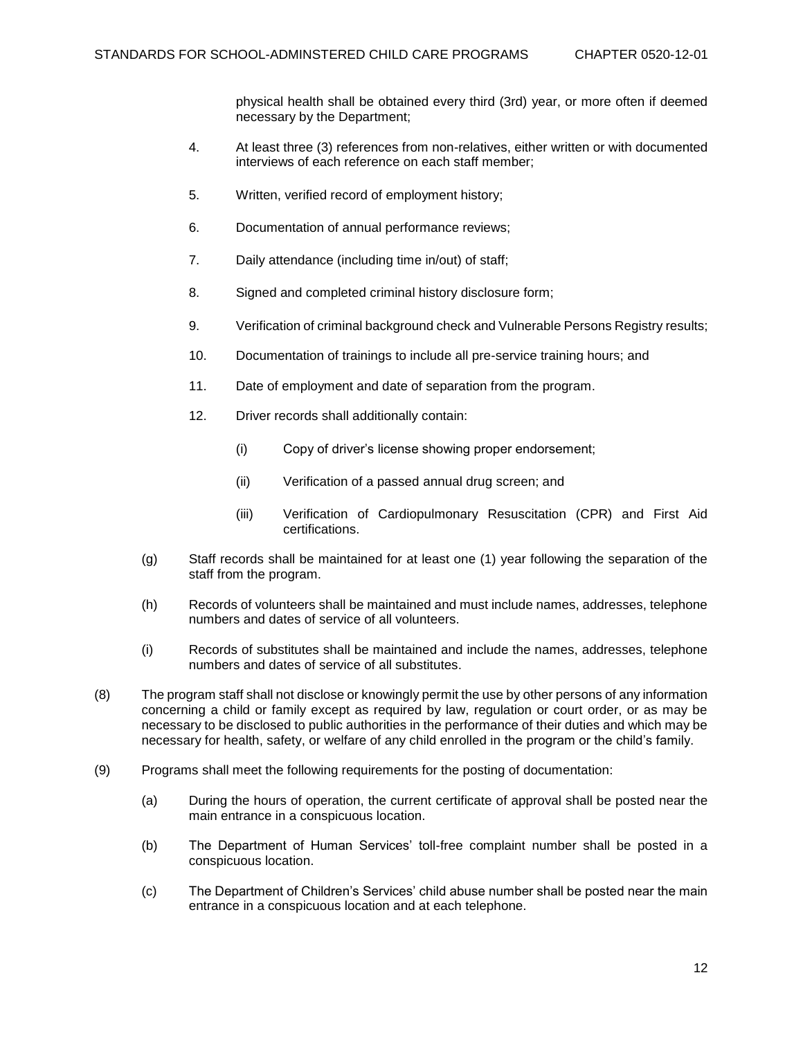physical health shall be obtained every third (3rd) year, or more often if deemed necessary by the Department;

4. At least three (3) references from non-relatives, either written or with documented interviews of each reference on each staff member;

5. Written, verified record of employment history;

6. Documentation of annual performance reviews;

7. Daily attendance (including time in/out) of staff;

8. Signed and completed criminal history disclosure form;

9. Verification of criminal background check and Vulnerable Persons Registry results;

10. Documentation of trainings to include all pre-service training hours; and

11. Date of employment and date of separation from the program.

12. Driver records shall additionally contain:

    (i) Copy of driver's license showing proper endorsement;

    (ii) Verification of a passed annual drug screen; and

    (iii) Verification of Cardiopulmonary Resuscitation (CPR) and First Aid certifications.

(g) Staff records shall be maintained for at least one (1) year following the separation of the staff from the program.

(h) Records of volunteers shall be maintained and must include names, addresses, telephone numbers and dates of service of all volunteers.

(i) Records of substitutes shall be maintained and include the names, addresses, telephone numbers and dates of service of all substitutes.

(8) The program staff shall not disclose or knowingly permit the use by other persons of any information concerning a child or family except as required by law, regulation or court order, or as may be necessary to be disclosed to public authorities in the performance of their duties and which may be necessary for health, safety, or welfare of any child enrolled in the program or the child's family.

(9) Programs shall meet the following requirements for the posting of documentation:

(a) During the hours of operation, the current certificate of approval shall be posted near the main entrance in a conspicuous location.

(b) The Department of Human Services' toll-free complaint number shall be posted in a conspicuous location.

(c) The Department of Children's Services' child abuse number shall be posted near the main entrance in a conspicuous location and at each telephone.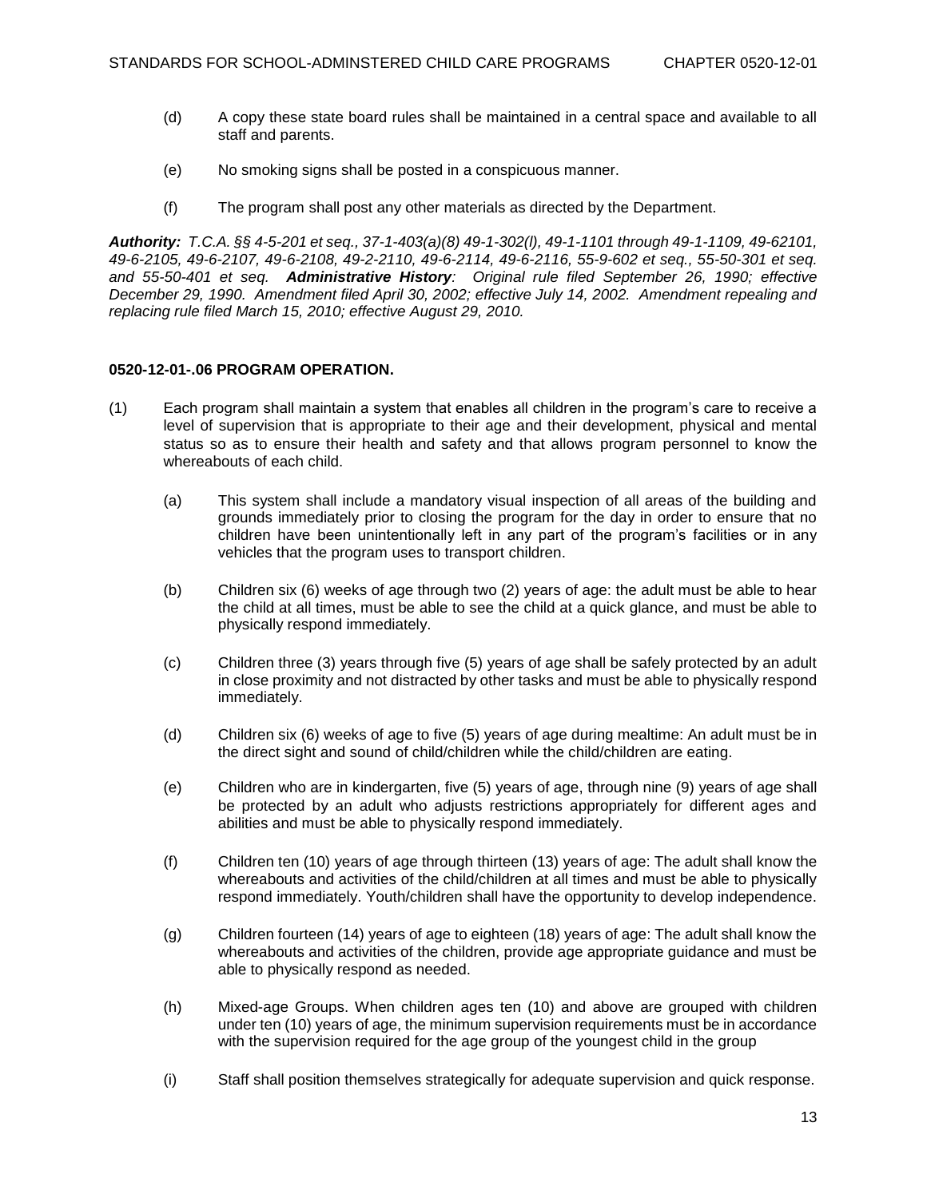(d) A copy these state board rules shall be maintained in a central space and available to all staff and parents.

(e) No smoking signs shall be posted in a conspicuous manner.

(f) The program shall post any other materials as directed by the Department.

***Authority:*** *T.C.A. §§ 4-5-201 et seq., 37-1-403(a)(8) 49-1-302(l), 49-1-1101 through 49-1-1109, 49-62101, 49-6-2105, 49-6-2107, 49-6-2108, 49-2-2110, 49-6-2114, 49-6-2116, 55-9-602 et seq., 55-50-301 et seq. and 55-50-401 et seq.* ***Administrative History****: Original rule filed September 26, 1990; effective December 29, 1990. Amendment filed April 30, 2002; effective July 14, 2002. Amendment repealing and replacing rule filed March 15, 2010; effective August 29, 2010.*

**0520-12-01-.06 PROGRAM OPERATION.**

(1) Each program shall maintain a system that enables all children in the program's care to receive a level of supervision that is appropriate to their age and their development, physical and mental status so as to ensure their health and safety and that allows program personnel to know the whereabouts of each child.

(a) This system shall include a mandatory visual inspection of all areas of the building and grounds immediately prior to closing the program for the day in order to ensure that no children have been unintentionally left in any part of the program's facilities or in any vehicles that the program uses to transport children.

(b) Children six (6) weeks of age through two (2) years of age: the adult must be able to hear the child at all times, must be able to see the child at a quick glance, and must be able to physically respond immediately.

(c) Children three (3) years through five (5) years of age shall be safely protected by an adult in close proximity and not distracted by other tasks and must be able to physically respond immediately.

(d) Children six (6) weeks of age to five (5) years of age during mealtime: An adult must be in the direct sight and sound of child/children while the child/children are eating.

(e) Children who are in kindergarten, five (5) years of age, through nine (9) years of age shall be protected by an adult who adjusts restrictions appropriately for different ages and abilities and must be able to physically respond immediately.

(f) Children ten (10) years of age through thirteen (13) years of age: The adult shall know the whereabouts and activities of the child/children at all times and must be able to physically respond immediately. Youth/children shall have the opportunity to develop independence.

(g) Children fourteen (14) years of age to eighteen (18) years of age: The adult shall know the whereabouts and activities of the children, provide age appropriate guidance and must be able to physically respond as needed.

(h) Mixed-age Groups. When children ages ten (10) and above are grouped with children under ten (10) years of age, the minimum supervision requirements must be in accordance with the supervision required for the age group of the youngest child in the group

(i) Staff shall position themselves strategically for adequate supervision and quick response.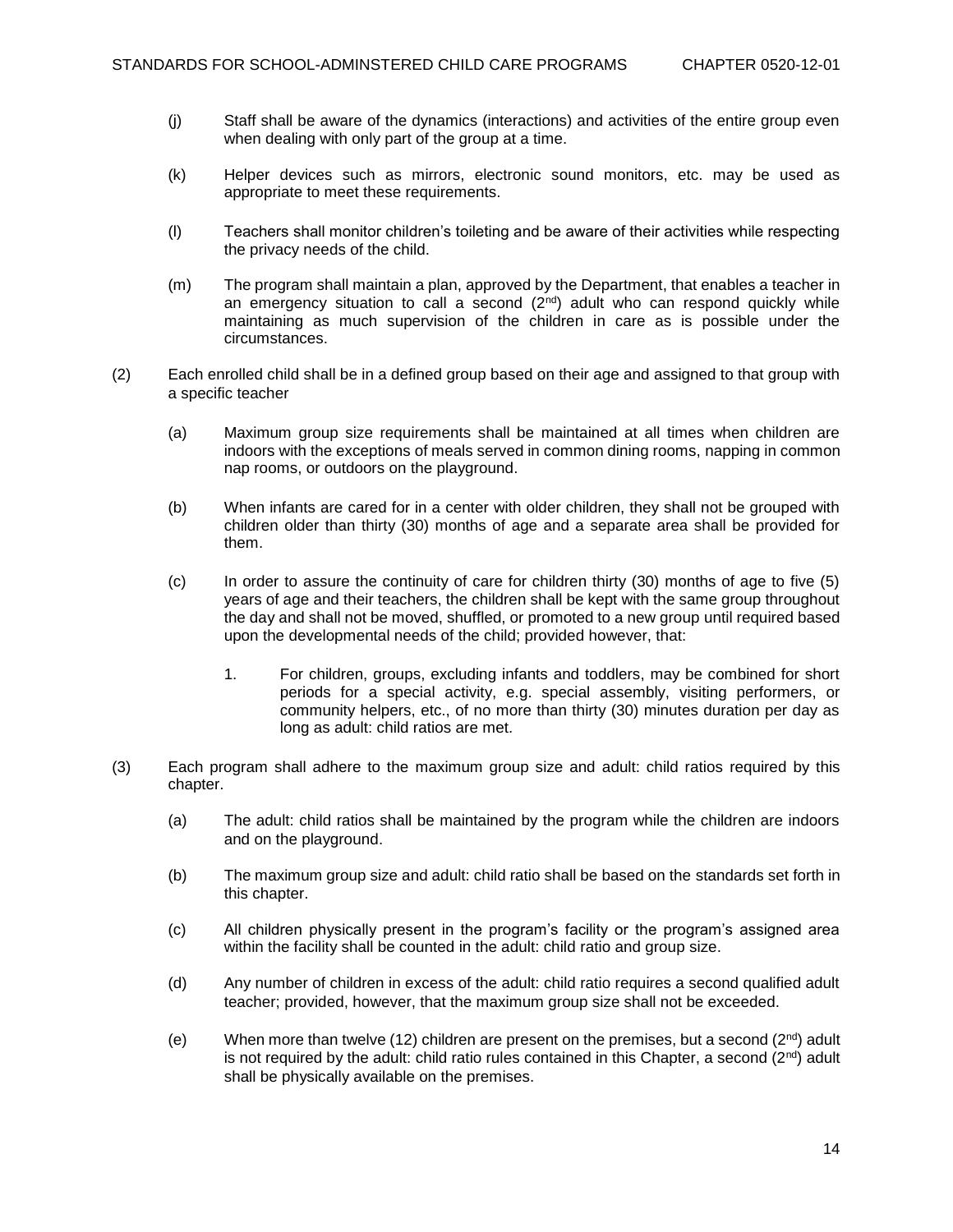(j) Staff shall be aware of the dynamics (interactions) and activities of the entire group even when dealing with only part of the group at a time.

(k) Helper devices such as mirrors, electronic sound monitors, etc. may be used as appropriate to meet these requirements.

(l) Teachers shall monitor children's toileting and be aware of their activities while respecting the privacy needs of the child.

(m) The program shall maintain a plan, approved by the Department, that enables a teacher in an emergency situation to call a second (2nd) adult who can respond quickly while maintaining as much supervision of the children in care as is possible under the circumstances.

(2) Each enrolled child shall be in a defined group based on their age and assigned to that group with a specific teacher

(a) Maximum group size requirements shall be maintained at all times when children are indoors with the exceptions of meals served in common dining rooms, napping in common nap rooms, or outdoors on the playground.

(b) When infants are cared for in a center with older children, they shall not be grouped with children older than thirty (30) months of age and a separate area shall be provided for them.

(c) In order to assure the continuity of care for children thirty (30) months of age to five (5) years of age and their teachers, the children shall be kept with the same group throughout the day and shall not be moved, shuffled, or promoted to a new group until required based upon the developmental needs of the child; provided however, that:

1. For children, groups, excluding infants and toddlers, may be combined for short periods for a special activity, e.g. special assembly, visiting performers, or community helpers, etc., of no more than thirty (30) minutes duration per day as long as adult: child ratios are met.

(3) Each program shall adhere to the maximum group size and adult: child ratios required by this chapter.

(a) The adult: child ratios shall be maintained by the program while the children are indoors and on the playground.

(b) The maximum group size and adult: child ratio shall be based on the standards set forth in this chapter.

(c) All children physically present in the program's facility or the program's assigned area within the facility shall be counted in the adult: child ratio and group size.

(d) Any number of children in excess of the adult: child ratio requires a second qualified adult teacher; provided, however, that the maximum group size shall not be exceeded.

(e) When more than twelve (12) children are present on the premises, but a second (2nd) adult is not required by the adult: child ratio rules contained in this Chapter, a second (2nd) adult shall be physically available on the premises.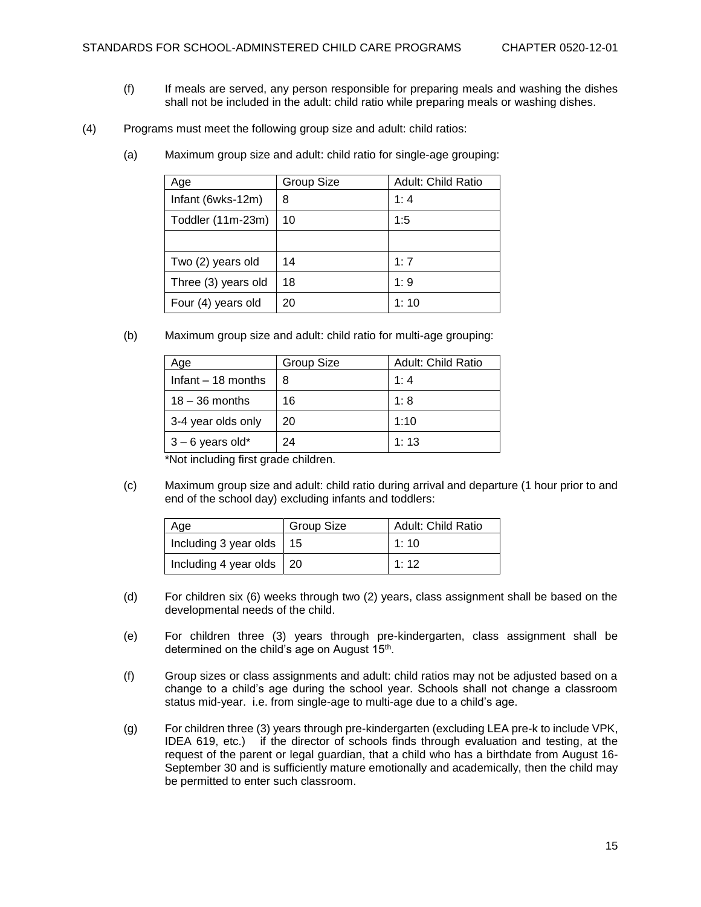(f) If meals are served, any person responsible for preparing meals and washing the dishes shall not be included in the adult: child ratio while preparing meals or washing dishes.

(4) Programs must meet the following group size and adult: child ratios:

(a) Maximum group size and adult: child ratio for single-age grouping:

| Age | Group Size | Adult: Child Ratio |
|---|---|---|
| Infant (6wks-12m) | 8 | 1: 4 |
| Toddler (11m-23m) | 10 | 1:5 |
| | | |
| Two (2) years old | 14 | 1: 7 |
| Three (3) years old | 18 | 1: 9 |
| Four (4) years old | 20 | 1: 10 |

(b) Maximum group size and adult: child ratio for multi-age grouping:

| Age | Group Size | Adult: Child Ratio |
|---|---|---|
| Infant – 18 months | 8 | 1: 4 |
| 18 – 36 months | 16 | 1: 8 |
| 3-4 year olds only | 20 | 1:10 |
| 3 – 6 years old* | 24 | 1: 13 |

*Not including first grade children.

(c) Maximum group size and adult: child ratio during arrival and departure (1 hour prior to and end of the school day) excluding infants and toddlers:

| Age | Group Size | Adult: Child Ratio |
|---|---|---|
| Including 3 year olds | 15 | 1: 10 |
| Including 4 year olds | 20 | 1: 12 |

(d) For children six (6) weeks through two (2) years, class assignment shall be based on the developmental needs of the child.

(e) For children three (3) years through pre-kindergarten, class assignment shall be determined on the child's age on August 15th.

(f) Group sizes or class assignments and adult: child ratios may not be adjusted based on a change to a child's age during the school year. Schools shall not change a classroom status mid-year. i.e. from single-age to multi-age due to a child's age.

(g) For children three (3) years through pre-kindergarten (excluding LEA pre-k to include VPK, IDEA 619, etc.) if the director of schools finds through evaluation and testing, at the request of the parent or legal guardian, that a child who has a birthdate from August 16-September 30 and is sufficiently mature emotionally and academically, then the child may be permitted to enter such classroom.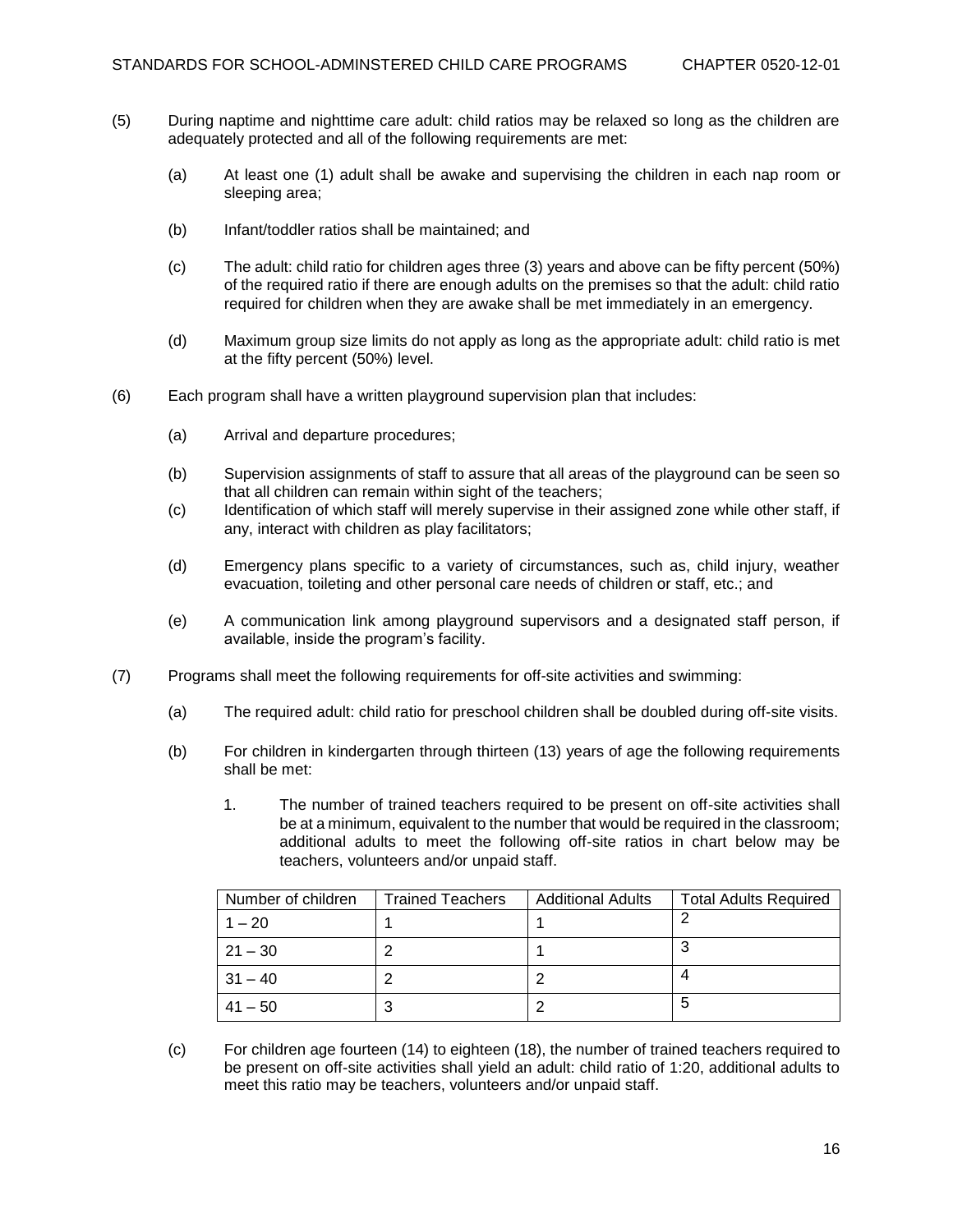(5) During naptime and nighttime care adult: child ratios may be relaxed so long as the children are adequately protected and all of the following requirements are met:

(a) At least one (1) adult shall be awake and supervising the children in each nap room or sleeping area;

(b) Infant/toddler ratios shall be maintained; and

(c) The adult: child ratio for children ages three (3) years and above can be fifty percent (50%) of the required ratio if there are enough adults on the premises so that the adult: child ratio required for children when they are awake shall be met immediately in an emergency.

(d) Maximum group size limits do not apply as long as the appropriate adult: child ratio is met at the fifty percent (50%) level.

(6) Each program shall have a written playground supervision plan that includes:

(a) Arrival and departure procedures;

(b) Supervision assignments of staff to assure that all areas of the playground can be seen so that all children can remain within sight of the teachers;

(c) Identification of which staff will merely supervise in their assigned zone while other staff, if any, interact with children as play facilitators;

(d) Emergency plans specific to a variety of circumstances, such as, child injury, weather evacuation, toileting and other personal care needs of children or staff, etc.; and

(e) A communication link among playground supervisors and a designated staff person, if available, inside the program's facility.

(7) Programs shall meet the following requirements for off-site activities and swimming:

(a) The required adult: child ratio for preschool children shall be doubled during off-site visits.

(b) For children in kindergarten through thirteen (13) years of age the following requirements shall be met:

1. The number of trained teachers required to be present on off-site activities shall be at a minimum, equivalent to the number that would be required in the classroom; additional adults to meet the following off-site ratios in chart below may be teachers, volunteers and/or unpaid staff.

| Number of children | Trained Teachers | Additional Adults | Total Adults Required |
|---|---|---|---|
| 1 – 20 | 1 | 1 | 2 |
| 21 – 30 | 2 | 1 | 3 |
| 31 – 40 | 2 | 2 | 4 |
| 41 – 50 | 3 | 2 | 5 |

(c) For children age fourteen (14) to eighteen (18), the number of trained teachers required to be present on off-site activities shall yield an adult: child ratio of 1:20, additional adults to meet this ratio may be teachers, volunteers and/or unpaid staff.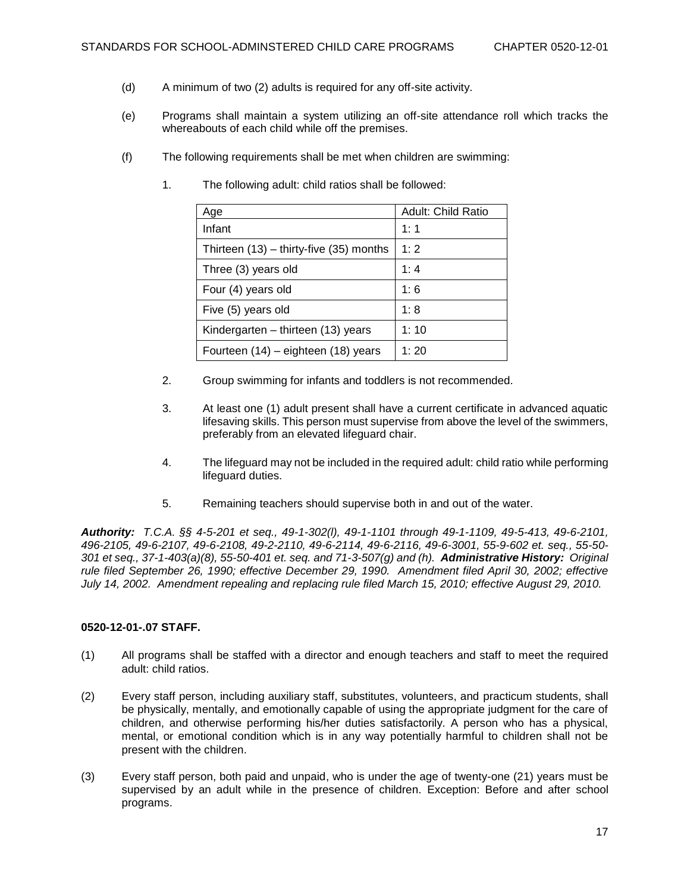(d) A minimum of two (2) adults is required for any off-site activity.

(e) Programs shall maintain a system utilizing an off-site attendance roll which tracks the whereabouts of each child while off the premises.

(f) The following requirements shall be met when children are swimming:

1. The following adult: child ratios shall be followed:

| Age | Adult: Child Ratio |
|---|---|
| Infant | 1: 1 |
| Thirteen (13) – thirty-five (35) months | 1: 2 |
| Three (3) years old | 1: 4 |
| Four (4) years old | 1: 6 |
| Five (5) years old | 1: 8 |
| Kindergarten – thirteen (13) years | 1: 10 |
| Fourteen (14) – eighteen (18) years | 1: 20 |

2. Group swimming for infants and toddlers is not recommended.

3. At least one (1) adult present shall have a current certificate in advanced aquatic lifesaving skills. This person must supervise from above the level of the swimmers, preferably from an elevated lifeguard chair.

4. The lifeguard may not be included in the required adult: child ratio while performing lifeguard duties.

5. Remaining teachers should supervise both in and out of the water.

***Authority:*** *T.C.A. §§ 4-5-201 et seq., 49-1-302(l), 49-1-1101 through 49-1-1109, 49-5-413, 49-6-2101, 496-2105, 49-6-2107, 49-6-2108, 49-2-2110, 49-6-2114, 49-6-2116, 49-6-3001, 55-9-602 et. seq., 55-50-301 et seq., 37-1-403(a)(8), 55-50-401 et. seq. and 71-3-507(g) and (h).* ***Administrative History:*** *Original rule filed September 26, 1990; effective December 29, 1990. Amendment filed April 30, 2002; effective July 14, 2002. Amendment repealing and replacing rule filed March 15, 2010; effective August 29, 2010.*

**0520-12-01-.07 STAFF.**

(1) All programs shall be staffed with a director and enough teachers and staff to meet the required adult: child ratios.

(2) Every staff person, including auxiliary staff, substitutes, volunteers, and practicum students, shall be physically, mentally, and emotionally capable of using the appropriate judgment for the care of children, and otherwise performing his/her duties satisfactorily. A person who has a physical, mental, or emotional condition which is in any way potentially harmful to children shall not be present with the children.

(3) Every staff person, both paid and unpaid, who is under the age of twenty-one (21) years must be supervised by an adult while in the presence of children. Exception: Before and after school programs.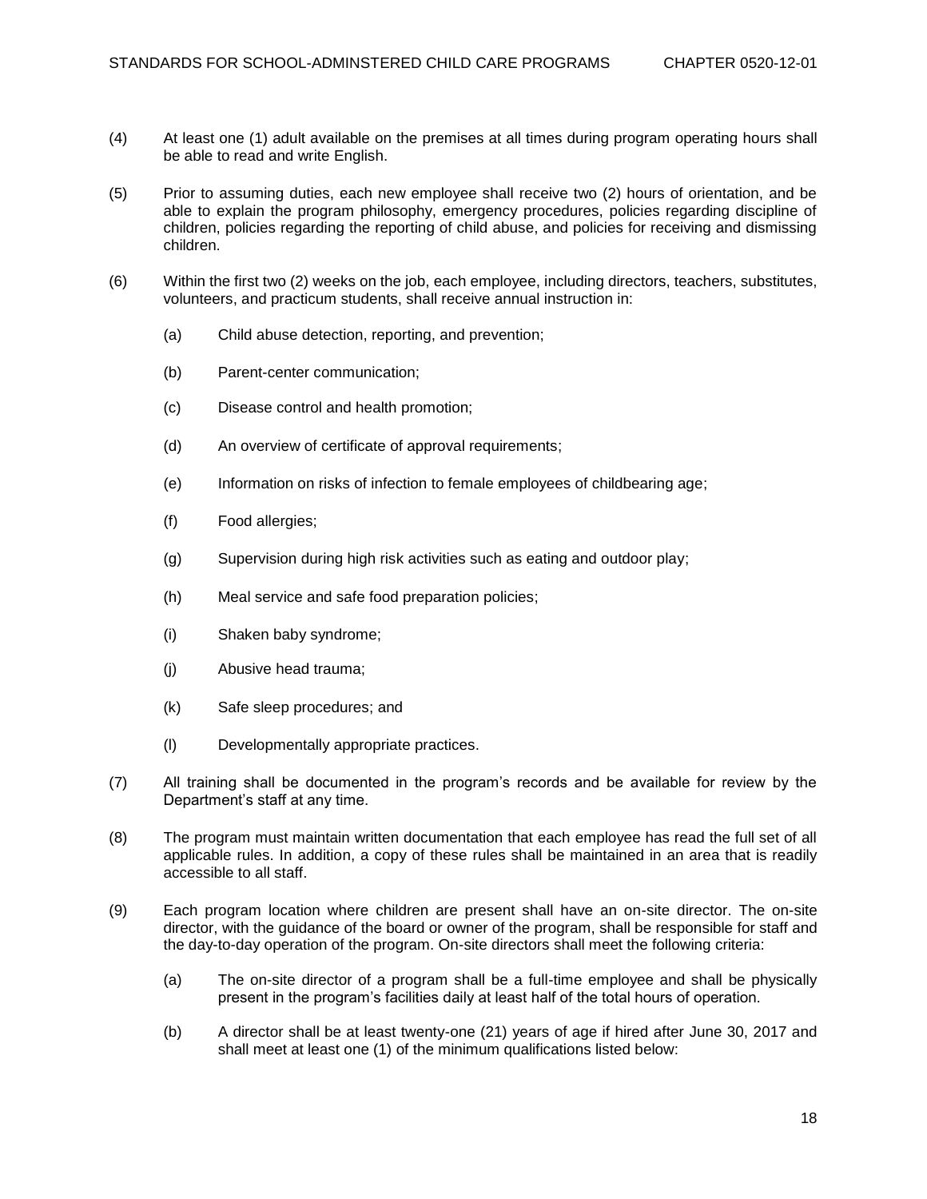(4) At least one (1) adult available on the premises at all times during program operating hours shall be able to read and write English.

(5) Prior to assuming duties, each new employee shall receive two (2) hours of orientation, and be able to explain the program philosophy, emergency procedures, policies regarding discipline of children, policies regarding the reporting of child abuse, and policies for receiving and dismissing children.

(6) Within the first two (2) weeks on the job, each employee, including directors, teachers, substitutes, volunteers, and practicum students, shall receive annual instruction in:

   (a) Child abuse detection, reporting, and prevention;

   (b) Parent-center communication;

   (c) Disease control and health promotion;

   (d) An overview of certificate of approval requirements;

   (e) Information on risks of infection to female employees of childbearing age;

   (f) Food allergies;

   (g) Supervision during high risk activities such as eating and outdoor play;

   (h) Meal service and safe food preparation policies;

   (i) Shaken baby syndrome;

   (j) Abusive head trauma;

   (k) Safe sleep procedures; and

   (l) Developmentally appropriate practices.

(7) All training shall be documented in the program's records and be available for review by the Department's staff at any time.

(8) The program must maintain written documentation that each employee has read the full set of all applicable rules. In addition, a copy of these rules shall be maintained in an area that is readily accessible to all staff.

(9) Each program location where children are present shall have an on-site director. The on-site director, with the guidance of the board or owner of the program, shall be responsible for staff and the day-to-day operation of the program. On-site directors shall meet the following criteria:

   (a) The on-site director of a program shall be a full-time employee and shall be physically present in the program's facilities daily at least half of the total hours of operation.

   (b) A director shall be at least twenty-one (21) years of age if hired after June 30, 2017 and shall meet at least one (1) of the minimum qualifications listed below: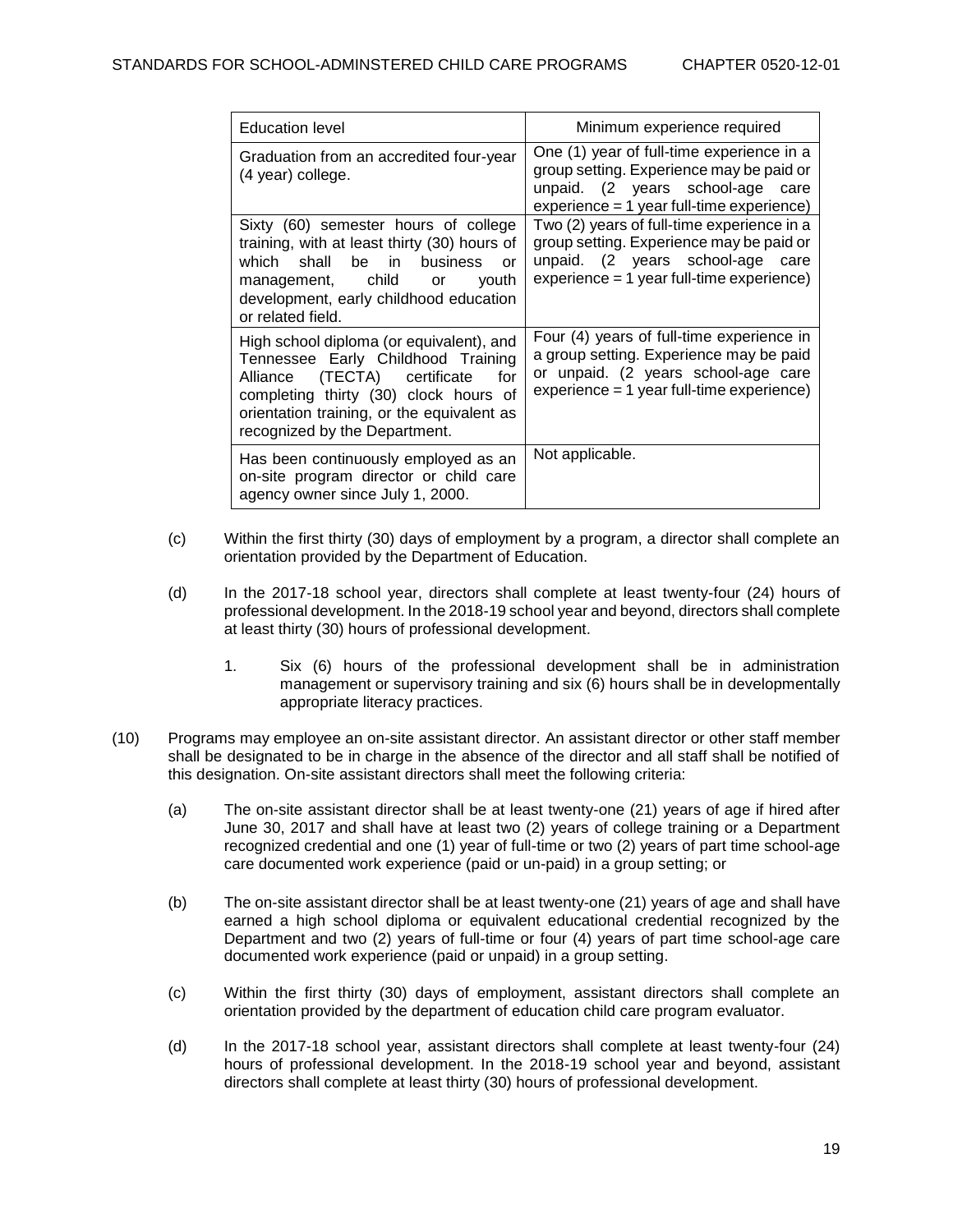| Education level | Minimum experience required |
|---|---|
| Graduation from an accredited four-year (4 year) college. | One (1) year of full-time experience in a group setting. Experience may be paid or unpaid. (2 years school-age care experience = 1 year full-time experience) |
| Sixty (60) semester hours of college training, with at least thirty (30) hours of which shall be in business or management, child or youth development, early childhood education or related field. | Two (2) years of full-time experience in a group setting. Experience may be paid or unpaid. (2 years school-age care experience = 1 year full-time experience) |
| High school diploma (or equivalent), and Tennessee Early Childhood Training Alliance (TECTA) certificate for completing thirty (30) clock hours of orientation training, or the equivalent as recognized by the Department. | Four (4) years of full-time experience in a group setting. Experience may be paid or unpaid. (2 years school-age care experience = 1 year full-time experience) |
| Has been continuously employed as an on-site program director or child care agency owner since July 1, 2000. | Not applicable. |

(c) Within the first thirty (30) days of employment by a program, a director shall complete an orientation provided by the Department of Education.

(d) In the 2017-18 school year, directors shall complete at least twenty-four (24) hours of professional development. In the 2018-19 school year and beyond, directors shall complete at least thirty (30) hours of professional development.

1. Six (6) hours of the professional development shall be in administration management or supervisory training and six (6) hours shall be in developmentally appropriate literacy practices.

(10) Programs may employee an on-site assistant director. An assistant director or other staff member shall be designated to be in charge in the absence of the director and all staff shall be notified of this designation. On-site assistant directors shall meet the following criteria:

(a) The on-site assistant director shall be at least twenty-one (21) years of age if hired after June 30, 2017 and shall have at least two (2) years of college training or a Department recognized credential and one (1) year of full-time or two (2) years of part time school-age care documented work experience (paid or un-paid) in a group setting; or

(b) The on-site assistant director shall be at least twenty-one (21) years of age and shall have earned a high school diploma or equivalent educational credential recognized by the Department and two (2) years of full-time or four (4) years of part time school-age care documented work experience (paid or unpaid) in a group setting.

(c) Within the first thirty (30) days of employment, assistant directors shall complete an orientation provided by the department of education child care program evaluator.

(d) In the 2017-18 school year, assistant directors shall complete at least twenty-four (24) hours of professional development. In the 2018-19 school year and beyond, assistant directors shall complete at least thirty (30) hours of professional development.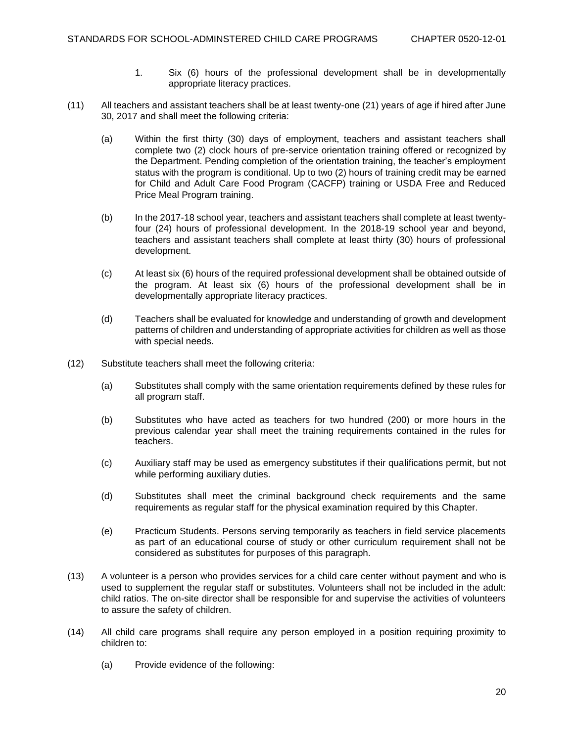1. Six (6) hours of the professional development shall be in developmentally appropriate literacy practices.

(11) All teachers and assistant teachers shall be at least twenty-one (21) years of age if hired after June 30, 2017 and shall meet the following criteria:

(a) Within the first thirty (30) days of employment, teachers and assistant teachers shall complete two (2) clock hours of pre-service orientation training offered or recognized by the Department. Pending completion of the orientation training, the teacher's employment status with the program is conditional. Up to two (2) hours of training credit may be earned for Child and Adult Care Food Program (CACFP) training or USDA Free and Reduced Price Meal Program training.

(b) In the 2017-18 school year, teachers and assistant teachers shall complete at least twenty-four (24) hours of professional development. In the 2018-19 school year and beyond, teachers and assistant teachers shall complete at least thirty (30) hours of professional development.

(c) At least six (6) hours of the required professional development shall be obtained outside of the program. At least six (6) hours of the professional development shall be in developmentally appropriate literacy practices.

(d) Teachers shall be evaluated for knowledge and understanding of growth and development patterns of children and understanding of appropriate activities for children as well as those with special needs.

(12) Substitute teachers shall meet the following criteria:

(a) Substitutes shall comply with the same orientation requirements defined by these rules for all program staff.

(b) Substitutes who have acted as teachers for two hundred (200) or more hours in the previous calendar year shall meet the training requirements contained in the rules for teachers.

(c) Auxiliary staff may be used as emergency substitutes if their qualifications permit, but not while performing auxiliary duties.

(d) Substitutes shall meet the criminal background check requirements and the same requirements as regular staff for the physical examination required by this Chapter.

(e) Practicum Students. Persons serving temporarily as teachers in field service placements as part of an educational course of study or other curriculum requirement shall not be considered as substitutes for purposes of this paragraph.

(13) A volunteer is a person who provides services for a child care center without payment and who is used to supplement the regular staff or substitutes. Volunteers shall not be included in the adult: child ratios. The on-site director shall be responsible for and supervise the activities of volunteers to assure the safety of children.

(14) All child care programs shall require any person employed in a position requiring proximity to children to:

(a) Provide evidence of the following: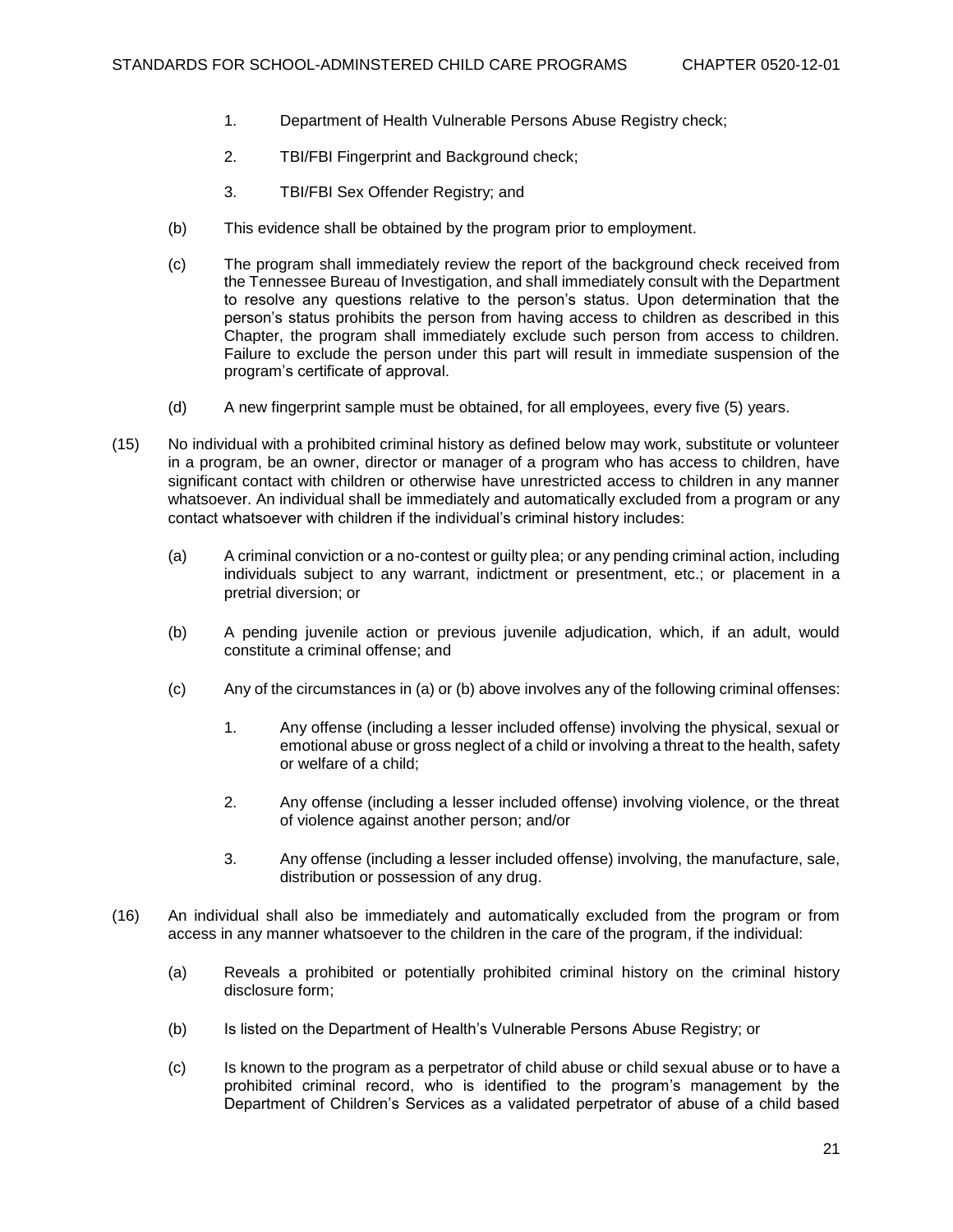1. Department of Health Vulnerable Persons Abuse Registry check;

2. TBI/FBI Fingerprint and Background check;

3. TBI/FBI Sex Offender Registry; and

(b) This evidence shall be obtained by the program prior to employment.

(c) The program shall immediately review the report of the background check received from the Tennessee Bureau of Investigation, and shall immediately consult with the Department to resolve any questions relative to the person's status. Upon determination that the person's status prohibits the person from having access to children as described in this Chapter, the program shall immediately exclude such person from access to children. Failure to exclude the person under this part will result in immediate suspension of the program's certificate of approval.

(d) A new fingerprint sample must be obtained, for all employees, every five (5) years.

(15) No individual with a prohibited criminal history as defined below may work, substitute or volunteer in a program, be an owner, director or manager of a program who has access to children, have significant contact with children or otherwise have unrestricted access to children in any manner whatsoever. An individual shall be immediately and automatically excluded from a program or any contact whatsoever with children if the individual's criminal history includes:

(a) A criminal conviction or a no-contest or guilty plea; or any pending criminal action, including individuals subject to any warrant, indictment or presentment, etc.; or placement in a pretrial diversion; or

(b) A pending juvenile action or previous juvenile adjudication, which, if an adult, would constitute a criminal offense; and

(c) Any of the circumstances in (a) or (b) above involves any of the following criminal offenses:

1. Any offense (including a lesser included offense) involving the physical, sexual or emotional abuse or gross neglect of a child or involving a threat to the health, safety or welfare of a child;

2. Any offense (including a lesser included offense) involving violence, or the threat of violence against another person; and/or

3. Any offense (including a lesser included offense) involving, the manufacture, sale, distribution or possession of any drug.

(16) An individual shall also be immediately and automatically excluded from the program or from access in any manner whatsoever to the children in the care of the program, if the individual:

(a) Reveals a prohibited or potentially prohibited criminal history on the criminal history disclosure form;

(b) Is listed on the Department of Health's Vulnerable Persons Abuse Registry; or

(c) Is known to the program as a perpetrator of child abuse or child sexual abuse or to have a prohibited criminal record, who is identified to the program's management by the Department of Children's Services as a validated perpetrator of abuse of a child based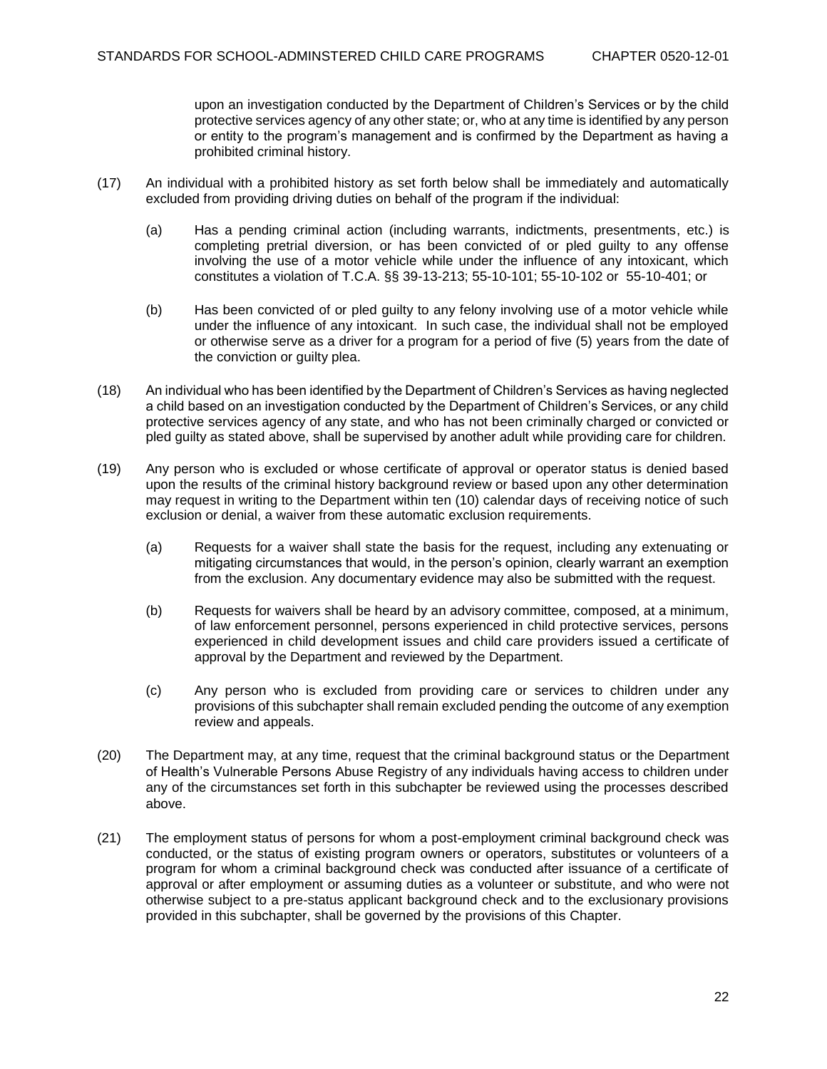upon an investigation conducted by the Department of Children's Services or by the child protective services agency of any other state; or, who at any time is identified by any person or entity to the program's management and is confirmed by the Department as having a prohibited criminal history.

(17) An individual with a prohibited history as set forth below shall be immediately and automatically excluded from providing driving duties on behalf of the program if the individual:

(a) Has a pending criminal action (including warrants, indictments, presentments, etc.) is completing pretrial diversion, or has been convicted of or pled guilty to any offense involving the use of a motor vehicle while under the influence of any intoxicant, which constitutes a violation of T.C.A. §§ 39-13-213; 55-10-101; 55-10-102 or 55-10-401; or

(b) Has been convicted of or pled guilty to any felony involving use of a motor vehicle while under the influence of any intoxicant. In such case, the individual shall not be employed or otherwise serve as a driver for a program for a period of five (5) years from the date of the conviction or guilty plea.

(18) An individual who has been identified by the Department of Children's Services as having neglected a child based on an investigation conducted by the Department of Children's Services, or any child protective services agency of any state, and who has not been criminally charged or convicted or pled guilty as stated above, shall be supervised by another adult while providing care for children.

(19) Any person who is excluded or whose certificate of approval or operator status is denied based upon the results of the criminal history background review or based upon any other determination may request in writing to the Department within ten (10) calendar days of receiving notice of such exclusion or denial, a waiver from these automatic exclusion requirements.

(a) Requests for a waiver shall state the basis for the request, including any extenuating or mitigating circumstances that would, in the person's opinion, clearly warrant an exemption from the exclusion. Any documentary evidence may also be submitted with the request.

(b) Requests for waivers shall be heard by an advisory committee, composed, at a minimum, of law enforcement personnel, persons experienced in child protective services, persons experienced in child development issues and child care providers issued a certificate of approval by the Department and reviewed by the Department.

(c) Any person who is excluded from providing care or services to children under any provisions of this subchapter shall remain excluded pending the outcome of any exemption review and appeals.

(20) The Department may, at any time, request that the criminal background status or the Department of Health's Vulnerable Persons Abuse Registry of any individuals having access to children under any of the circumstances set forth in this subchapter be reviewed using the processes described above.

(21) The employment status of persons for whom a post-employment criminal background check was conducted, or the status of existing program owners or operators, substitutes or volunteers of a program for whom a criminal background check was conducted after issuance of a certificate of approval or after employment or assuming duties as a volunteer or substitute, and who were not otherwise subject to a pre-status applicant background check and to the exclusionary provisions provided in this subchapter, shall be governed by the provisions of this Chapter.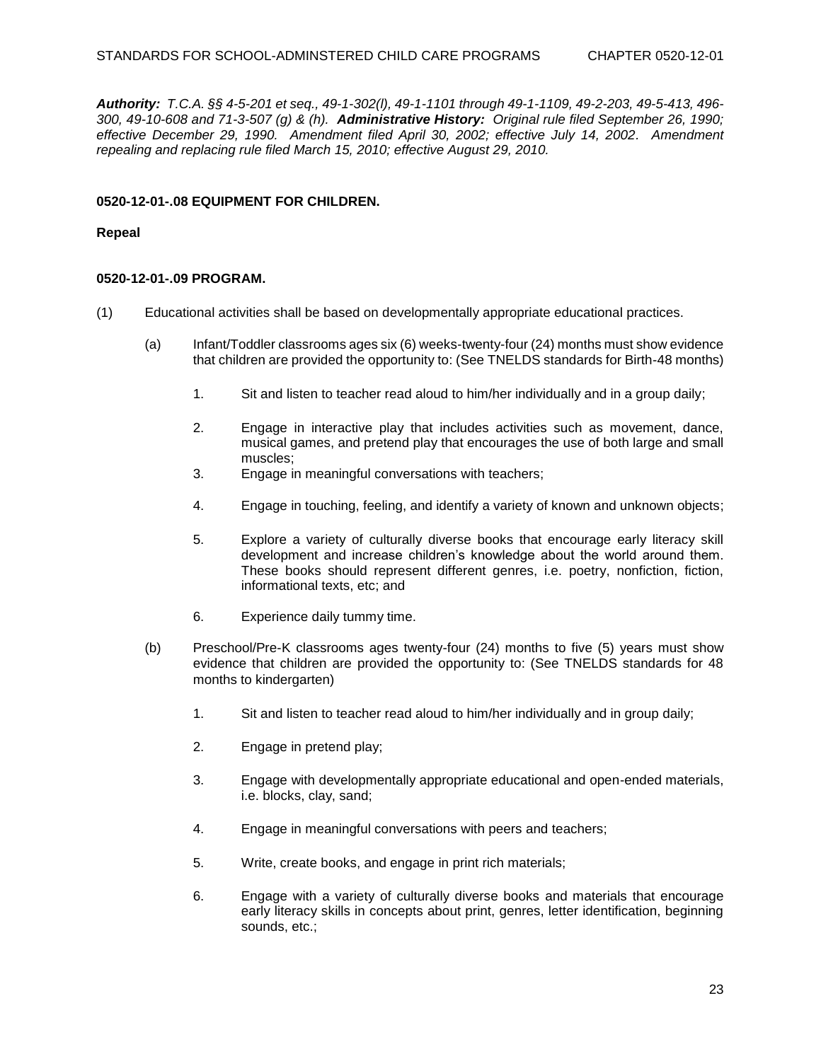***Authority:*** *T.C.A. §§ 4-5-201 et seq., 49-1-302(l), 49-1-1101 through 49-1-1109, 49-2-203, 49-5-413, 496-300, 49-10-608 and 71-3-507 (g) & (h).* ***Administrative History:*** *Original rule filed September 26, 1990; effective December 29, 1990. Amendment filed April 30, 2002; effective July 14, 2002. Amendment repealing and replacing rule filed March 15, 2010; effective August 29, 2010.*

**0520-12-01-.08 EQUIPMENT FOR CHILDREN.**

**Repeal**

**0520-12-01-.09 PROGRAM.**

(1) Educational activities shall be based on developmentally appropriate educational practices.

(a) Infant/Toddler classrooms ages six (6) weeks-twenty-four (24) months must show evidence that children are provided the opportunity to: (See TNELDS standards for Birth-48 months)

1. Sit and listen to teacher read aloud to him/her individually and in a group daily;

2. Engage in interactive play that includes activities such as movement, dance, musical games, and pretend play that encourages the use of both large and small muscles;

3. Engage in meaningful conversations with teachers;

4. Engage in touching, feeling, and identify a variety of known and unknown objects;

5. Explore a variety of culturally diverse books that encourage early literacy skill development and increase children's knowledge about the world around them. These books should represent different genres, i.e. poetry, nonfiction, fiction, informational texts, etc; and

6. Experience daily tummy time.

(b) Preschool/Pre-K classrooms ages twenty-four (24) months to five (5) years must show evidence that children are provided the opportunity to: (See TNELDS standards for 48 months to kindergarten)

1. Sit and listen to teacher read aloud to him/her individually and in group daily;

2. Engage in pretend play;

3. Engage with developmentally appropriate educational and open-ended materials, i.e. blocks, clay, sand;

4. Engage in meaningful conversations with peers and teachers;

5. Write, create books, and engage in print rich materials;

6. Engage with a variety of culturally diverse books and materials that encourage early literacy skills in concepts about print, genres, letter identification, beginning sounds, etc.;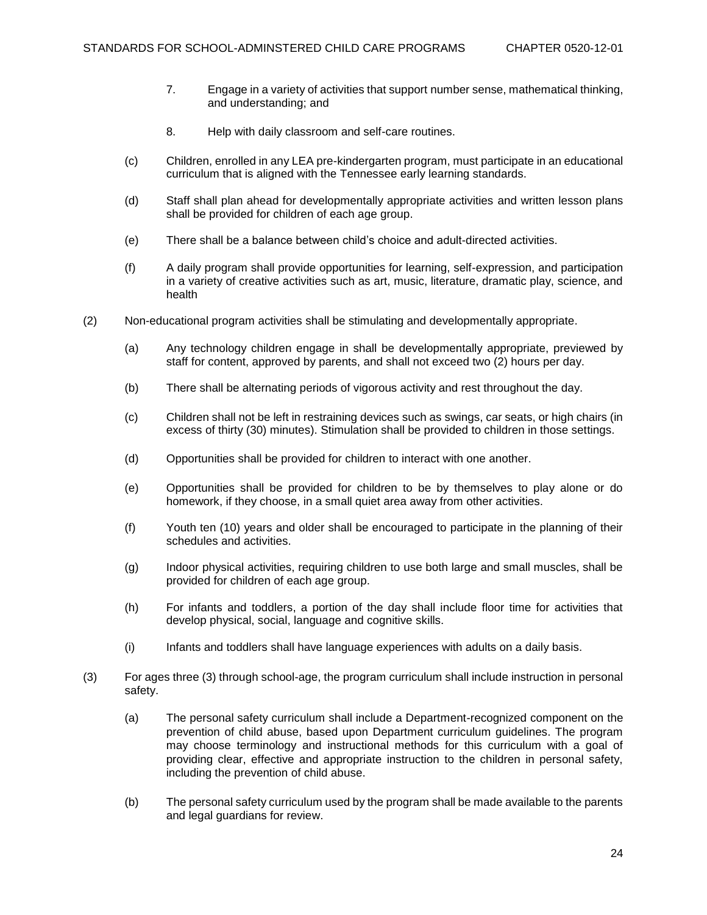7. Engage in a variety of activities that support number sense, mathematical thinking, and understanding; and

8. Help with daily classroom and self-care routines.

(c) Children, enrolled in any LEA pre-kindergarten program, must participate in an educational curriculum that is aligned with the Tennessee early learning standards.

(d) Staff shall plan ahead for developmentally appropriate activities and written lesson plans shall be provided for children of each age group.

(e) There shall be a balance between child's choice and adult-directed activities.

(f) A daily program shall provide opportunities for learning, self-expression, and participation in a variety of creative activities such as art, music, literature, dramatic play, science, and health

(2) Non-educational program activities shall be stimulating and developmentally appropriate.

(a) Any technology children engage in shall be developmentally appropriate, previewed by staff for content, approved by parents, and shall not exceed two (2) hours per day.

(b) There shall be alternating periods of vigorous activity and rest throughout the day.

(c) Children shall not be left in restraining devices such as swings, car seats, or high chairs (in excess of thirty (30) minutes). Stimulation shall be provided to children in those settings.

(d) Opportunities shall be provided for children to interact with one another.

(e) Opportunities shall be provided for children to be by themselves to play alone or do homework, if they choose, in a small quiet area away from other activities.

(f) Youth ten (10) years and older shall be encouraged to participate in the planning of their schedules and activities.

(g) Indoor physical activities, requiring children to use both large and small muscles, shall be provided for children of each age group.

(h) For infants and toddlers, a portion of the day shall include floor time for activities that develop physical, social, language and cognitive skills.

(i) Infants and toddlers shall have language experiences with adults on a daily basis.

(3) For ages three (3) through school-age, the program curriculum shall include instruction in personal safety.

(a) The personal safety curriculum shall include a Department-recognized component on the prevention of child abuse, based upon Department curriculum guidelines. The program may choose terminology and instructional methods for this curriculum with a goal of providing clear, effective and appropriate instruction to the children in personal safety, including the prevention of child abuse.

(b) The personal safety curriculum used by the program shall be made available to the parents and legal guardians for review.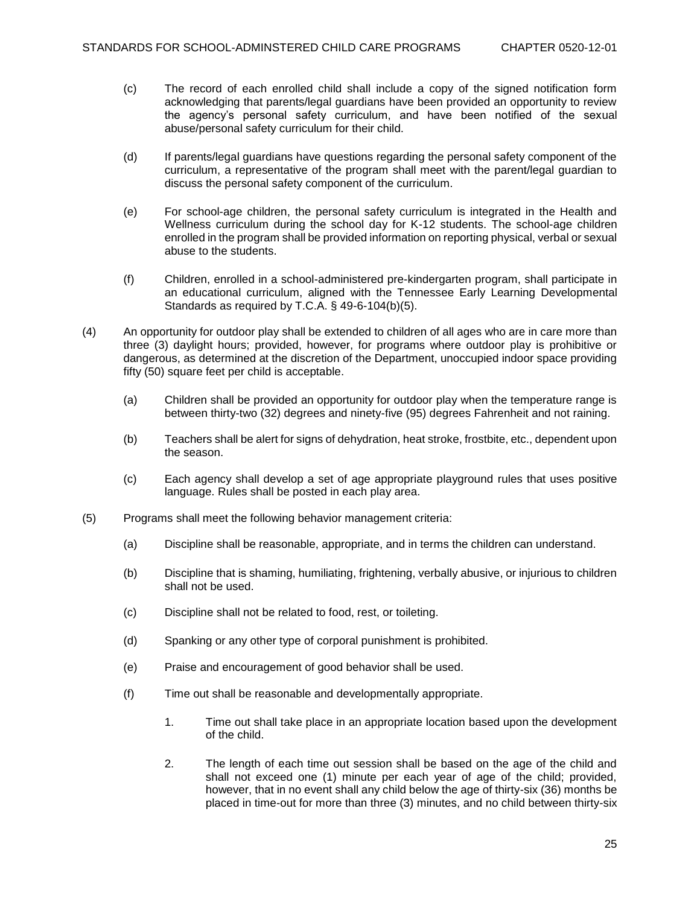(c) The record of each enrolled child shall include a copy of the signed notification form acknowledging that parents/legal guardians have been provided an opportunity to review the agency's personal safety curriculum, and have been notified of the sexual abuse/personal safety curriculum for their child.

(d) If parents/legal guardians have questions regarding the personal safety component of the curriculum, a representative of the program shall meet with the parent/legal guardian to discuss the personal safety component of the curriculum.

(e) For school-age children, the personal safety curriculum is integrated in the Health and Wellness curriculum during the school day for K-12 students. The school-age children enrolled in the program shall be provided information on reporting physical, verbal or sexual abuse to the students.

(f) Children, enrolled in a school-administered pre-kindergarten program, shall participate in an educational curriculum, aligned with the Tennessee Early Learning Developmental Standards as required by T.C.A. § 49-6-104(b)(5).

(4) An opportunity for outdoor play shall be extended to children of all ages who are in care more than three (3) daylight hours; provided, however, for programs where outdoor play is prohibitive or dangerous, as determined at the discretion of the Department, unoccupied indoor space providing fifty (50) square feet per child is acceptable.

(a) Children shall be provided an opportunity for outdoor play when the temperature range is between thirty-two (32) degrees and ninety-five (95) degrees Fahrenheit and not raining.

(b) Teachers shall be alert for signs of dehydration, heat stroke, frostbite, etc., dependent upon the season.

(c) Each agency shall develop a set of age appropriate playground rules that uses positive language. Rules shall be posted in each play area.

(5) Programs shall meet the following behavior management criteria:

(a) Discipline shall be reasonable, appropriate, and in terms the children can understand.

(b) Discipline that is shaming, humiliating, frightening, verbally abusive, or injurious to children shall not be used.

(c) Discipline shall not be related to food, rest, or toileting.

(d) Spanking or any other type of corporal punishment is prohibited.

(e) Praise and encouragement of good behavior shall be used.

(f) Time out shall be reasonable and developmentally appropriate.

1. Time out shall take place in an appropriate location based upon the development of the child.

2. The length of each time out session shall be based on the age of the child and shall not exceed one (1) minute per each year of age of the child; provided, however, that in no event shall any child below the age of thirty-six (36) months be placed in time-out for more than three (3) minutes, and no child between thirty-six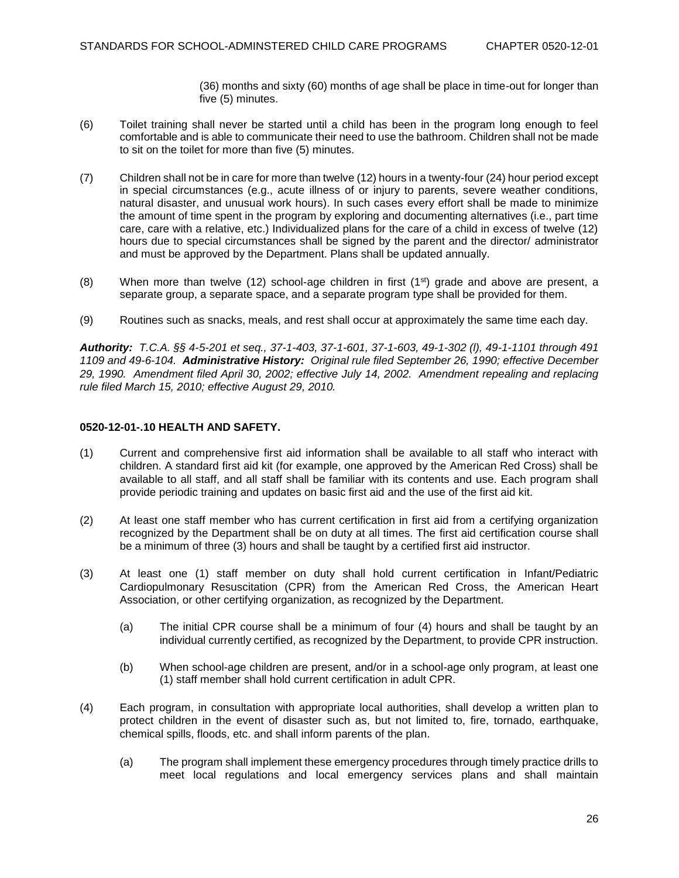(36) months and sixty (60) months of age shall be place in time-out for longer than five (5) minutes.

(6) Toilet training shall never be started until a child has been in the program long enough to feel comfortable and is able to communicate their need to use the bathroom. Children shall not be made to sit on the toilet for more than five (5) minutes.

(7) Children shall not be in care for more than twelve (12) hours in a twenty-four (24) hour period except in special circumstances (e.g., acute illness of or injury to parents, severe weather conditions, natural disaster, and unusual work hours). In such cases every effort shall be made to minimize the amount of time spent in the program by exploring and documenting alternatives (i.e., part time care, care with a relative, etc.) Individualized plans for the care of a child in excess of twelve (12) hours due to special circumstances shall be signed by the parent and the director/ administrator and must be approved by the Department. Plans shall be updated annually.

(8) When more than twelve (12) school-age children in first (1st) grade and above are present, a separate group, a separate space, and a separate program type shall be provided for them.

(9) Routines such as snacks, meals, and rest shall occur at approximately the same time each day.

***Authority:*** *T.C.A. §§ 4-5-201 et seq., 37-1-403, 37-1-601, 37-1-603, 49-1-302 (l), 49-1-1101 through 491 1109 and 49-6-104.* ***Administrative History:*** *Original rule filed September 26, 1990; effective December 29, 1990. Amendment filed April 30, 2002; effective July 14, 2002. Amendment repealing and replacing rule filed March 15, 2010; effective August 29, 2010.*

**0520-12-01-.10 HEALTH AND SAFETY.**

(1) Current and comprehensive first aid information shall be available to all staff who interact with children. A standard first aid kit (for example, one approved by the American Red Cross) shall be available to all staff, and all staff shall be familiar with its contents and use. Each program shall provide periodic training and updates on basic first aid and the use of the first aid kit.

(2) At least one staff member who has current certification in first aid from a certifying organization recognized by the Department shall be on duty at all times. The first aid certification course shall be a minimum of three (3) hours and shall be taught by a certified first aid instructor.

(3) At least one (1) staff member on duty shall hold current certification in Infant/Pediatric Cardiopulmonary Resuscitation (CPR) from the American Red Cross, the American Heart Association, or other certifying organization, as recognized by the Department.

(a) The initial CPR course shall be a minimum of four (4) hours and shall be taught by an individual currently certified, as recognized by the Department, to provide CPR instruction.

(b) When school-age children are present, and/or in a school-age only program, at least one (1) staff member shall hold current certification in adult CPR.

(4) Each program, in consultation with appropriate local authorities, shall develop a written plan to protect children in the event of disaster such as, but not limited to, fire, tornado, earthquake, chemical spills, floods, etc. and shall inform parents of the plan.

(a) The program shall implement these emergency procedures through timely practice drills to meet local regulations and local emergency services plans and shall maintain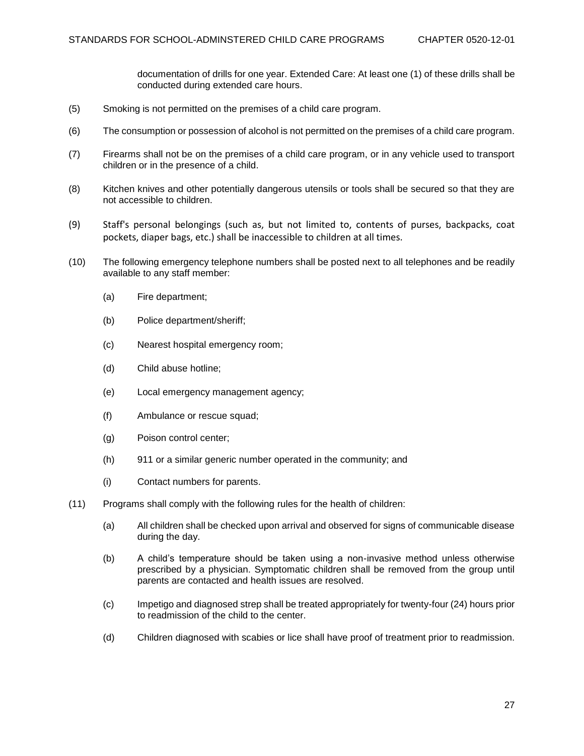documentation of drills for one year. Extended Care: At least one (1) of these drills shall be conducted during extended care hours.

(5) Smoking is not permitted on the premises of a child care program.

(6) The consumption or possession of alcohol is not permitted on the premises of a child care program.

(7) Firearms shall not be on the premises of a child care program, or in any vehicle used to transport children or in the presence of a child.

(8) Kitchen knives and other potentially dangerous utensils or tools shall be secured so that they are not accessible to children.

(9) Staff's personal belongings (such as, but not limited to, contents of purses, backpacks, coat pockets, diaper bags, etc.) shall be inaccessible to children at all times.

(10) The following emergency telephone numbers shall be posted next to all telephones and be readily available to any staff member:

- (a) Fire department;
- (b) Police department/sheriff;
- (c) Nearest hospital emergency room;
- (d) Child abuse hotline;
- (e) Local emergency management agency;
- (f) Ambulance or rescue squad;
- (g) Poison control center;
- (h) 911 or a similar generic number operated in the community; and
- (i) Contact numbers for parents.

(11) Programs shall comply with the following rules for the health of children:

- (a) All children shall be checked upon arrival and observed for signs of communicable disease during the day.
- (b) A child's temperature should be taken using a non-invasive method unless otherwise prescribed by a physician. Symptomatic children shall be removed from the group until parents are contacted and health issues are resolved.
- (c) Impetigo and diagnosed strep shall be treated appropriately for twenty-four (24) hours prior to readmission of the child to the center.
- (d) Children diagnosed with scabies or lice shall have proof of treatment prior to readmission.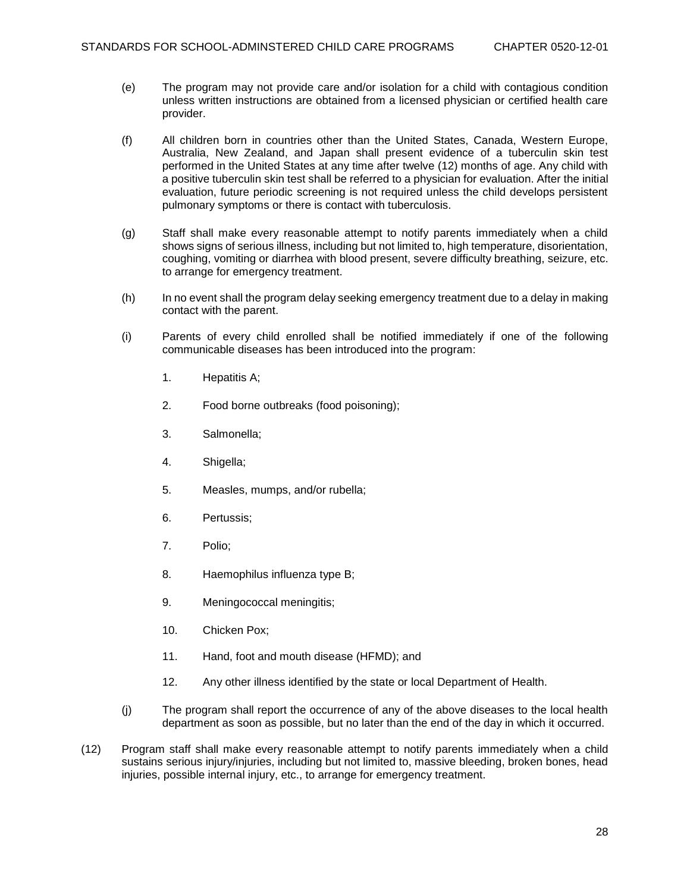(e) The program may not provide care and/or isolation for a child with contagious condition unless written instructions are obtained from a licensed physician or certified health care provider.

(f) All children born in countries other than the United States, Canada, Western Europe, Australia, New Zealand, and Japan shall present evidence of a tuberculin skin test performed in the United States at any time after twelve (12) months of age. Any child with a positive tuberculin skin test shall be referred to a physician for evaluation. After the initial evaluation, future periodic screening is not required unless the child develops persistent pulmonary symptoms or there is contact with tuberculosis.

(g) Staff shall make every reasonable attempt to notify parents immediately when a child shows signs of serious illness, including but not limited to, high temperature, disorientation, coughing, vomiting or diarrhea with blood present, severe difficulty breathing, seizure, etc. to arrange for emergency treatment.

(h) In no event shall the program delay seeking emergency treatment due to a delay in making contact with the parent.

(i) Parents of every child enrolled shall be notified immediately if one of the following communicable diseases has been introduced into the program:

1. Hepatitis A;
2. Food borne outbreaks (food poisoning);
3. Salmonella;
4. Shigella;
5. Measles, mumps, and/or rubella;
6. Pertussis;
7. Polio;
8. Haemophilus influenza type B;
9. Meningococcal meningitis;
10. Chicken Pox;
11. Hand, foot and mouth disease (HFMD); and
12. Any other illness identified by the state or local Department of Health.

(j) The program shall report the occurrence of any of the above diseases to the local health department as soon as possible, but no later than the end of the day in which it occurred.

(12) Program staff shall make every reasonable attempt to notify parents immediately when a child sustains serious injury/injuries, including but not limited to, massive bleeding, broken bones, head injuries, possible internal injury, etc., to arrange for emergency treatment.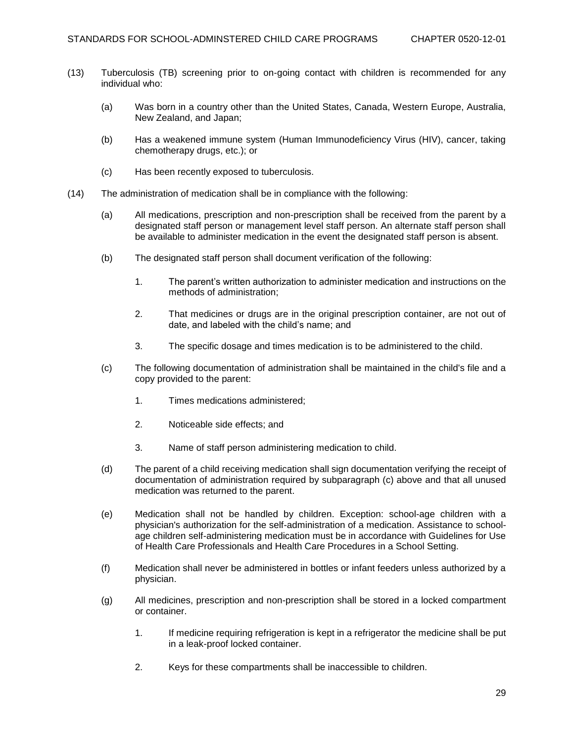(13) Tuberculosis (TB) screening prior to on-going contact with children is recommended for any individual who:

(a) Was born in a country other than the United States, Canada, Western Europe, Australia, New Zealand, and Japan;

(b) Has a weakened immune system (Human Immunodeficiency Virus (HIV), cancer, taking chemotherapy drugs, etc.); or

(c) Has been recently exposed to tuberculosis.

(14) The administration of medication shall be in compliance with the following:

(a) All medications, prescription and non-prescription shall be received from the parent by a designated staff person or management level staff person. An alternate staff person shall be available to administer medication in the event the designated staff person is absent.

(b) The designated staff person shall document verification of the following:

1. The parent's written authorization to administer medication and instructions on the methods of administration;

2. That medicines or drugs are in the original prescription container, are not out of date, and labeled with the child's name; and

3. The specific dosage and times medication is to be administered to the child.

(c) The following documentation of administration shall be maintained in the child's file and a copy provided to the parent:

1. Times medications administered;

2. Noticeable side effects; and

3. Name of staff person administering medication to child.

(d) The parent of a child receiving medication shall sign documentation verifying the receipt of documentation of administration required by subparagraph (c) above and that all unused medication was returned to the parent.

(e) Medication shall not be handled by children. Exception: school-age children with a physician's authorization for the self-administration of a medication. Assistance to school-age children self-administering medication must be in accordance with Guidelines for Use of Health Care Professionals and Health Care Procedures in a School Setting.

(f) Medication shall never be administered in bottles or infant feeders unless authorized by a physician.

(g) All medicines, prescription and non-prescription shall be stored in a locked compartment or container.

1. If medicine requiring refrigeration is kept in a refrigerator the medicine shall be put in a leak-proof locked container.

2. Keys for these compartments shall be inaccessible to children.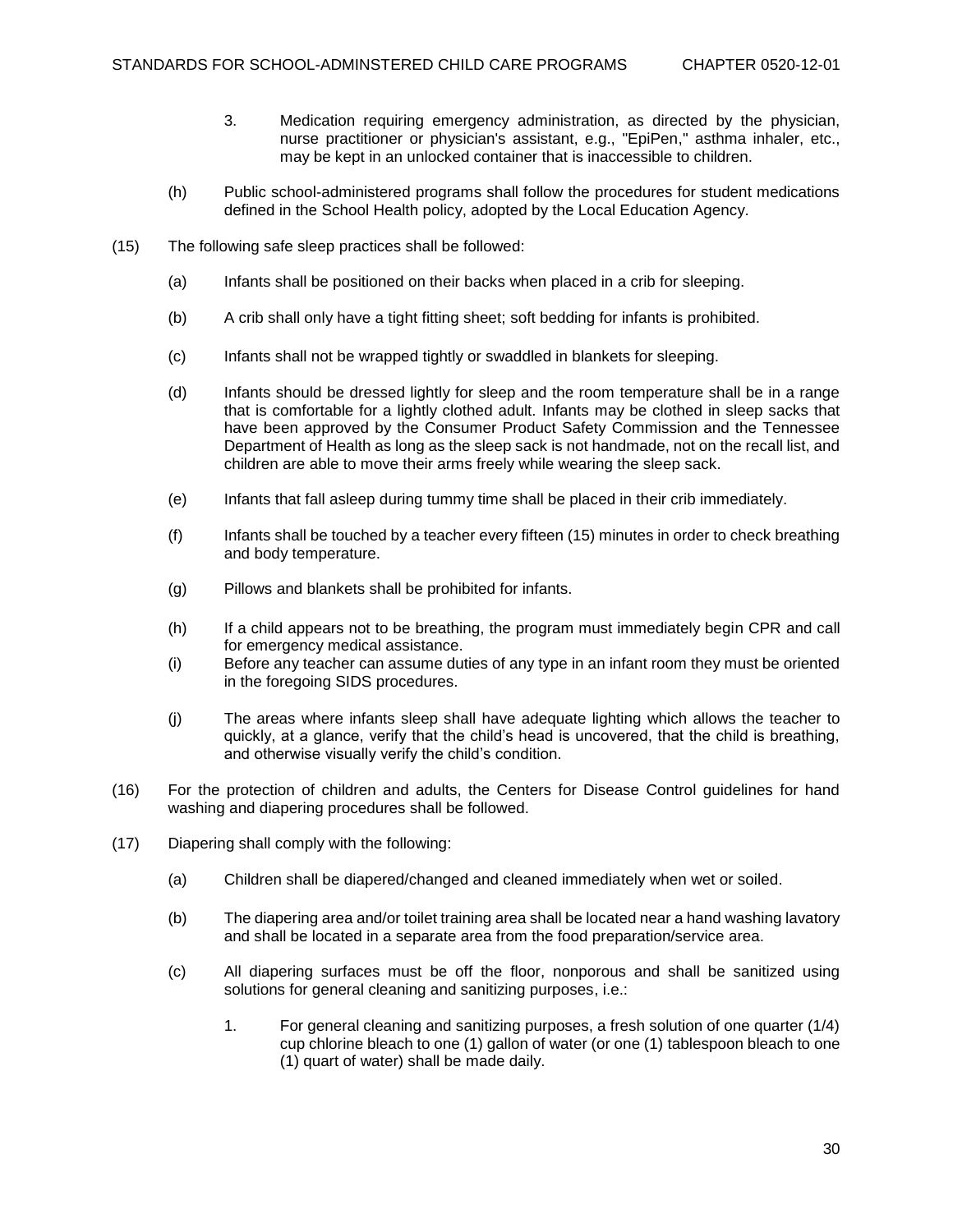3. Medication requiring emergency administration, as directed by the physician, nurse practitioner or physician's assistant, e.g., "EpiPen," asthma inhaler, etc., may be kept in an unlocked container that is inaccessible to children.

(h) Public school-administered programs shall follow the procedures for student medications defined in the School Health policy, adopted by the Local Education Agency.

(15) The following safe sleep practices shall be followed:

(a) Infants shall be positioned on their backs when placed in a crib for sleeping.

(b) A crib shall only have a tight fitting sheet; soft bedding for infants is prohibited.

(c) Infants shall not be wrapped tightly or swaddled in blankets for sleeping.

(d) Infants should be dressed lightly for sleep and the room temperature shall be in a range that is comfortable for a lightly clothed adult. Infants may be clothed in sleep sacks that have been approved by the Consumer Product Safety Commission and the Tennessee Department of Health as long as the sleep sack is not handmade, not on the recall list, and children are able to move their arms freely while wearing the sleep sack.

(e) Infants that fall asleep during tummy time shall be placed in their crib immediately.

(f) Infants shall be touched by a teacher every fifteen (15) minutes in order to check breathing and body temperature.

(g) Pillows and blankets shall be prohibited for infants.

(h) If a child appears not to be breathing, the program must immediately begin CPR and call for emergency medical assistance.

(i) Before any teacher can assume duties of any type in an infant room they must be oriented in the foregoing SIDS procedures.

(j) The areas where infants sleep shall have adequate lighting which allows the teacher to quickly, at a glance, verify that the child's head is uncovered, that the child is breathing, and otherwise visually verify the child's condition.

(16) For the protection of children and adults, the Centers for Disease Control guidelines for hand washing and diapering procedures shall be followed.

(17) Diapering shall comply with the following:

(a) Children shall be diapered/changed and cleaned immediately when wet or soiled.

(b) The diapering area and/or toilet training area shall be located near a hand washing lavatory and shall be located in a separate area from the food preparation/service area.

(c) All diapering surfaces must be off the floor, nonporous and shall be sanitized using solutions for general cleaning and sanitizing purposes, i.e.:

1. For general cleaning and sanitizing purposes, a fresh solution of one quarter (1/4) cup chlorine bleach to one (1) gallon of water (or one (1) tablespoon bleach to one (1) quart of water) shall be made daily.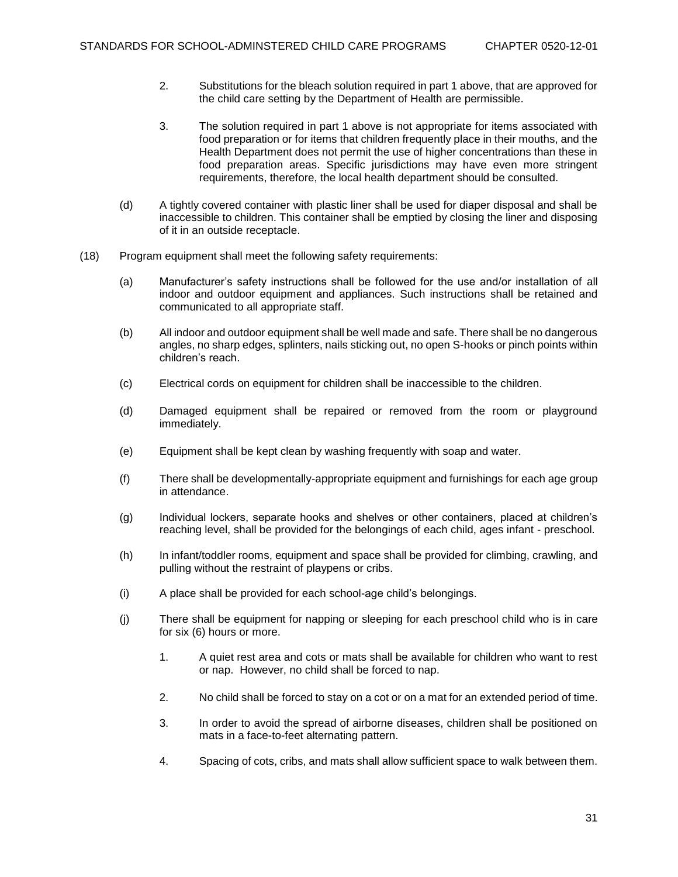2. Substitutions for the bleach solution required in part 1 above, that are approved for the child care setting by the Department of Health are permissible.

3. The solution required in part 1 above is not appropriate for items associated with food preparation or for items that children frequently place in their mouths, and the Health Department does not permit the use of higher concentrations than these in food preparation areas. Specific jurisdictions may have even more stringent requirements, therefore, the local health department should be consulted.

(d) A tightly covered container with plastic liner shall be used for diaper disposal and shall be inaccessible to children. This container shall be emptied by closing the liner and disposing of it in an outside receptacle.

(18) Program equipment shall meet the following safety requirements:

(a) Manufacturer's safety instructions shall be followed for the use and/or installation of all indoor and outdoor equipment and appliances. Such instructions shall be retained and communicated to all appropriate staff.

(b) All indoor and outdoor equipment shall be well made and safe. There shall be no dangerous angles, no sharp edges, splinters, nails sticking out, no open S-hooks or pinch points within children's reach.

(c) Electrical cords on equipment for children shall be inaccessible to the children.

(d) Damaged equipment shall be repaired or removed from the room or playground immediately.

(e) Equipment shall be kept clean by washing frequently with soap and water.

(f) There shall be developmentally-appropriate equipment and furnishings for each age group in attendance.

(g) Individual lockers, separate hooks and shelves or other containers, placed at children's reaching level, shall be provided for the belongings of each child, ages infant - preschool.

(h) In infant/toddler rooms, equipment and space shall be provided for climbing, crawling, and pulling without the restraint of playpens or cribs.

(i) A place shall be provided for each school-age child's belongings.

(j) There shall be equipment for napping or sleeping for each preschool child who is in care for six (6) hours or more.

1. A quiet rest area and cots or mats shall be available for children who want to rest or nap. However, no child shall be forced to nap.

2. No child shall be forced to stay on a cot or on a mat for an extended period of time.

3. In order to avoid the spread of airborne diseases, children shall be positioned on mats in a face-to-feet alternating pattern.

4. Spacing of cots, cribs, and mats shall allow sufficient space to walk between them.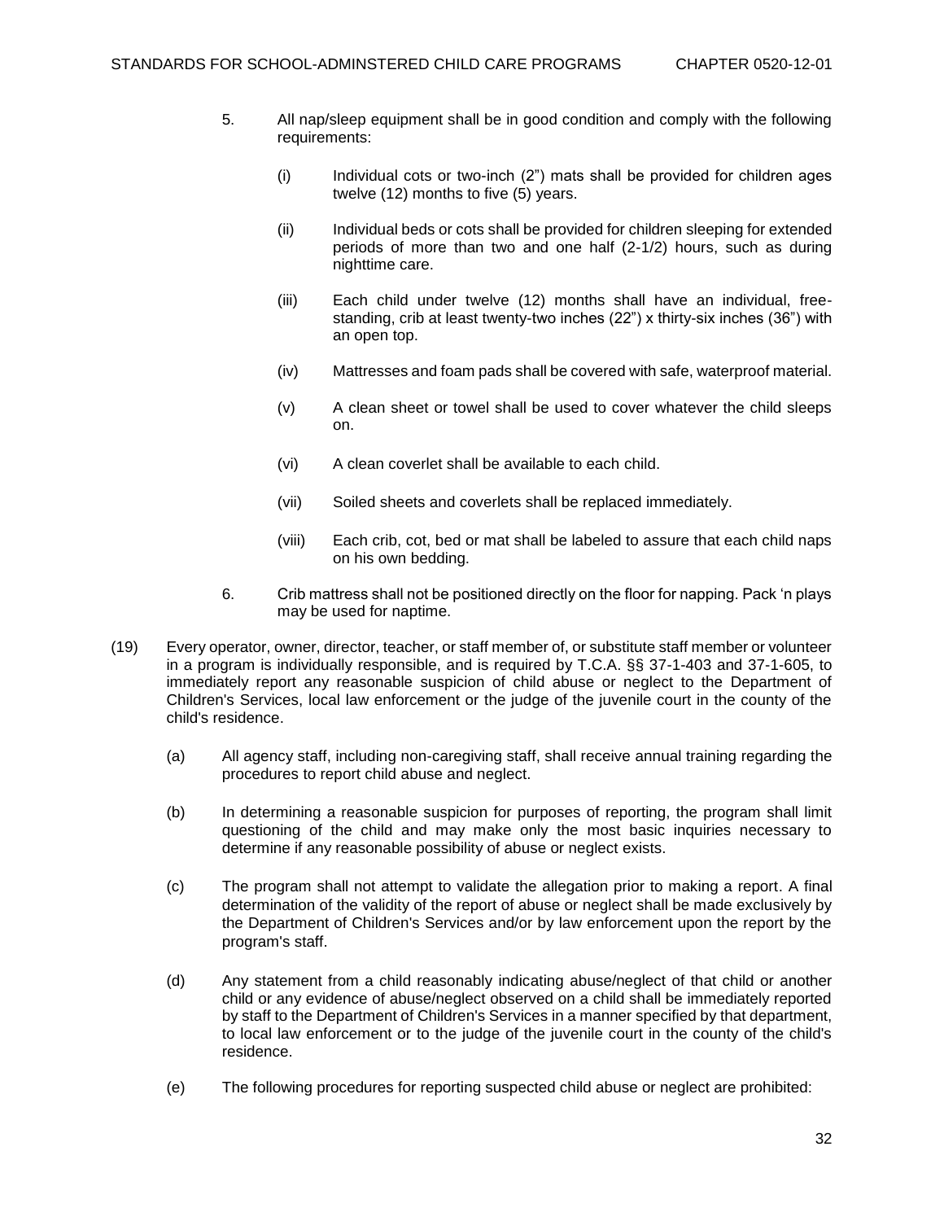5. All nap/sleep equipment shall be in good condition and comply with the following requirements:

    (i) Individual cots or two-inch (2”) mats shall be provided for children ages twelve (12) months to five (5) years.

    (ii) Individual beds or cots shall be provided for children sleeping for extended periods of more than two and one half (2-1/2) hours, such as during nighttime care.

    (iii) Each child under twelve (12) months shall have an individual, free-standing, crib at least twenty-two inches (22”) x thirty-six inches (36”) with an open top.

    (iv) Mattresses and foam pads shall be covered with safe, waterproof material.

    (v) A clean sheet or towel shall be used to cover whatever the child sleeps on.

    (vi) A clean coverlet shall be available to each child.

    (vii) Soiled sheets and coverlets shall be replaced immediately.

    (viii) Each crib, cot, bed or mat shall be labeled to assure that each child naps on his own bedding.

6. Crib mattress shall not be positioned directly on the floor for napping. Pack ‘n plays may be used for naptime.

(19) Every operator, owner, director, teacher, or staff member of, or substitute staff member or volunteer in a program is individually responsible, and is required by T.C.A. §§ 37-1-403 and 37-1-605, to immediately report any reasonable suspicion of child abuse or neglect to the Department of Children's Services, local law enforcement or the judge of the juvenile court in the county of the child's residence.

    (a) All agency staff, including non-caregiving staff, shall receive annual training regarding the procedures to report child abuse and neglect.

    (b) In determining a reasonable suspicion for purposes of reporting, the program shall limit questioning of the child and may make only the most basic inquiries necessary to determine if any reasonable possibility of abuse or neglect exists.

    (c) The program shall not attempt to validate the allegation prior to making a report. A final determination of the validity of the report of abuse or neglect shall be made exclusively by the Department of Children's Services and/or by law enforcement upon the report by the program's staff.

    (d) Any statement from a child reasonably indicating abuse/neglect of that child or another child or any evidence of abuse/neglect observed on a child shall be immediately reported by staff to the Department of Children's Services in a manner specified by that department, to local law enforcement or to the judge of the juvenile court in the county of the child's residence.

    (e) The following procedures for reporting suspected child abuse or neglect are prohibited: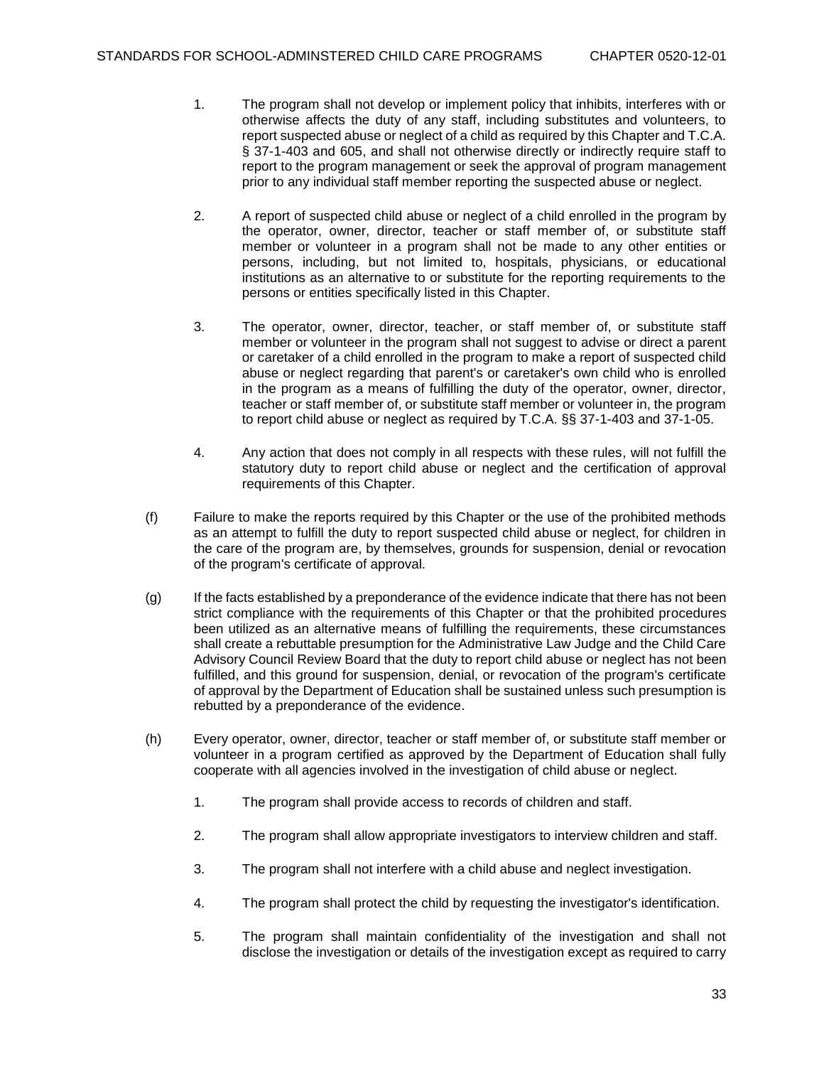1. The program shall not develop or implement policy that inhibits, interferes with or otherwise affects the duty of any staff, including substitutes and volunteers, to report suspected abuse or neglect of a child as required by this Chapter and T.C.A. § 37-1-403 and 605, and shall not otherwise directly or indirectly require staff to report to the program management or seek the approval of program management prior to any individual staff member reporting the suspected abuse or neglect.

2. A report of suspected child abuse or neglect of a child enrolled in the program by the operator, owner, director, teacher or staff member of, or substitute staff member or volunteer in a program shall not be made to any other entities or persons, including, but not limited to, hospitals, physicians, or educational institutions as an alternative to or substitute for the reporting requirements to the persons or entities specifically listed in this Chapter.

3. The operator, owner, director, teacher, or staff member of, or substitute staff member or volunteer in the program shall not suggest to advise or direct a parent or caretaker of a child enrolled in the program to make a report of suspected child abuse or neglect regarding that parent's or caretaker's own child who is enrolled in the program as a means of fulfilling the duty of the operator, owner, director, teacher or staff member of, or substitute staff member or volunteer in, the program to report child abuse or neglect as required by T.C.A. §§ 37-1-403 and 37-1-05.

4. Any action that does not comply in all respects with these rules, will not fulfill the statutory duty to report child abuse or neglect and the certification of approval requirements of this Chapter.

(f) Failure to make the reports required by this Chapter or the use of the prohibited methods as an attempt to fulfill the duty to report suspected child abuse or neglect, for children in the care of the program are, by themselves, grounds for suspension, denial or revocation of the program's certificate of approval.

(g) If the facts established by a preponderance of the evidence indicate that there has not been strict compliance with the requirements of this Chapter or that the prohibited procedures been utilized as an alternative means of fulfilling the requirements, these circumstances shall create a rebuttable presumption for the Administrative Law Judge and the Child Care Advisory Council Review Board that the duty to report child abuse or neglect has not been fulfilled, and this ground for suspension, denial, or revocation of the program's certificate of approval by the Department of Education shall be sustained unless such presumption is rebutted by a preponderance of the evidence.

(h) Every operator, owner, director, teacher or staff member of, or substitute staff member or volunteer in a program certified as approved by the Department of Education shall fully cooperate with all agencies involved in the investigation of child abuse or neglect.

1. The program shall provide access to records of children and staff.

2. The program shall allow appropriate investigators to interview children and staff.

3. The program shall not interfere with a child abuse and neglect investigation.

4. The program shall protect the child by requesting the investigator's identification.

5. The program shall maintain confidentiality of the investigation and shall not disclose the investigation or details of the investigation except as required to carry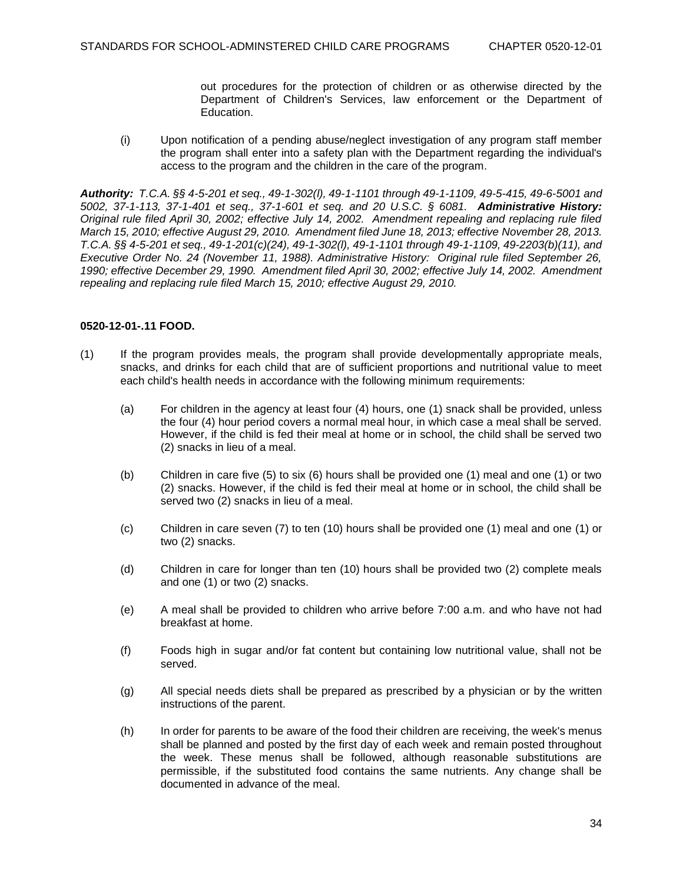out procedures for the protection of children or as otherwise directed by the Department of Children's Services, law enforcement or the Department of Education.

(i) Upon notification of a pending abuse/neglect investigation of any program staff member the program shall enter into a safety plan with the Department regarding the individual's access to the program and the children in the care of the program.

***Authority:*** *T.C.A. §§ 4-5-201 et seq., 49-1-302(l), 49-1-1101 through 49-1-1109, 49-5-415, 49-6-5001 and 5002, 37-1-113, 37-1-401 et seq., 37-1-601 et seq. and 20 U.S.C. § 6081.* ***Administrative History:*** *Original rule filed April 30, 2002; effective July 14, 2002. Amendment repealing and replacing rule filed March 15, 2010; effective August 29, 2010. Amendment filed June 18, 2013; effective November 28, 2013. T.C.A. §§ 4-5-201 et seq., 49-1-201(c)(24), 49-1-302(l), 49-1-1101 through 49-1-1109, 49-2203(b)(11), and Executive Order No. 24 (November 11, 1988). Administrative History: Original rule filed September 26, 1990; effective December 29, 1990. Amendment filed April 30, 2002; effective July 14, 2002. Amendment repealing and replacing rule filed March 15, 2010; effective August 29, 2010.*

**0520-12-01-.11 FOOD.**

(1) If the program provides meals, the program shall provide developmentally appropriate meals, snacks, and drinks for each child that are of sufficient proportions and nutritional value to meet each child's health needs in accordance with the following minimum requirements:

(a) For children in the agency at least four (4) hours, one (1) snack shall be provided, unless the four (4) hour period covers a normal meal hour, in which case a meal shall be served. However, if the child is fed their meal at home or in school, the child shall be served two (2) snacks in lieu of a meal.

(b) Children in care five (5) to six (6) hours shall be provided one (1) meal and one (1) or two (2) snacks. However, if the child is fed their meal at home or in school, the child shall be served two (2) snacks in lieu of a meal.

(c) Children in care seven (7) to ten (10) hours shall be provided one (1) meal and one (1) or two (2) snacks.

(d) Children in care for longer than ten (10) hours shall be provided two (2) complete meals and one (1) or two (2) snacks.

(e) A meal shall be provided to children who arrive before 7:00 a.m. and who have not had breakfast at home.

(f) Foods high in sugar and/or fat content but containing low nutritional value, shall not be served.

(g) All special needs diets shall be prepared as prescribed by a physician or by the written instructions of the parent.

(h) In order for parents to be aware of the food their children are receiving, the week's menus shall be planned and posted by the first day of each week and remain posted throughout the week. These menus shall be followed, although reasonable substitutions are permissible, if the substituted food contains the same nutrients. Any change shall be documented in advance of the meal.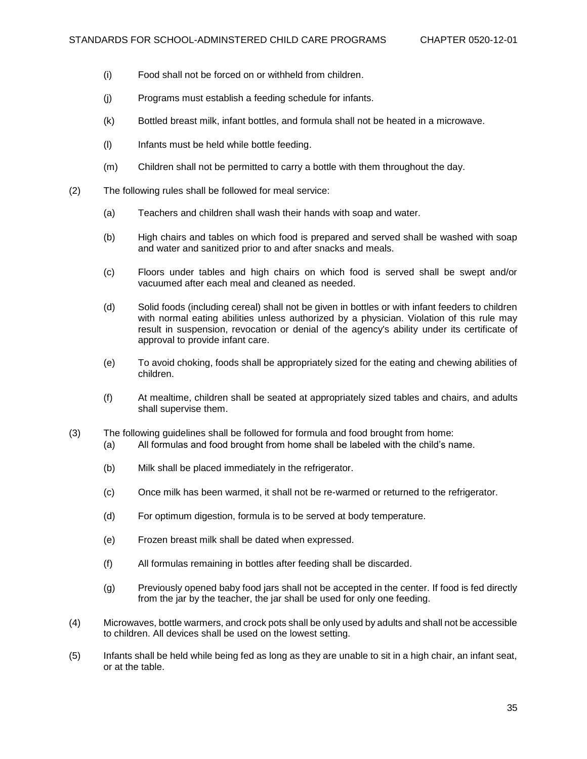(i) Food shall not be forced on or withheld from children.

(j) Programs must establish a feeding schedule for infants.

(k) Bottled breast milk, infant bottles, and formula shall not be heated in a microwave.

(l) Infants must be held while bottle feeding.

(m) Children shall not be permitted to carry a bottle with them throughout the day.

(2) The following rules shall be followed for meal service:

(a) Teachers and children shall wash their hands with soap and water.

(b) High chairs and tables on which food is prepared and served shall be washed with soap and water and sanitized prior to and after snacks and meals.

(c) Floors under tables and high chairs on which food is served shall be swept and/or vacuumed after each meal and cleaned as needed.

(d) Solid foods (including cereal) shall not be given in bottles or with infant feeders to children with normal eating abilities unless authorized by a physician. Violation of this rule may result in suspension, revocation or denial of the agency's ability under its certificate of approval to provide infant care.

(e) To avoid choking, foods shall be appropriately sized for the eating and chewing abilities of children.

(f) At mealtime, children shall be seated at appropriately sized tables and chairs, and adults shall supervise them.

(3) The following guidelines shall be followed for formula and food brought from home:

(a) All formulas and food brought from home shall be labeled with the child's name.

(b) Milk shall be placed immediately in the refrigerator.

(c) Once milk has been warmed, it shall not be re-warmed or returned to the refrigerator.

(d) For optimum digestion, formula is to be served at body temperature.

(e) Frozen breast milk shall be dated when expressed.

(f) All formulas remaining in bottles after feeding shall be discarded.

(g) Previously opened baby food jars shall not be accepted in the center. If food is fed directly from the jar by the teacher, the jar shall be used for only one feeding.

(4) Microwaves, bottle warmers, and crock pots shall be only used by adults and shall not be accessible to children. All devices shall be used on the lowest setting.

(5) Infants shall be held while being fed as long as they are unable to sit in a high chair, an infant seat, or at the table.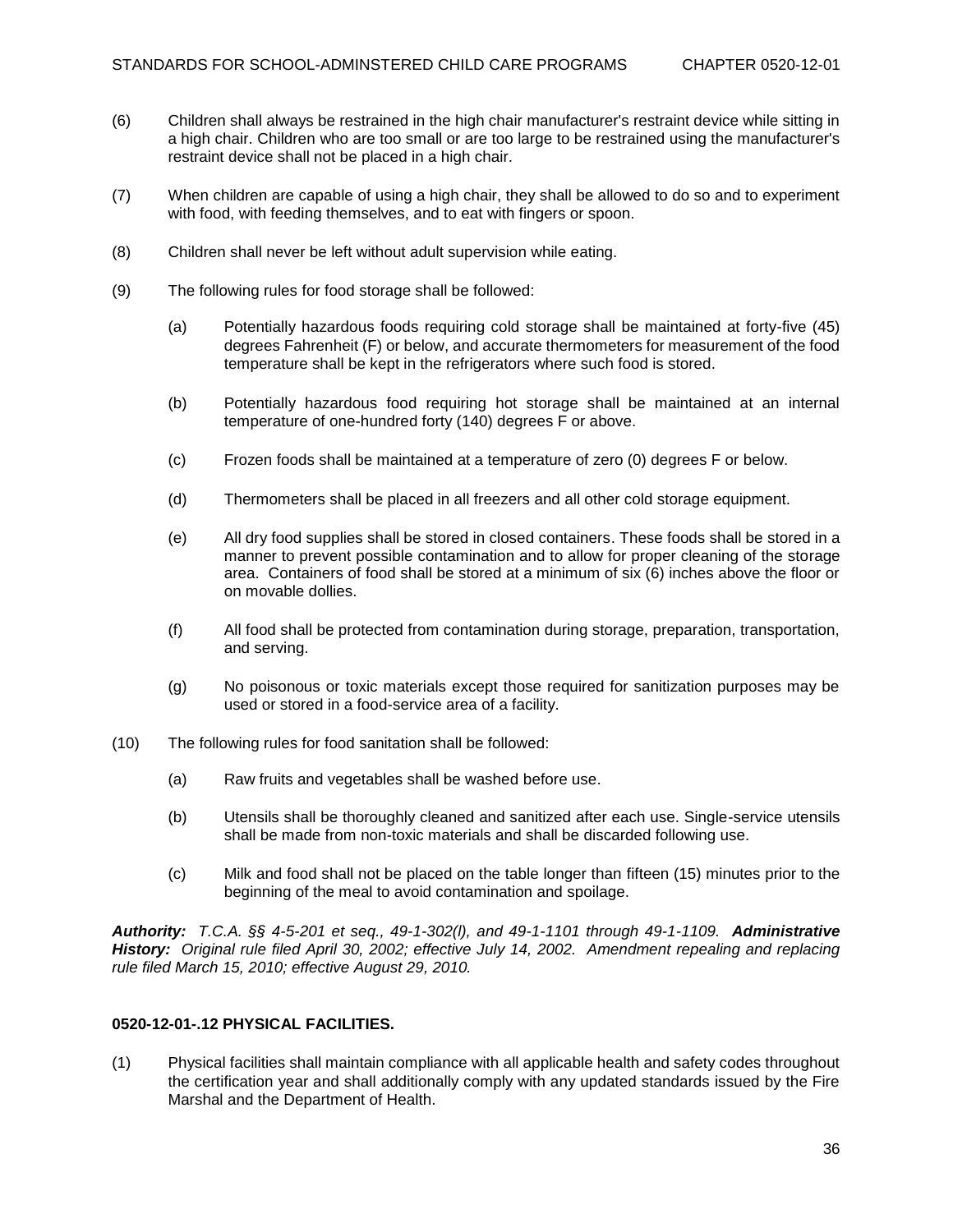(6) Children shall always be restrained in the high chair manufacturer's restraint device while sitting in a high chair. Children who are too small or are too large to be restrained using the manufacturer's restraint device shall not be placed in a high chair.

(7) When children are capable of using a high chair, they shall be allowed to do so and to experiment with food, with feeding themselves, and to eat with fingers or spoon.

(8) Children shall never be left without adult supervision while eating.

(9) The following rules for food storage shall be followed:

   (a) Potentially hazardous foods requiring cold storage shall be maintained at forty-five (45) degrees Fahrenheit (F) or below, and accurate thermometers for measurement of the food temperature shall be kept in the refrigerators where such food is stored.

   (b) Potentially hazardous food requiring hot storage shall be maintained at an internal temperature of one-hundred forty (140) degrees F or above.

   (c) Frozen foods shall be maintained at a temperature of zero (0) degrees F or below.

   (d) Thermometers shall be placed in all freezers and all other cold storage equipment.

   (e) All dry food supplies shall be stored in closed containers. These foods shall be stored in a manner to prevent possible contamination and to allow for proper cleaning of the storage area. Containers of food shall be stored at a minimum of six (6) inches above the floor or on movable dollies.

   (f) All food shall be protected from contamination during storage, preparation, transportation, and serving.

   (g) No poisonous or toxic materials except those required for sanitization purposes may be used or stored in a food-service area of a facility.

(10) The following rules for food sanitation shall be followed:

   (a) Raw fruits and vegetables shall be washed before use.

   (b) Utensils shall be thoroughly cleaned and sanitized after each use. Single-service utensils shall be made from non-toxic materials and shall be discarded following use.

   (c) Milk and food shall not be placed on the table longer than fifteen (15) minutes prior to the beginning of the meal to avoid contamination and spoilage.

***Authority:*** *T.C.A. §§ 4-5-201 et seq., 49-1-302(l), and 49-1-1101 through 49-1-1109.* ***Administrative History:*** *Original rule filed April 30, 2002; effective July 14, 2002. Amendment repealing and replacing rule filed March 15, 2010; effective August 29, 2010.*

**0520-12-01-.12 PHYSICAL FACILITIES.**

(1) Physical facilities shall maintain compliance with all applicable health and safety codes throughout the certification year and shall additionally comply with any updated standards issued by the Fire Marshal and the Department of Health.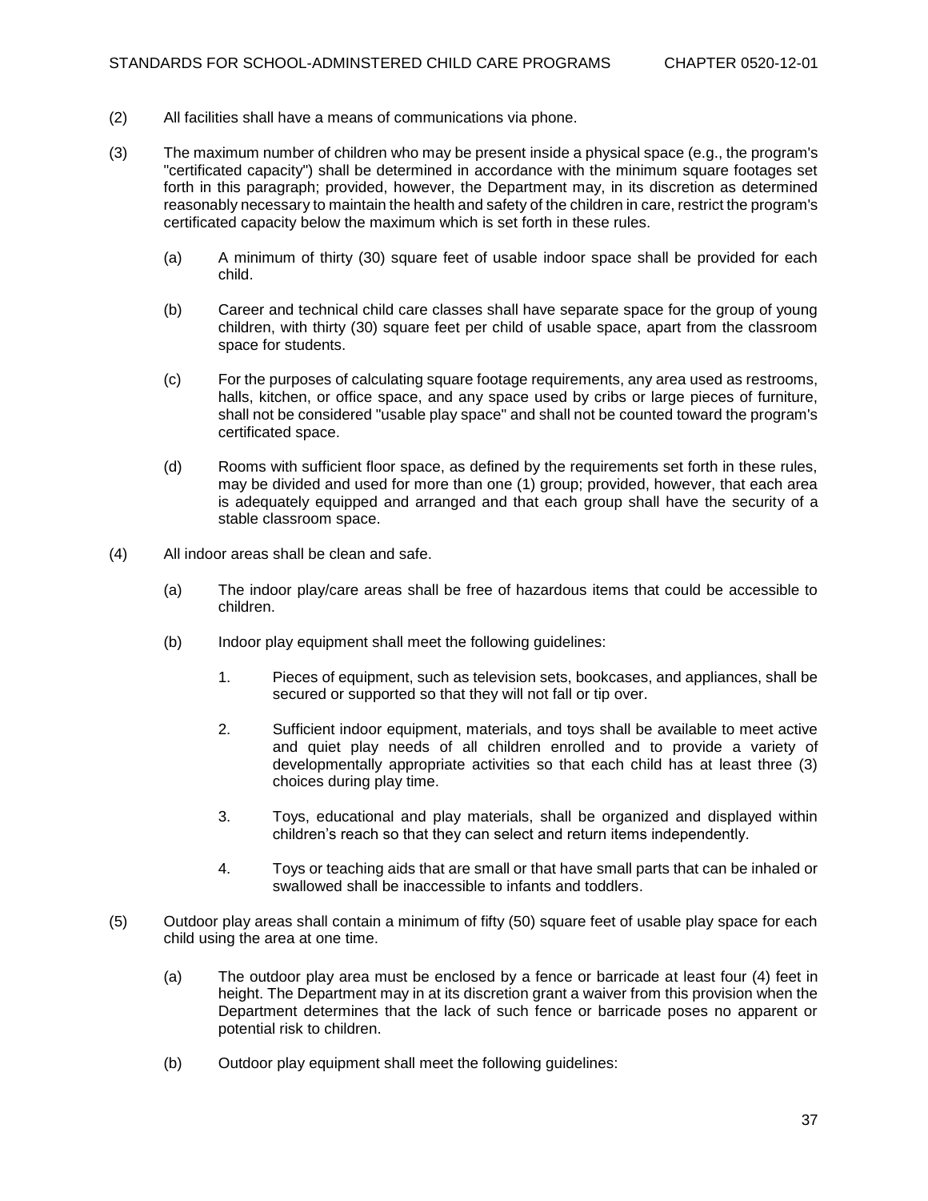(2) All facilities shall have a means of communications via phone.

(3) The maximum number of children who may be present inside a physical space (e.g., the program's "certificated capacity") shall be determined in accordance with the minimum square footages set forth in this paragraph; provided, however, the Department may, in its discretion as determined reasonably necessary to maintain the health and safety of the children in care, restrict the program's certificated capacity below the maximum which is set forth in these rules.

   (a) A minimum of thirty (30) square feet of usable indoor space shall be provided for each child.

   (b) Career and technical child care classes shall have separate space for the group of young children, with thirty (30) square feet per child of usable space, apart from the classroom space for students.

   (c) For the purposes of calculating square footage requirements, any area used as restrooms, halls, kitchen, or office space, and any space used by cribs or large pieces of furniture, shall not be considered "usable play space" and shall not be counted toward the program's certificated space.

   (d) Rooms with sufficient floor space, as defined by the requirements set forth in these rules, may be divided and used for more than one (1) group; provided, however, that each area is adequately equipped and arranged and that each group shall have the security of a stable classroom space.

(4) All indoor areas shall be clean and safe.

   (a) The indoor play/care areas shall be free of hazardous items that could be accessible to children.

   (b) Indoor play equipment shall meet the following guidelines:

      1. Pieces of equipment, such as television sets, bookcases, and appliances, shall be secured or supported so that they will not fall or tip over.

      2. Sufficient indoor equipment, materials, and toys shall be available to meet active and quiet play needs of all children enrolled and to provide a variety of developmentally appropriate activities so that each child has at least three (3) choices during play time.

      3. Toys, educational and play materials, shall be organized and displayed within children's reach so that they can select and return items independently.

      4. Toys or teaching aids that are small or that have small parts that can be inhaled or swallowed shall be inaccessible to infants and toddlers.

(5) Outdoor play areas shall contain a minimum of fifty (50) square feet of usable play space for each child using the area at one time.

   (a) The outdoor play area must be enclosed by a fence or barricade at least four (4) feet in height. The Department may in at its discretion grant a waiver from this provision when the Department determines that the lack of such fence or barricade poses no apparent or potential risk to children.

   (b) Outdoor play equipment shall meet the following guidelines: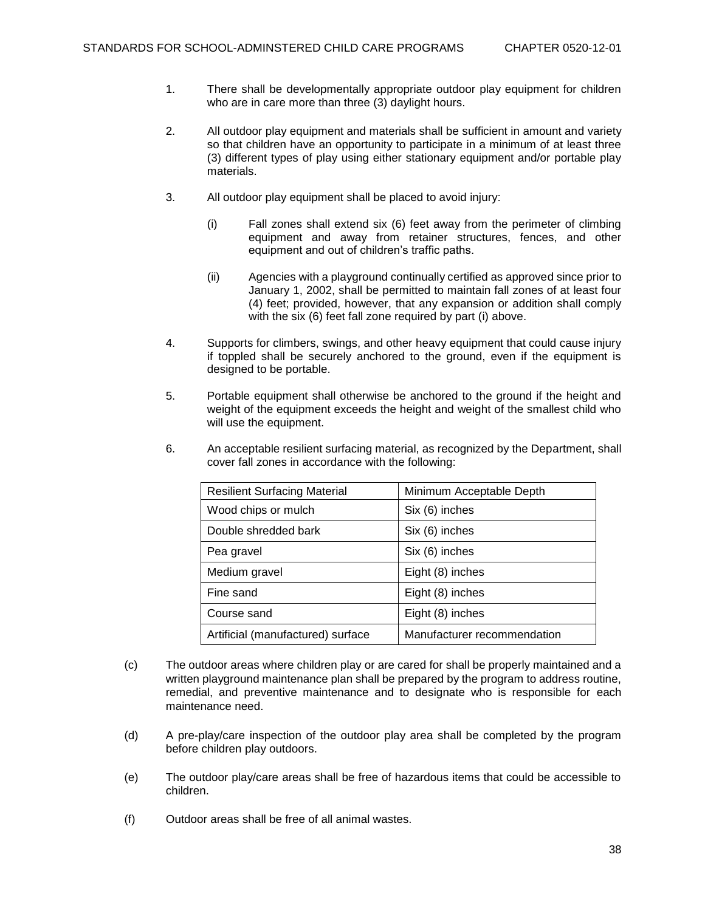1. There shall be developmentally appropriate outdoor play equipment for children who are in care more than three (3) daylight hours.

2. All outdoor play equipment and materials shall be sufficient in amount and variety so that children have an opportunity to participate in a minimum of at least three (3) different types of play using either stationary equipment and/or portable play materials.

3. All outdoor play equipment shall be placed to avoid injury:

   (i) Fall zones shall extend six (6) feet away from the perimeter of climbing equipment and away from retainer structures, fences, and other equipment and out of children's traffic paths.

   (ii) Agencies with a playground continually certified as approved since prior to January 1, 2002, shall be permitted to maintain fall zones of at least four (4) feet; provided, however, that any expansion or addition shall comply with the six (6) feet fall zone required by part (i) above.

4. Supports for climbers, swings, and other heavy equipment that could cause injury if toppled shall be securely anchored to the ground, even if the equipment is designed to be portable.

5. Portable equipment shall otherwise be anchored to the ground if the height and weight of the equipment exceeds the height and weight of the smallest child who will use the equipment.

6. An acceptable resilient surfacing material, as recognized by the Department, shall cover fall zones in accordance with the following:

| Resilient Surfacing Material | Minimum Acceptable Depth |
|---|---|
| Wood chips or mulch | Six (6) inches |
| Double shredded bark | Six (6) inches |
| Pea gravel | Six (6) inches |
| Medium gravel | Eight (8) inches |
| Fine sand | Eight (8) inches |
| Course sand | Eight (8) inches |
| Artificial (manufactured) surface | Manufacturer recommendation |

(c) The outdoor areas where children play or are cared for shall be properly maintained and a written playground maintenance plan shall be prepared by the program to address routine, remedial, and preventive maintenance and to designate who is responsible for each maintenance need.

(d) A pre-play/care inspection of the outdoor play area shall be completed by the program before children play outdoors.

(e) The outdoor play/care areas shall be free of hazardous items that could be accessible to children.

(f) Outdoor areas shall be free of all animal wastes.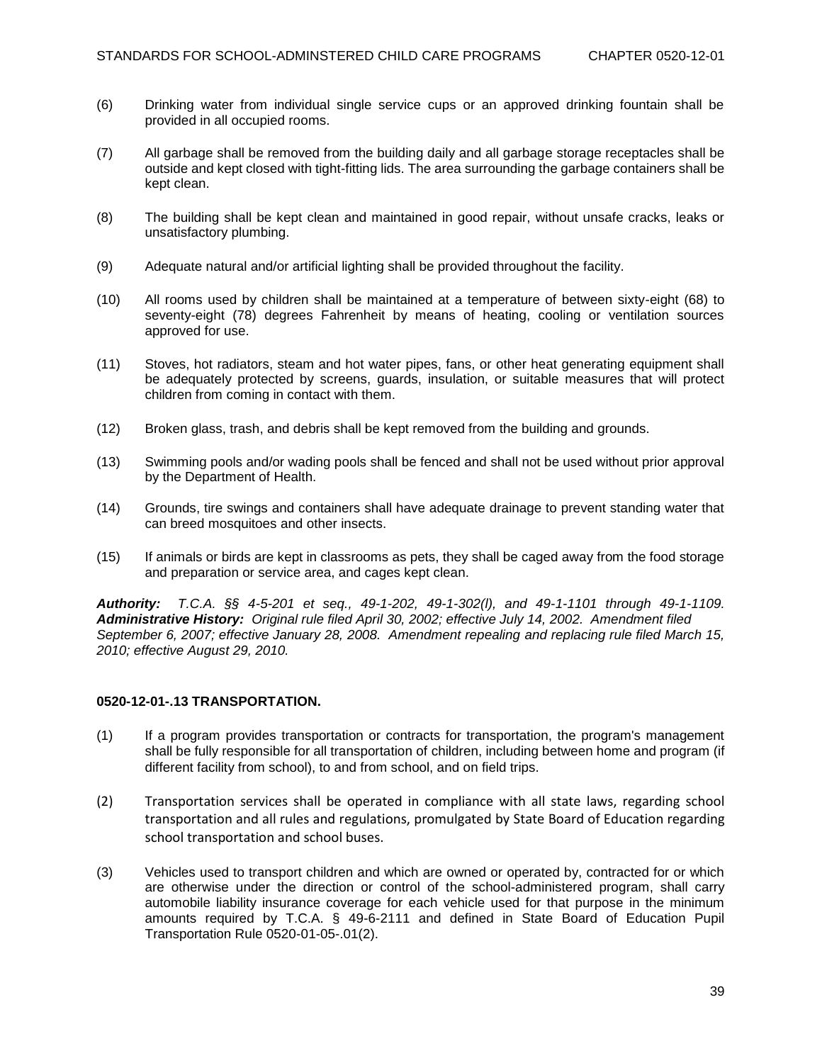(6) Drinking water from individual single service cups or an approved drinking fountain shall be provided in all occupied rooms.

(7) All garbage shall be removed from the building daily and all garbage storage receptacles shall be outside and kept closed with tight-fitting lids. The area surrounding the garbage containers shall be kept clean.

(8) The building shall be kept clean and maintained in good repair, without unsafe cracks, leaks or unsatisfactory plumbing.

(9) Adequate natural and/or artificial lighting shall be provided throughout the facility.

(10) All rooms used by children shall be maintained at a temperature of between sixty-eight (68) to seventy-eight (78) degrees Fahrenheit by means of heating, cooling or ventilation sources approved for use.

(11) Stoves, hot radiators, steam and hot water pipes, fans, or other heat generating equipment shall be adequately protected by screens, guards, insulation, or suitable measures that will protect children from coming in contact with them.

(12) Broken glass, trash, and debris shall be kept removed from the building and grounds.

(13) Swimming pools and/or wading pools shall be fenced and shall not be used without prior approval by the Department of Health.

(14) Grounds, tire swings and containers shall have adequate drainage to prevent standing water that can breed mosquitoes and other insects.

(15) If animals or birds are kept in classrooms as pets, they shall be caged away from the food storage and preparation or service area, and cages kept clean.

***Authority:*** *T.C.A. §§ 4-5-201 et seq., 49-1-202, 49-1-302(l), and 49-1-1101 through 49-1-1109.* ***Administrative History:*** *Original rule filed April 30, 2002; effective July 14, 2002. Amendment filed September 6, 2007; effective January 28, 2008. Amendment repealing and replacing rule filed March 15, 2010; effective August 29, 2010.*

**0520-12-01-.13 TRANSPORTATION.**

(1) If a program provides transportation or contracts for transportation, the program's management shall be fully responsible for all transportation of children, including between home and program (if different facility from school), to and from school, and on field trips.

(2) Transportation services shall be operated in compliance with all state laws, regarding school transportation and all rules and regulations, promulgated by State Board of Education regarding school transportation and school buses.

(3) Vehicles used to transport children and which are owned or operated by, contracted for or which are otherwise under the direction or control of the school-administered program, shall carry automobile liability insurance coverage for each vehicle used for that purpose in the minimum amounts required by T.C.A. § 49-6-2111 and defined in State Board of Education Pupil Transportation Rule 0520-01-05-.01(2).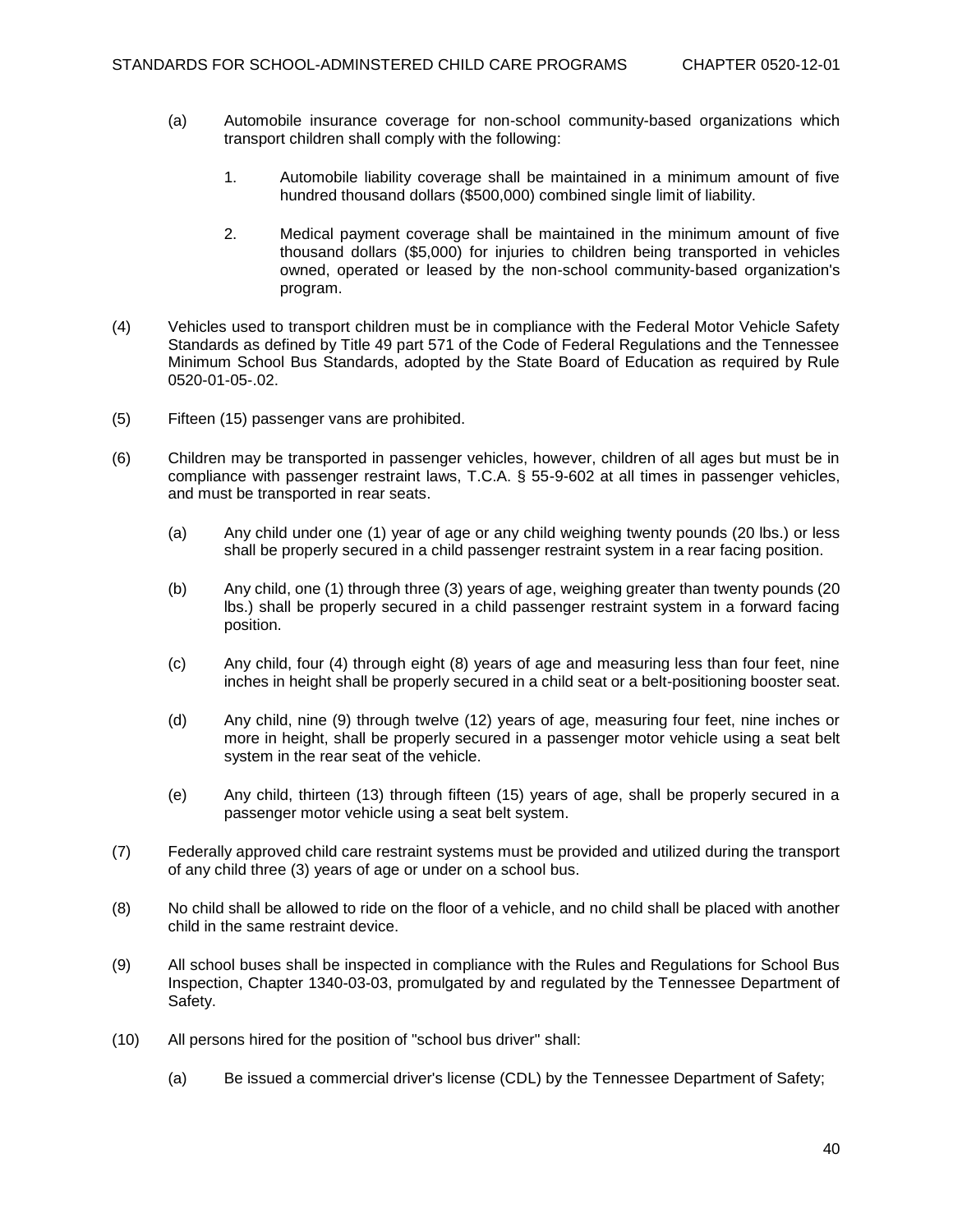(a) Automobile insurance coverage for non-school community-based organizations which transport children shall comply with the following:

1. Automobile liability coverage shall be maintained in a minimum amount of five hundred thousand dollars ($500,000) combined single limit of liability.

2. Medical payment coverage shall be maintained in the minimum amount of five thousand dollars ($5,000) for injuries to children being transported in vehicles owned, operated or leased by the non-school community-based organization's program.

(4) Vehicles used to transport children must be in compliance with the Federal Motor Vehicle Safety Standards as defined by Title 49 part 571 of the Code of Federal Regulations and the Tennessee Minimum School Bus Standards, adopted by the State Board of Education as required by Rule 0520-01-05-.02.

(5) Fifteen (15) passenger vans are prohibited.

(6) Children may be transported in passenger vehicles, however, children of all ages but must be in compliance with passenger restraint laws, T.C.A. § 55-9-602 at all times in passenger vehicles, and must be transported in rear seats.

(a) Any child under one (1) year of age or any child weighing twenty pounds (20 lbs.) or less shall be properly secured in a child passenger restraint system in a rear facing position.

(b) Any child, one (1) through three (3) years of age, weighing greater than twenty pounds (20 lbs.) shall be properly secured in a child passenger restraint system in a forward facing position.

(c) Any child, four (4) through eight (8) years of age and measuring less than four feet, nine inches in height shall be properly secured in a child seat or a belt-positioning booster seat.

(d) Any child, nine (9) through twelve (12) years of age, measuring four feet, nine inches or more in height, shall be properly secured in a passenger motor vehicle using a seat belt system in the rear seat of the vehicle.

(e) Any child, thirteen (13) through fifteen (15) years of age, shall be properly secured in a passenger motor vehicle using a seat belt system.

(7) Federally approved child care restraint systems must be provided and utilized during the transport of any child three (3) years of age or under on a school bus.

(8) No child shall be allowed to ride on the floor of a vehicle, and no child shall be placed with another child in the same restraint device.

(9) All school buses shall be inspected in compliance with the Rules and Regulations for School Bus Inspection, Chapter 1340-03-03, promulgated by and regulated by the Tennessee Department of Safety.

(10) All persons hired for the position of "school bus driver" shall:

(a) Be issued a commercial driver's license (CDL) by the Tennessee Department of Safety;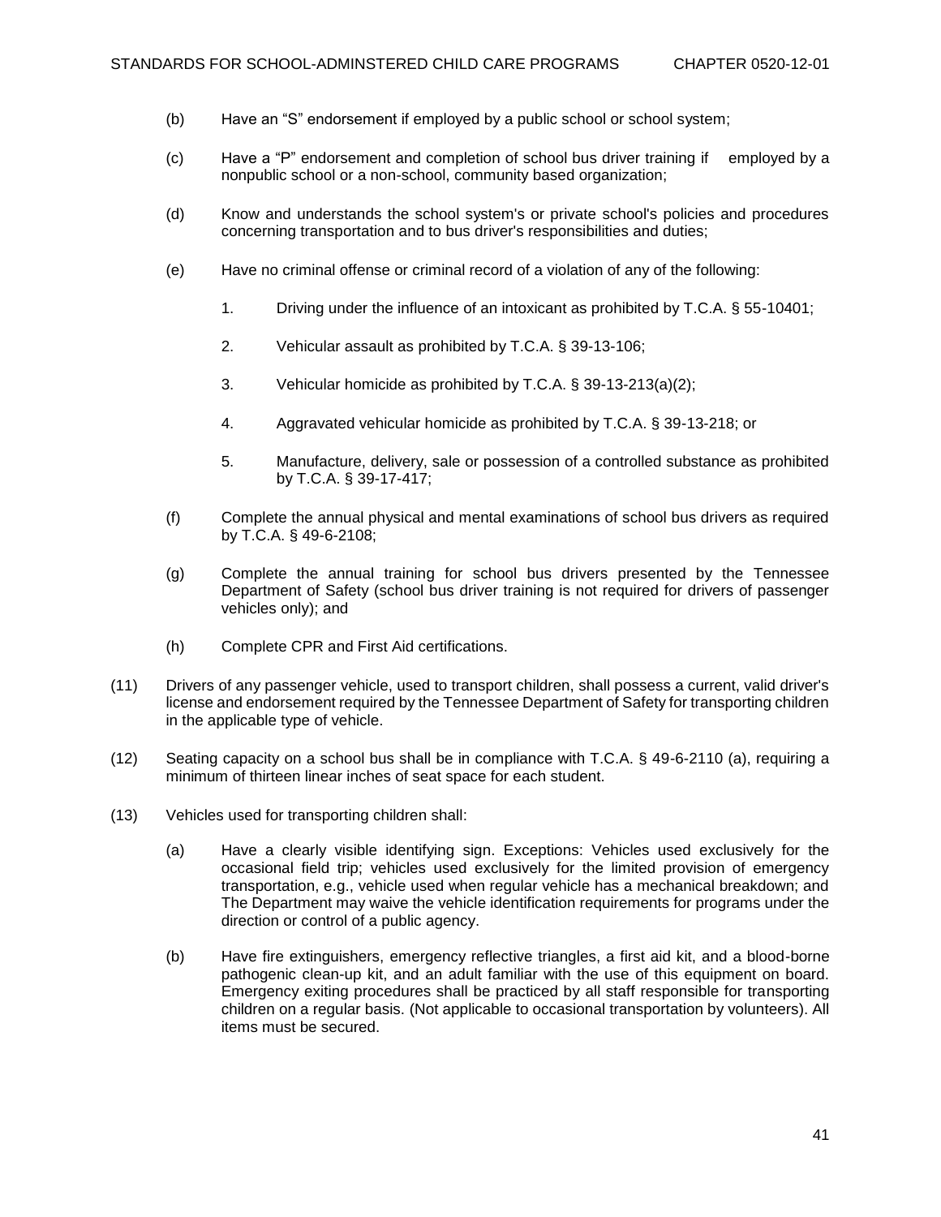(b) Have an "S" endorsement if employed by a public school or school system;

(c) Have a "P" endorsement and completion of school bus driver training if employed by a nonpublic school or a non-school, community based organization;

(d) Know and understands the school system's or private school's policies and procedures concerning transportation and to bus driver's responsibilities and duties;

(e) Have no criminal offense or criminal record of a violation of any of the following:

1. Driving under the influence of an intoxicant as prohibited by T.C.A. § 55-10401;

2. Vehicular assault as prohibited by T.C.A. § 39-13-106;

3. Vehicular homicide as prohibited by T.C.A. § 39-13-213(a)(2);

4. Aggravated vehicular homicide as prohibited by T.C.A. § 39-13-218; or

5. Manufacture, delivery, sale or possession of a controlled substance as prohibited by T.C.A. § 39-17-417;

(f) Complete the annual physical and mental examinations of school bus drivers as required by T.C.A. § 49-6-2108;

(g) Complete the annual training for school bus drivers presented by the Tennessee Department of Safety (school bus driver training is not required for drivers of passenger vehicles only); and

(h) Complete CPR and First Aid certifications.

(11) Drivers of any passenger vehicle, used to transport children, shall possess a current, valid driver's license and endorsement required by the Tennessee Department of Safety for transporting children in the applicable type of vehicle.

(12) Seating capacity on a school bus shall be in compliance with T.C.A. § 49-6-2110 (a), requiring a minimum of thirteen linear inches of seat space for each student.

(13) Vehicles used for transporting children shall:

(a) Have a clearly visible identifying sign. Exceptions: Vehicles used exclusively for the occasional field trip; vehicles used exclusively for the limited provision of emergency transportation, e.g., vehicle used when regular vehicle has a mechanical breakdown; and The Department may waive the vehicle identification requirements for programs under the direction or control of a public agency.

(b) Have fire extinguishers, emergency reflective triangles, a first aid kit, and a blood-borne pathogenic clean-up kit, and an adult familiar with the use of this equipment on board. Emergency exiting procedures shall be practiced by all staff responsible for transporting children on a regular basis. (Not applicable to occasional transportation by volunteers). All items must be secured.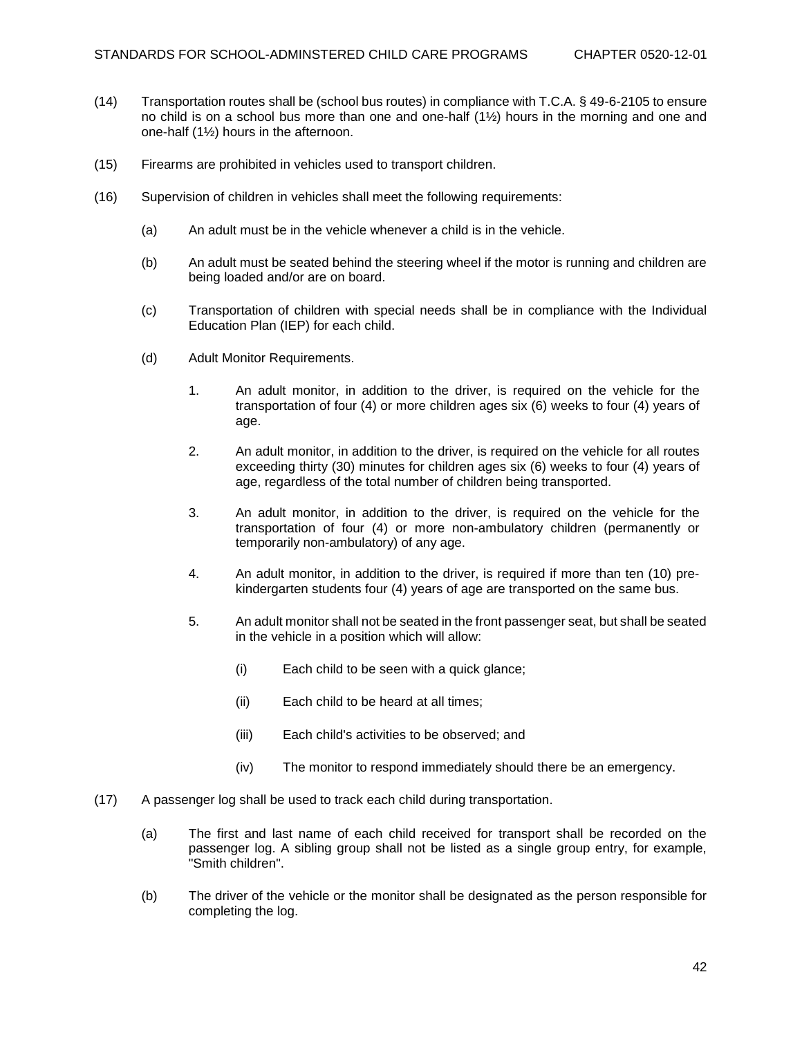(14) Transportation routes shall be (school bus routes) in compliance with T.C.A. § 49-6-2105 to ensure no child is on a school bus more than one and one-half (1½) hours in the morning and one and one-half (1½) hours in the afternoon.

(15) Firearms are prohibited in vehicles used to transport children.

(16) Supervision of children in vehicles shall meet the following requirements:

(a) An adult must be in the vehicle whenever a child is in the vehicle.

(b) An adult must be seated behind the steering wheel if the motor is running and children are being loaded and/or are on board.

(c) Transportation of children with special needs shall be in compliance with the Individual Education Plan (IEP) for each child.

(d) Adult Monitor Requirements.

1. An adult monitor, in addition to the driver, is required on the vehicle for the transportation of four (4) or more children ages six (6) weeks to four (4) years of age.

2. An adult monitor, in addition to the driver, is required on the vehicle for all routes exceeding thirty (30) minutes for children ages six (6) weeks to four (4) years of age, regardless of the total number of children being transported.

3. An adult monitor, in addition to the driver, is required on the vehicle for the transportation of four (4) or more non-ambulatory children (permanently or temporarily non-ambulatory) of any age.

4. An adult monitor, in addition to the driver, is required if more than ten (10) pre-kindergarten students four (4) years of age are transported on the same bus.

5. An adult monitor shall not be seated in the front passenger seat, but shall be seated in the vehicle in a position which will allow:

(i) Each child to be seen with a quick glance;

(ii) Each child to be heard at all times;

(iii) Each child's activities to be observed; and

(iv) The monitor to respond immediately should there be an emergency.

(17) A passenger log shall be used to track each child during transportation.

(a) The first and last name of each child received for transport shall be recorded on the passenger log. A sibling group shall not be listed as a single group entry, for example, "Smith children".

(b) The driver of the vehicle or the monitor shall be designated as the person responsible for completing the log.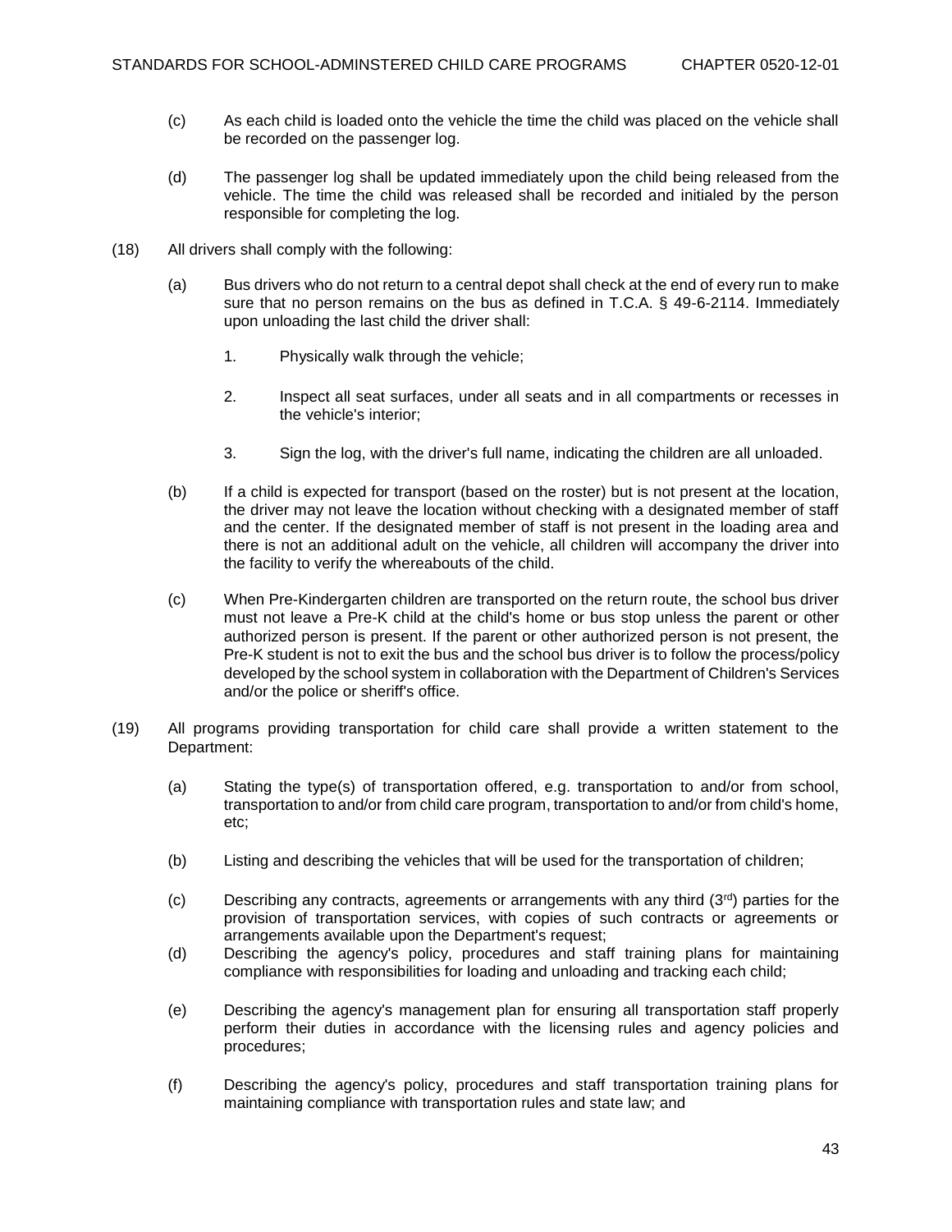(c) As each child is loaded onto the vehicle the time the child was placed on the vehicle shall be recorded on the passenger log.

(d) The passenger log shall be updated immediately upon the child being released from the vehicle. The time the child was released shall be recorded and initialed by the person responsible for completing the log.

(18) All drivers shall comply with the following:

(a) Bus drivers who do not return to a central depot shall check at the end of every run to make sure that no person remains on the bus as defined in T.C.A. § 49-6-2114. Immediately upon unloading the last child the driver shall:

1. Physically walk through the vehicle;

2. Inspect all seat surfaces, under all seats and in all compartments or recesses in the vehicle's interior;

3. Sign the log, with the driver's full name, indicating the children are all unloaded.

(b) If a child is expected for transport (based on the roster) but is not present at the location, the driver may not leave the location without checking with a designated member of staff and the center. If the designated member of staff is not present in the loading area and there is not an additional adult on the vehicle, all children will accompany the driver into the facility to verify the whereabouts of the child.

(c) When Pre-Kindergarten children are transported on the return route, the school bus driver must not leave a Pre-K child at the child's home or bus stop unless the parent or other authorized person is present. If the parent or other authorized person is not present, the Pre-K student is not to exit the bus and the school bus driver is to follow the process/policy developed by the school system in collaboration with the Department of Children's Services and/or the police or sheriff's office.

(19) All programs providing transportation for child care shall provide a written statement to the Department:

(a) Stating the type(s) of transportation offered, e.g. transportation to and/or from school, transportation to and/or from child care program, transportation to and/or from child's home, etc;

(b) Listing and describing the vehicles that will be used for the transportation of children;

(c) Describing any contracts, agreements or arrangements with any third (3rd) parties for the provision of transportation services, with copies of such contracts or agreements or arrangements available upon the Department's request;

(d) Describing the agency's policy, procedures and staff training plans for maintaining compliance with responsibilities for loading and unloading and tracking each child;

(e) Describing the agency's management plan for ensuring all transportation staff properly perform their duties in accordance with the licensing rules and agency policies and procedures;

(f) Describing the agency's policy, procedures and staff transportation training plans for maintaining compliance with transportation rules and state law; and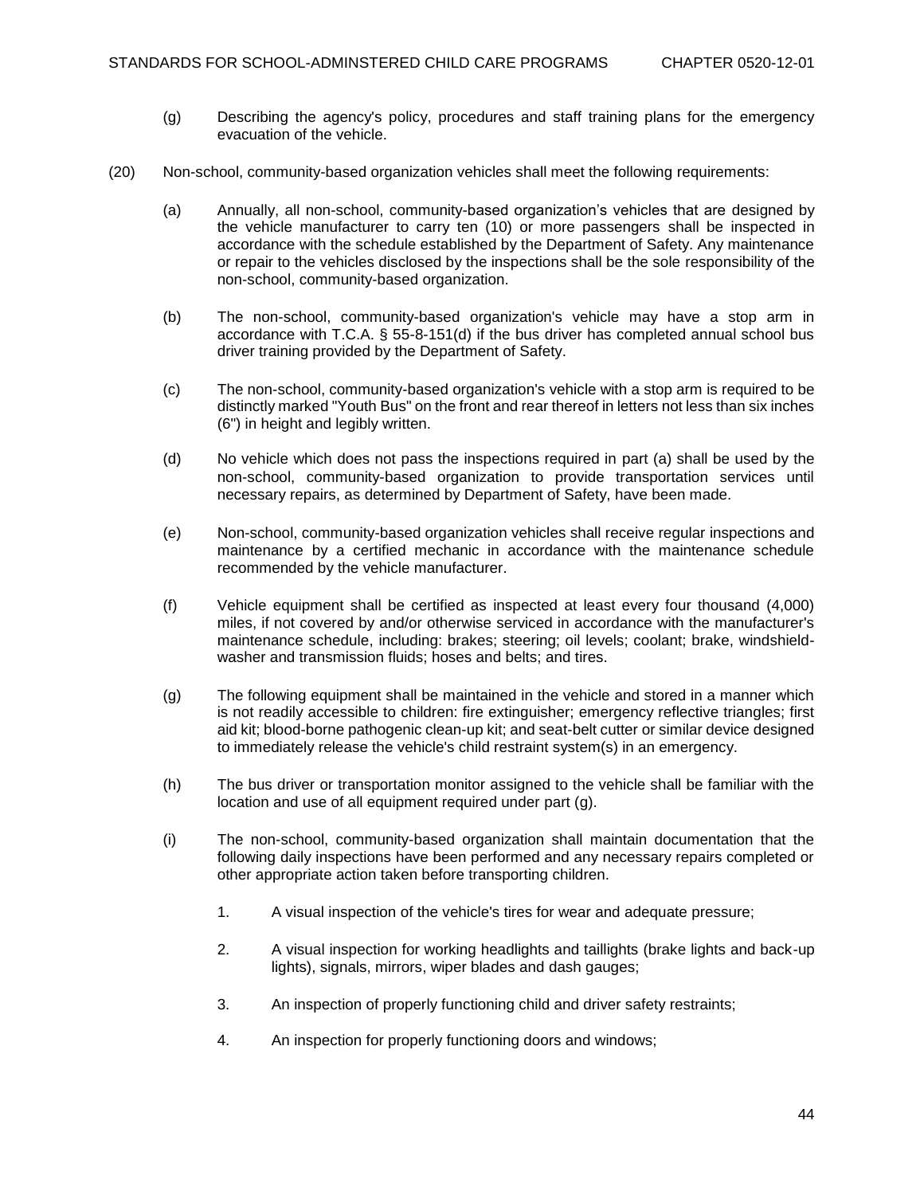(g) Describing the agency's policy, procedures and staff training plans for the emergency evacuation of the vehicle.

(20) Non-school, community-based organization vehicles shall meet the following requirements:

(a) Annually, all non-school, community-based organization's vehicles that are designed by the vehicle manufacturer to carry ten (10) or more passengers shall be inspected in accordance with the schedule established by the Department of Safety. Any maintenance or repair to the vehicles disclosed by the inspections shall be the sole responsibility of the non-school, community-based organization.

(b) The non-school, community-based organization's vehicle may have a stop arm in accordance with T.C.A. § 55-8-151(d) if the bus driver has completed annual school bus driver training provided by the Department of Safety.

(c) The non-school, community-based organization's vehicle with a stop arm is required to be distinctly marked "Youth Bus" on the front and rear thereof in letters not less than six inches (6") in height and legibly written.

(d) No vehicle which does not pass the inspections required in part (a) shall be used by the non-school, community-based organization to provide transportation services until necessary repairs, as determined by Department of Safety, have been made.

(e) Non-school, community-based organization vehicles shall receive regular inspections and maintenance by a certified mechanic in accordance with the maintenance schedule recommended by the vehicle manufacturer.

(f) Vehicle equipment shall be certified as inspected at least every four thousand (4,000) miles, if not covered by and/or otherwise serviced in accordance with the manufacturer's maintenance schedule, including: brakes; steering; oil levels; coolant; brake, windshield-washer and transmission fluids; hoses and belts; and tires.

(g) The following equipment shall be maintained in the vehicle and stored in a manner which is not readily accessible to children: fire extinguisher; emergency reflective triangles; first aid kit; blood-borne pathogenic clean-up kit; and seat-belt cutter or similar device designed to immediately release the vehicle's child restraint system(s) in an emergency.

(h) The bus driver or transportation monitor assigned to the vehicle shall be familiar with the location and use of all equipment required under part (g).

(i) The non-school, community-based organization shall maintain documentation that the following daily inspections have been performed and any necessary repairs completed or other appropriate action taken before transporting children.

1. A visual inspection of the vehicle's tires for wear and adequate pressure;

2. A visual inspection for working headlights and taillights (brake lights and back-up lights), signals, mirrors, wiper blades and dash gauges;

3. An inspection of properly functioning child and driver safety restraints;

4. An inspection for properly functioning doors and windows;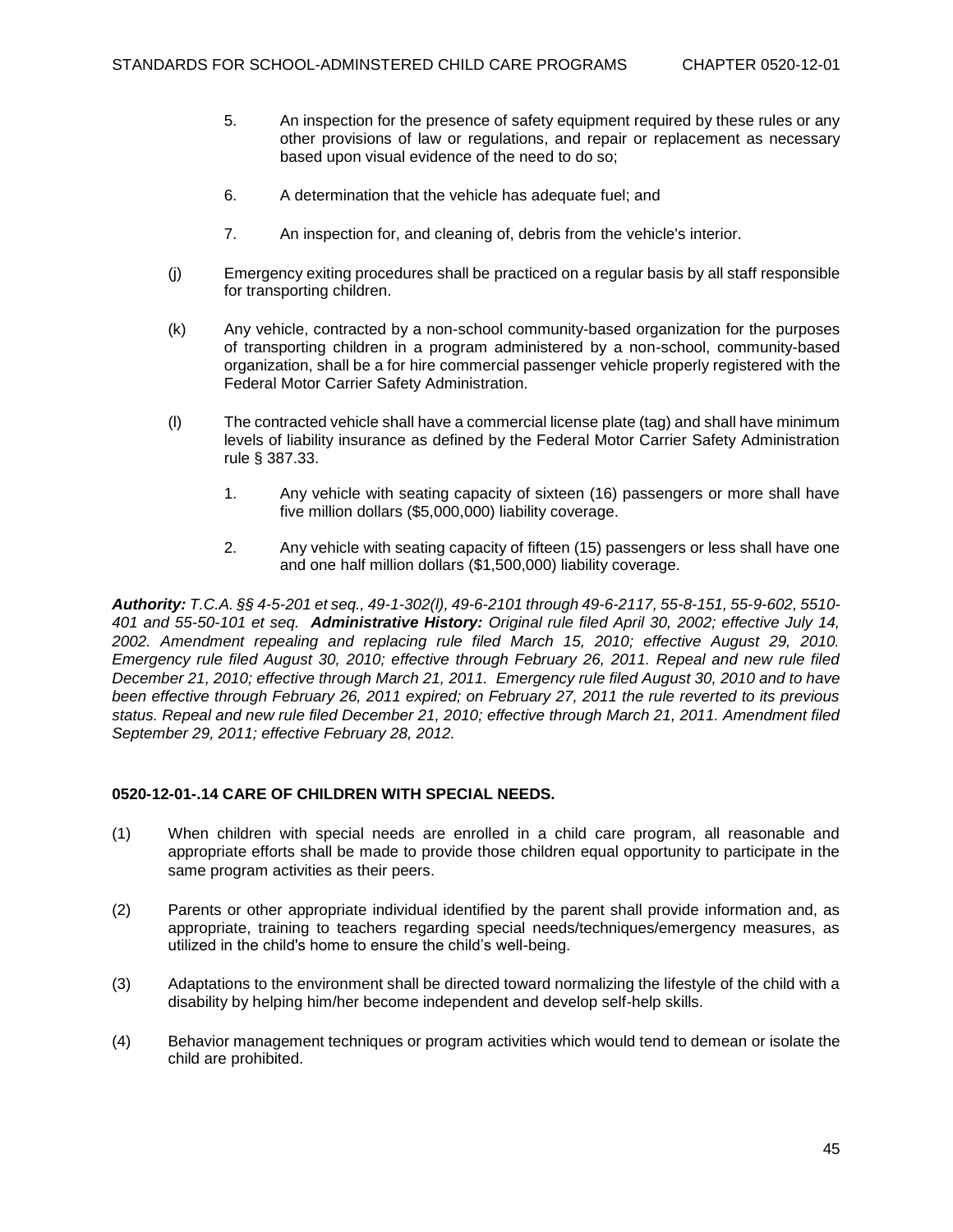5. An inspection for the presence of safety equipment required by these rules or any other provisions of law or regulations, and repair or replacement as necessary based upon visual evidence of the need to do so;

6. A determination that the vehicle has adequate fuel; and

7. An inspection for, and cleaning of, debris from the vehicle's interior.

(j) Emergency exiting procedures shall be practiced on a regular basis by all staff responsible for transporting children.

(k) Any vehicle, contracted by a non-school community-based organization for the purposes of transporting children in a program administered by a non-school, community-based organization, shall be a for hire commercial passenger vehicle properly registered with the Federal Motor Carrier Safety Administration.

(l) The contracted vehicle shall have a commercial license plate (tag) and shall have minimum levels of liability insurance as defined by the Federal Motor Carrier Safety Administration rule § 387.33.

1. Any vehicle with seating capacity of sixteen (16) passengers or more shall have five million dollars ($5,000,000) liability coverage.

2. Any vehicle with seating capacity of fifteen (15) passengers or less shall have one and one half million dollars ($1,500,000) liability coverage.

***Authority:*** *T.C.A. §§ 4-5-201 et seq., 49-1-302(l), 49-6-2101 through 49-6-2117, 55-8-151, 55-9-602, 5510-401 and 55-50-101 et seq.* ***Administrative History:*** *Original rule filed April 30, 2002; effective July 14, 2002. Amendment repealing and replacing rule filed March 15, 2010; effective August 29, 2010. Emergency rule filed August 30, 2010; effective through February 26, 2011. Repeal and new rule filed December 21, 2010; effective through March 21, 2011. Emergency rule filed August 30, 2010 and to have been effective through February 26, 2011 expired; on February 27, 2011 the rule reverted to its previous status. Repeal and new rule filed December 21, 2010; effective through March 21, 2011. Amendment filed September 29, 2011; effective February 28, 2012.*

**0520-12-01-.14 CARE OF CHILDREN WITH SPECIAL NEEDS.**

(1) When children with special needs are enrolled in a child care program, all reasonable and appropriate efforts shall be made to provide those children equal opportunity to participate in the same program activities as their peers.

(2) Parents or other appropriate individual identified by the parent shall provide information and, as appropriate, training to teachers regarding special needs/techniques/emergency measures, as utilized in the child's home to ensure the child's well-being.

(3) Adaptations to the environment shall be directed toward normalizing the lifestyle of the child with a disability by helping him/her become independent and develop self-help skills.

(4) Behavior management techniques or program activities which would tend to demean or isolate the child are prohibited.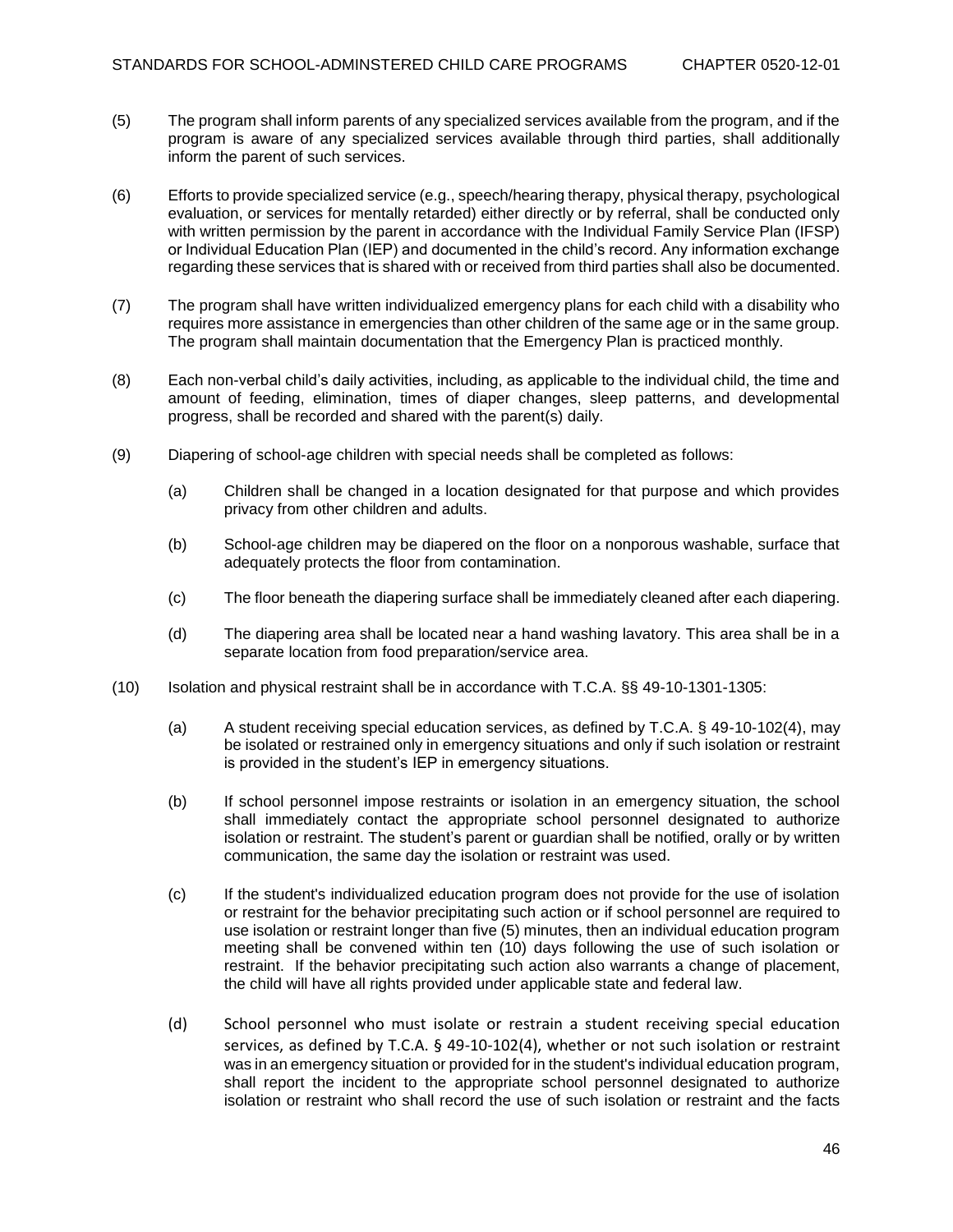(5) The program shall inform parents of any specialized services available from the program, and if the program is aware of any specialized services available through third parties, shall additionally inform the parent of such services.

(6) Efforts to provide specialized service (e.g., speech/hearing therapy, physical therapy, psychological evaluation, or services for mentally retarded) either directly or by referral, shall be conducted only with written permission by the parent in accordance with the Individual Family Service Plan (IFSP) or Individual Education Plan (IEP) and documented in the child's record. Any information exchange regarding these services that is shared with or received from third parties shall also be documented.

(7) The program shall have written individualized emergency plans for each child with a disability who requires more assistance in emergencies than other children of the same age or in the same group. The program shall maintain documentation that the Emergency Plan is practiced monthly.

(8) Each non-verbal child's daily activities, including, as applicable to the individual child, the time and amount of feeding, elimination, times of diaper changes, sleep patterns, and developmental progress, shall be recorded and shared with the parent(s) daily.

(9) Diapering of school-age children with special needs shall be completed as follows:

 (a) Children shall be changed in a location designated for that purpose and which provides privacy from other children and adults.

 (b) School-age children may be diapered on the floor on a nonporous washable, surface that adequately protects the floor from contamination.

 (c) The floor beneath the diapering surface shall be immediately cleaned after each diapering.

 (d) The diapering area shall be located near a hand washing lavatory. This area shall be in a separate location from food preparation/service area.

(10) Isolation and physical restraint shall be in accordance with T.C.A. §§ 49-10-1301-1305:

 (a) A student receiving special education services, as defined by T.C.A. § 49-10-102(4), may be isolated or restrained only in emergency situations and only if such isolation or restraint is provided in the student's IEP in emergency situations.

 (b) If school personnel impose restraints or isolation in an emergency situation, the school shall immediately contact the appropriate school personnel designated to authorize isolation or restraint. The student's parent or guardian shall be notified, orally or by written communication, the same day the isolation or restraint was used.

 (c) If the student's individualized education program does not provide for the use of isolation or restraint for the behavior precipitating such action or if school personnel are required to use isolation or restraint longer than five (5) minutes, then an individual education program meeting shall be convened within ten (10) days following the use of such isolation or restraint. If the behavior precipitating such action also warrants a change of placement, the child will have all rights provided under applicable state and federal law.

 (d) School personnel who must isolate or restrain a student receiving special education services, as defined by T.C.A. § 49-10-102(4), whether or not such isolation or restraint was in an emergency situation or provided for in the student's individual education program, shall report the incident to the appropriate school personnel designated to authorize isolation or restraint who shall record the use of such isolation or restraint and the facts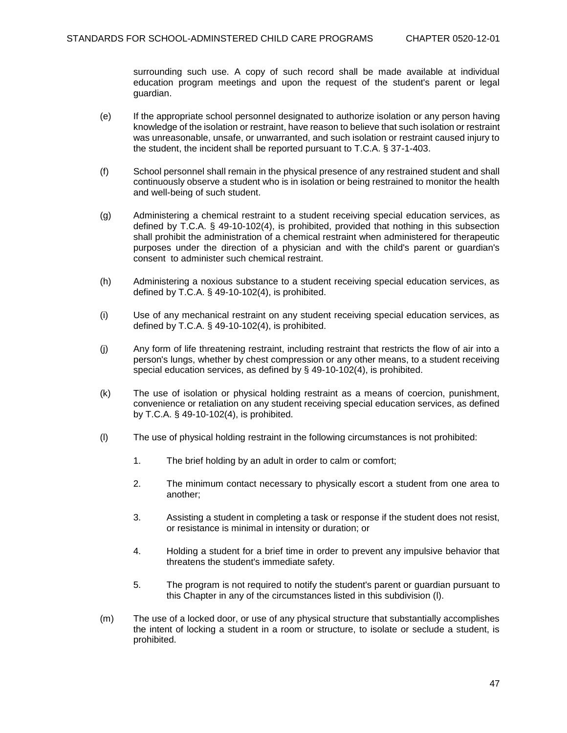surrounding such use. A copy of such record shall be made available at individual education program meetings and upon the request of the student's parent or legal guardian.

(e) If the appropriate school personnel designated to authorize isolation or any person having knowledge of the isolation or restraint, have reason to believe that such isolation or restraint was unreasonable, unsafe, or unwarranted, and such isolation or restraint caused injury to the student, the incident shall be reported pursuant to T.C.A. § 37-1-403.

(f) School personnel shall remain in the physical presence of any restrained student and shall continuously observe a student who is in isolation or being restrained to monitor the health and well-being of such student.

(g) Administering a chemical restraint to a student receiving special education services, as defined by T.C.A. § 49-10-102(4), is prohibited, provided that nothing in this subsection shall prohibit the administration of a chemical restraint when administered for therapeutic purposes under the direction of a physician and with the child's parent or guardian's consent to administer such chemical restraint.

(h) Administering a noxious substance to a student receiving special education services, as defined by T.C.A. § 49-10-102(4), is prohibited.

(i) Use of any mechanical restraint on any student receiving special education services, as defined by T.C.A. § 49-10-102(4), is prohibited.

(j) Any form of life threatening restraint, including restraint that restricts the flow of air into a person's lungs, whether by chest compression or any other means, to a student receiving special education services, as defined by § 49-10-102(4), is prohibited.

(k) The use of isolation or physical holding restraint as a means of coercion, punishment, convenience or retaliation on any student receiving special education services, as defined by T.C.A. § 49-10-102(4), is prohibited.

(l) The use of physical holding restraint in the following circumstances is not prohibited:

1. The brief holding by an adult in order to calm or comfort;

2. The minimum contact necessary to physically escort a student from one area to another;

3. Assisting a student in completing a task or response if the student does not resist, or resistance is minimal in intensity or duration; or

4. Holding a student for a brief time in order to prevent any impulsive behavior that threatens the student's immediate safety.

5. The program is not required to notify the student's parent or guardian pursuant to this Chapter in any of the circumstances listed in this subdivision (l).

(m) The use of a locked door, or use of any physical structure that substantially accomplishes the intent of locking a student in a room or structure, to isolate or seclude a student, is prohibited.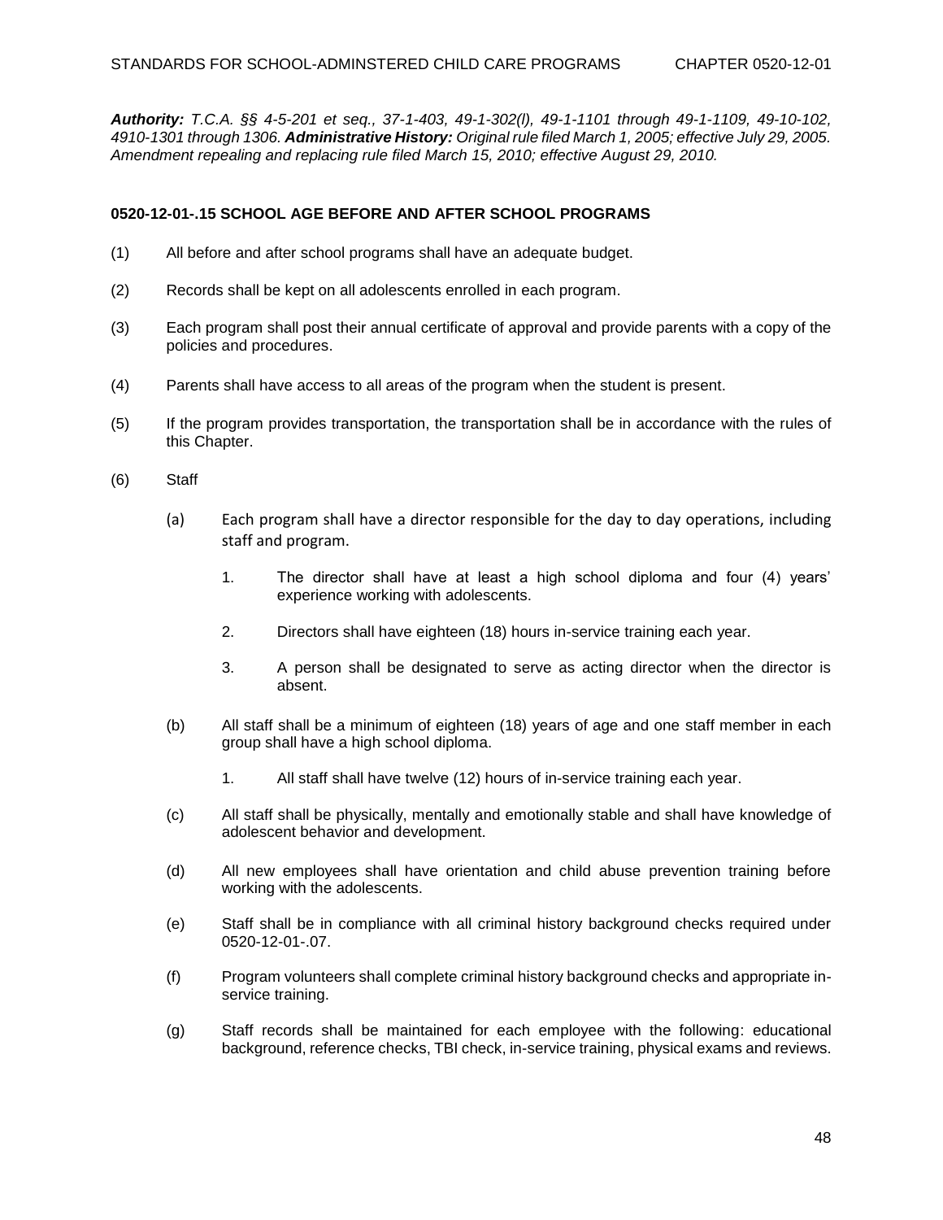***Authority:*** *T.C.A. §§ 4-5-201 et seq., 37-1-403, 49-1-302(l), 49-1-1101 through 49-1-1109, 49-10-102, 4910-1301 through 1306.* ***Administrative History:*** *Original rule filed March 1, 2005; effective July 29, 2005. Amendment repealing and replacing rule filed March 15, 2010; effective August 29, 2010.*

**0520-12-01-.15 SCHOOL AGE BEFORE AND AFTER SCHOOL PROGRAMS**

(1) All before and after school programs shall have an adequate budget.

(2) Records shall be kept on all adolescents enrolled in each program.

(3) Each program shall post their annual certificate of approval and provide parents with a copy of the policies and procedures.

(4) Parents shall have access to all areas of the program when the student is present.

(5) If the program provides transportation, the transportation shall be in accordance with the rules of this Chapter.

(6) Staff

(a) Each program shall have a director responsible for the day to day operations, including staff and program.

1. The director shall have at least a high school diploma and four (4) years' experience working with adolescents.

2. Directors shall have eighteen (18) hours in-service training each year.

3. A person shall be designated to serve as acting director when the director is absent.

(b) All staff shall be a minimum of eighteen (18) years of age and one staff member in each group shall have a high school diploma.

1. All staff shall have twelve (12) hours of in-service training each year.

(c) All staff shall be physically, mentally and emotionally stable and shall have knowledge of adolescent behavior and development.

(d) All new employees shall have orientation and child abuse prevention training before working with the adolescents.

(e) Staff shall be in compliance with all criminal history background checks required under 0520-12-01-.07.

(f) Program volunteers shall complete criminal history background checks and appropriate in-service training.

(g) Staff records shall be maintained for each employee with the following: educational background, reference checks, TBI check, in-service training, physical exams and reviews.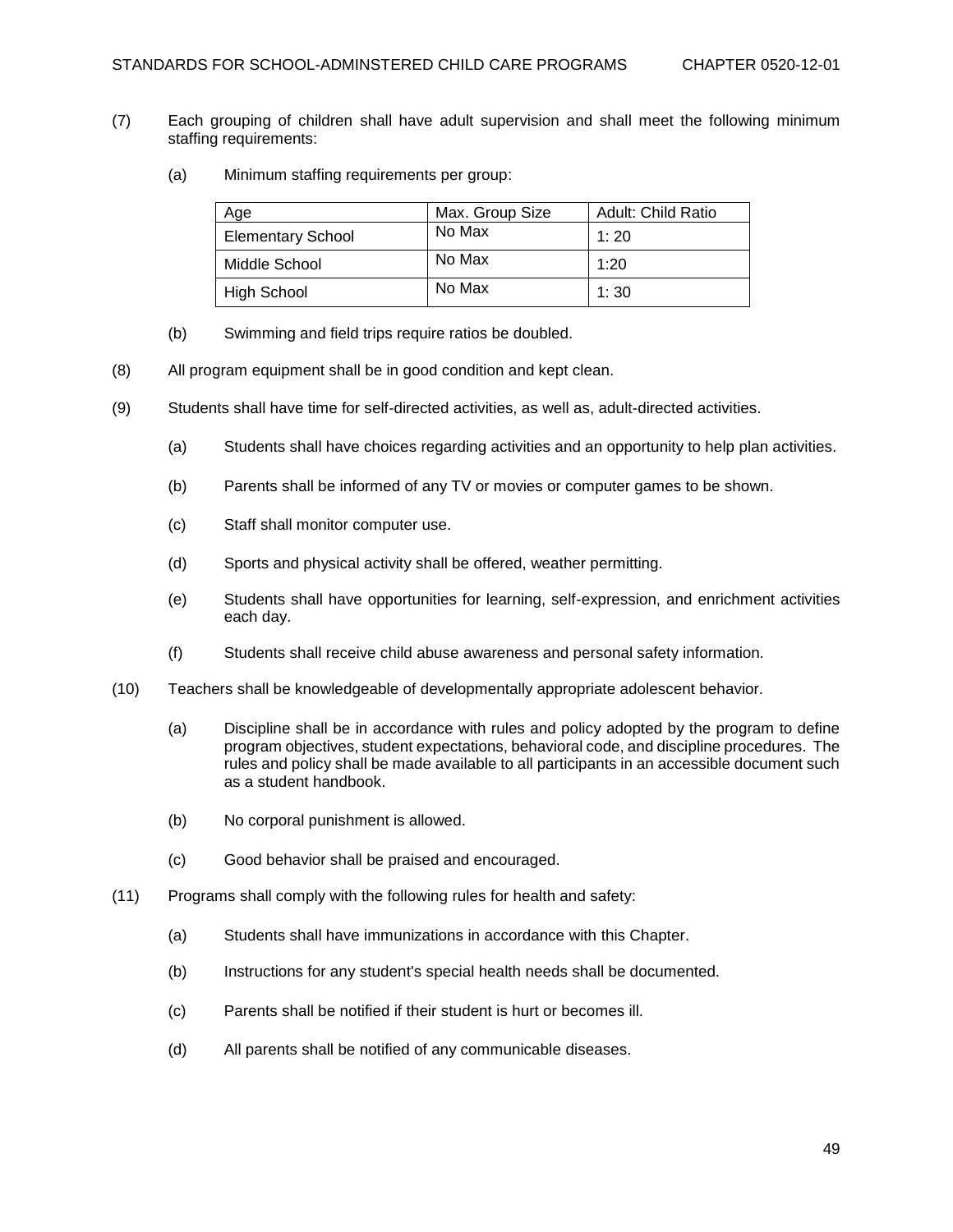(7) Each grouping of children shall have adult supervision and shall meet the following minimum staffing requirements:

(a) Minimum staffing requirements per group:

| Age | Max. Group Size | Adult: Child Ratio |
|---|---|---|
| Elementary School | No Max | 1: 20 |
| Middle School | No Max | 1:20 |
| High School | No Max | 1: 30 |

(b) Swimming and field trips require ratios be doubled.

(8) All program equipment shall be in good condition and kept clean.

(9) Students shall have time for self-directed activities, as well as, adult-directed activities.

(a) Students shall have choices regarding activities and an opportunity to help plan activities.

(b) Parents shall be informed of any TV or movies or computer games to be shown.

(c) Staff shall monitor computer use.

(d) Sports and physical activity shall be offered, weather permitting.

(e) Students shall have opportunities for learning, self-expression, and enrichment activities each day.

(f) Students shall receive child abuse awareness and personal safety information.

(10) Teachers shall be knowledgeable of developmentally appropriate adolescent behavior.

(a) Discipline shall be in accordance with rules and policy adopted by the program to define program objectives, student expectations, behavioral code, and discipline procedures. The rules and policy shall be made available to all participants in an accessible document such as a student handbook.

(b) No corporal punishment is allowed.

(c) Good behavior shall be praised and encouraged.

(11) Programs shall comply with the following rules for health and safety:

(a) Students shall have immunizations in accordance with this Chapter.

(b) Instructions for any student's special health needs shall be documented.

(c) Parents shall be notified if their student is hurt or becomes ill.

(d) All parents shall be notified of any communicable diseases.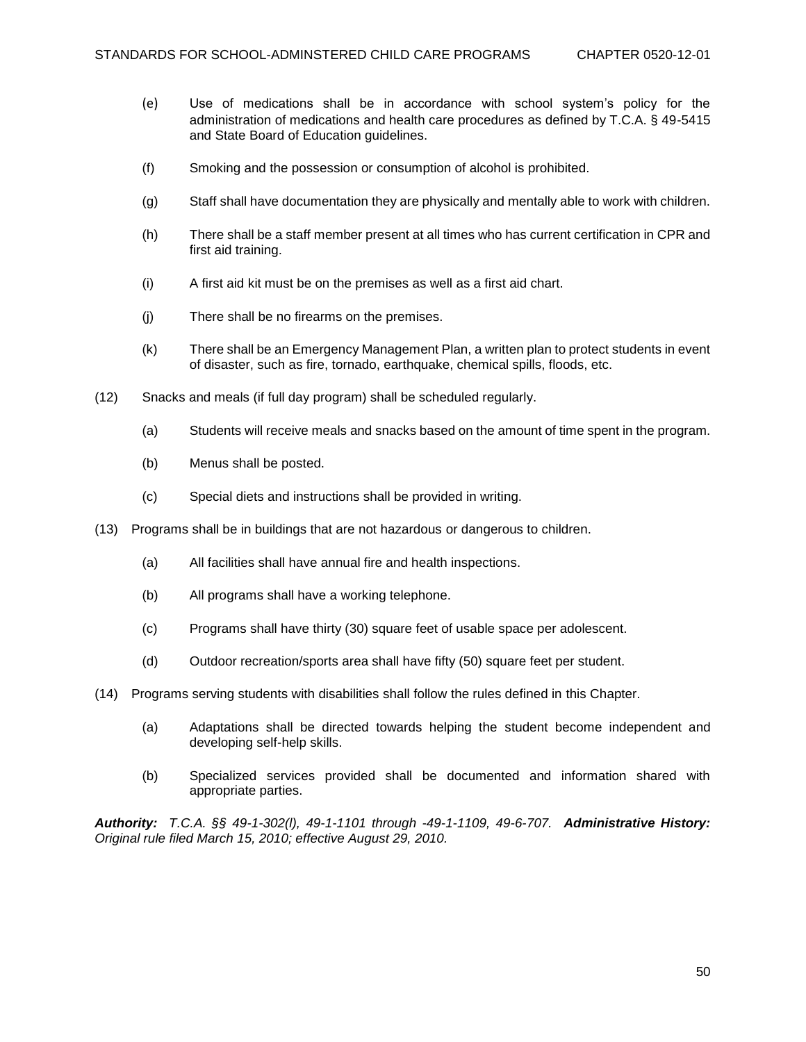(e) Use of medications shall be in accordance with school system's policy for the administration of medications and health care procedures as defined by T.C.A. § 49-5415 and State Board of Education guidelines.

(f) Smoking and the possession or consumption of alcohol is prohibited.

(g) Staff shall have documentation they are physically and mentally able to work with children.

(h) There shall be a staff member present at all times who has current certification in CPR and first aid training.

(i) A first aid kit must be on the premises as well as a first aid chart.

(j) There shall be no firearms on the premises.

(k) There shall be an Emergency Management Plan, a written plan to protect students in event of disaster, such as fire, tornado, earthquake, chemical spills, floods, etc.

(12) Snacks and meals (if full day program) shall be scheduled regularly.

(a) Students will receive meals and snacks based on the amount of time spent in the program.

(b) Menus shall be posted.

(c) Special diets and instructions shall be provided in writing.

(13) Programs shall be in buildings that are not hazardous or dangerous to children.

(a) All facilities shall have annual fire and health inspections.

(b) All programs shall have a working telephone.

(c) Programs shall have thirty (30) square feet of usable space per adolescent.

(d) Outdoor recreation/sports area shall have fifty (50) square feet per student.

(14) Programs serving students with disabilities shall follow the rules defined in this Chapter.

(a) Adaptations shall be directed towards helping the student become independent and developing self-help skills.

(b) Specialized services provided shall be documented and information shared with appropriate parties.

***Authority:*** *T.C.A. §§ 49-1-302(l), 49-1-1101 through -49-1-1109, 49-6-707.* ***Administrative History:*** *Original rule filed March 15, 2010; effective August 29, 2010.*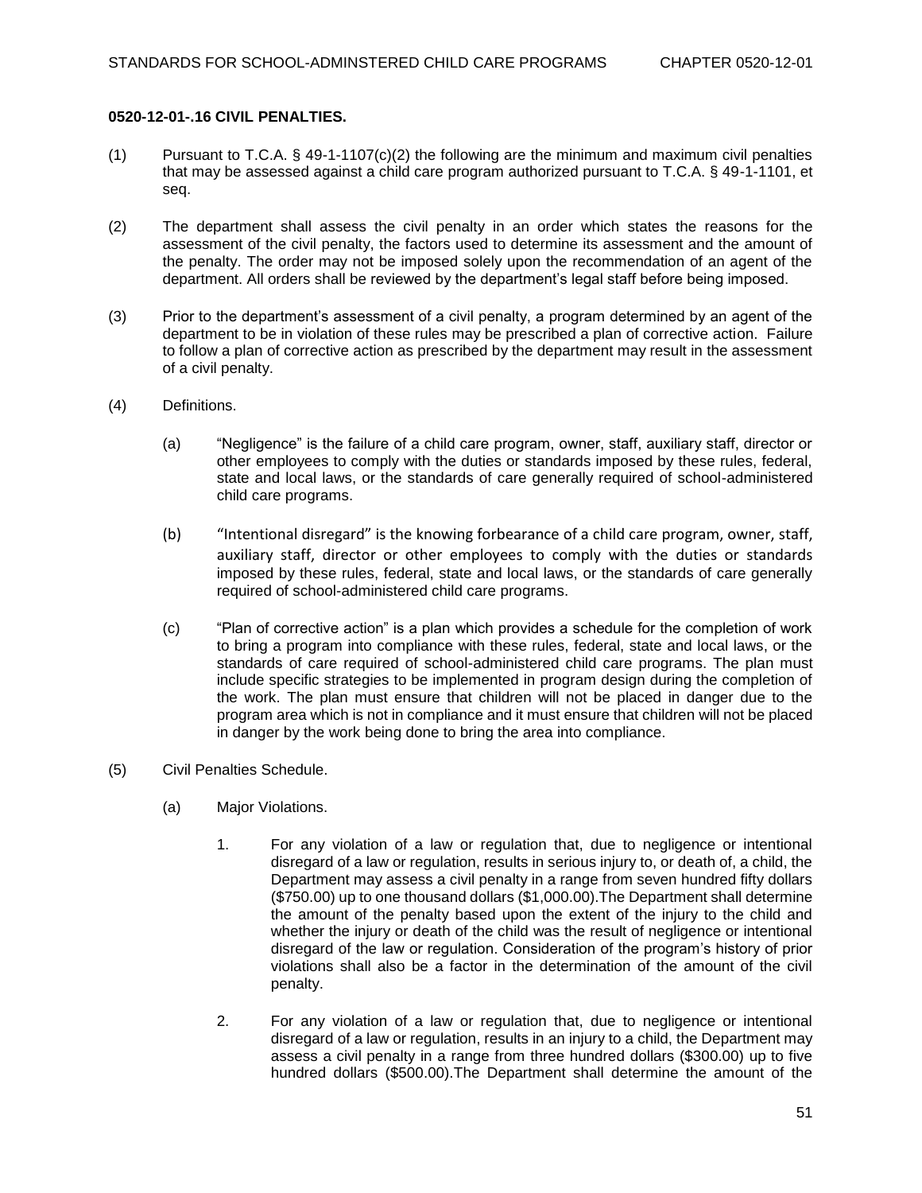**0520-12-01-.16 CIVIL PENALTIES.**

(1) Pursuant to T.C.A. § 49-1-1107(c)(2) the following are the minimum and maximum civil penalties that may be assessed against a child care program authorized pursuant to T.C.A. § 49-1-1101, et seq.

(2) The department shall assess the civil penalty in an order which states the reasons for the assessment of the civil penalty, the factors used to determine its assessment and the amount of the penalty. The order may not be imposed solely upon the recommendation of an agent of the department. All orders shall be reviewed by the department's legal staff before being imposed.

(3) Prior to the department's assessment of a civil penalty, a program determined by an agent of the department to be in violation of these rules may be prescribed a plan of corrective action. Failure to follow a plan of corrective action as prescribed by the department may result in the assessment of a civil penalty.

(4) Definitions.

(a) "Negligence" is the failure of a child care program, owner, staff, auxiliary staff, director or other employees to comply with the duties or standards imposed by these rules, federal, state and local laws, or the standards of care generally required of school-administered child care programs.

(b) "Intentional disregard" is the knowing forbearance of a child care program, owner, staff, auxiliary staff, director or other employees to comply with the duties or standards imposed by these rules, federal, state and local laws, or the standards of care generally required of school-administered child care programs.

(c) "Plan of corrective action" is a plan which provides a schedule for the completion of work to bring a program into compliance with these rules, federal, state and local laws, or the standards of care required of school-administered child care programs. The plan must include specific strategies to be implemented in program design during the completion of the work. The plan must ensure that children will not be placed in danger due to the program area which is not in compliance and it must ensure that children will not be placed in danger by the work being done to bring the area into compliance.

(5) Civil Penalties Schedule.

(a) Major Violations.

1. For any violation of a law or regulation that, due to negligence or intentional disregard of a law or regulation, results in serious injury to, or death of, a child, the Department may assess a civil penalty in a range from seven hundred fifty dollars ($750.00) up to one thousand dollars ($1,000.00).The Department shall determine the amount of the penalty based upon the extent of the injury to the child and whether the injury or death of the child was the result of negligence or intentional disregard of the law or regulation. Consideration of the program's history of prior violations shall also be a factor in the determination of the amount of the civil penalty.

2. For any violation of a law or regulation that, due to negligence or intentional disregard of a law or regulation, results in an injury to a child, the Department may assess a civil penalty in a range from three hundred dollars ($300.00) up to five hundred dollars ($500.00).The Department shall determine the amount of the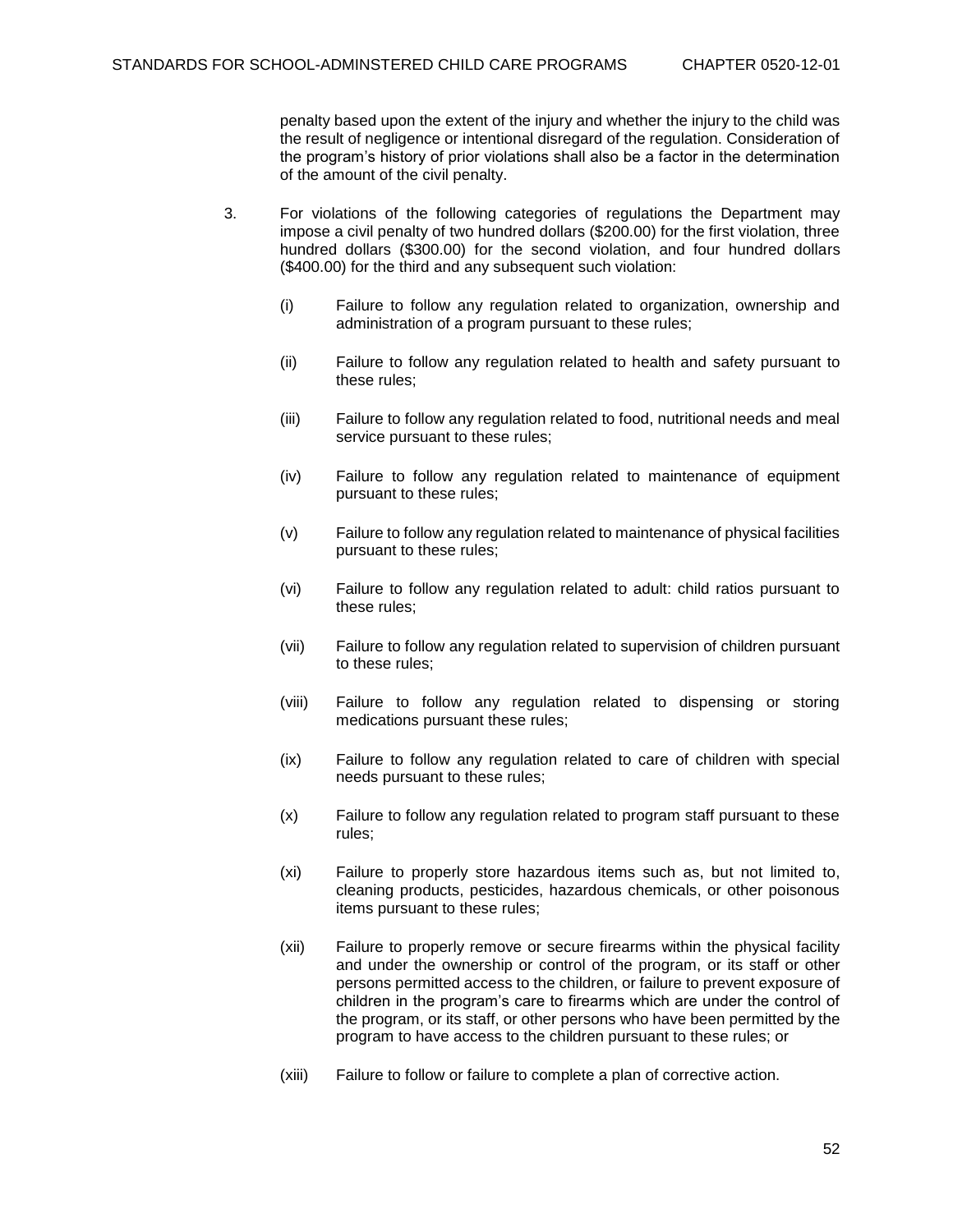penalty based upon the extent of the injury and whether the injury to the child was the result of negligence or intentional disregard of the regulation. Consideration of the program's history of prior violations shall also be a factor in the determination of the amount of the civil penalty.

3. For violations of the following categories of regulations the Department may impose a civil penalty of two hundred dollars ($200.00) for the first violation, three hundred dollars ($300.00) for the second violation, and four hundred dollars ($400.00) for the third and any subsequent such violation:

   (i) Failure to follow any regulation related to organization, ownership and administration of a program pursuant to these rules;

   (ii) Failure to follow any regulation related to health and safety pursuant to these rules;

   (iii) Failure to follow any regulation related to food, nutritional needs and meal service pursuant to these rules;

   (iv) Failure to follow any regulation related to maintenance of equipment pursuant to these rules;

   (v) Failure to follow any regulation related to maintenance of physical facilities pursuant to these rules;

   (vi) Failure to follow any regulation related to adult: child ratios pursuant to these rules;

   (vii) Failure to follow any regulation related to supervision of children pursuant to these rules;

   (viii) Failure to follow any regulation related to dispensing or storing medications pursuant these rules;

   (ix) Failure to follow any regulation related to care of children with special needs pursuant to these rules;

   (x) Failure to follow any regulation related to program staff pursuant to these rules;

   (xi) Failure to properly store hazardous items such as, but not limited to, cleaning products, pesticides, hazardous chemicals, or other poisonous items pursuant to these rules;

   (xii) Failure to properly remove or secure firearms within the physical facility and under the ownership or control of the program, or its staff or other persons permitted access to the children, or failure to prevent exposure of children in the program's care to firearms which are under the control of the program, or its staff, or other persons who have been permitted by the program to have access to the children pursuant to these rules; or

   (xiii) Failure to follow or failure to complete a plan of corrective action.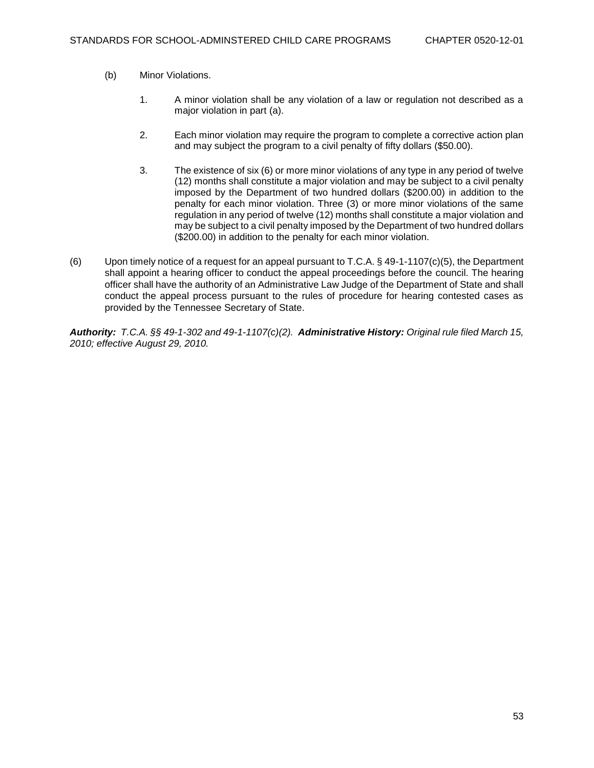(b) Minor Violations.

1. A minor violation shall be any violation of a law or regulation not described as a major violation in part (a).

2. Each minor violation may require the program to complete a corrective action plan and may subject the program to a civil penalty of fifty dollars ($50.00).

3. The existence of six (6) or more minor violations of any type in any period of twelve (12) months shall constitute a major violation and may be subject to a civil penalty imposed by the Department of two hundred dollars ($200.00) in addition to the penalty for each minor violation. Three (3) or more minor violations of the same regulation in any period of twelve (12) months shall constitute a major violation and may be subject to a civil penalty imposed by the Department of two hundred dollars ($200.00) in addition to the penalty for each minor violation.

(6) Upon timely notice of a request for an appeal pursuant to T.C.A. § 49-1-1107(c)(5), the Department shall appoint a hearing officer to conduct the appeal proceedings before the council. The hearing officer shall have the authority of an Administrative Law Judge of the Department of State and shall conduct the appeal process pursuant to the rules of procedure for hearing contested cases as provided by the Tennessee Secretary of State.

***Authority:*** *T.C.A. §§ 49-1-302 and 49-1-1107(c)(2).* ***Administrative History:*** *Original rule filed March 15, 2010; effective August 29, 2010.*